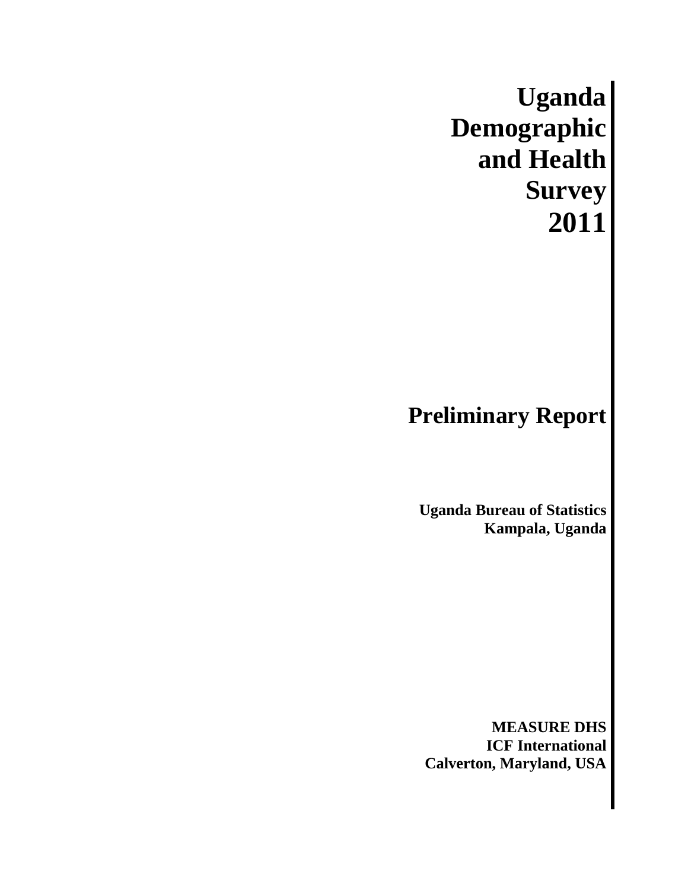# Uganda Demographic and Health Survey 2011

## Preliminary Report

**Uganda Bureau of Statistics**
**Kampala, Uganda**

**MEASURE DHS**
**ICF International**
**Calverton, Maryland, USA**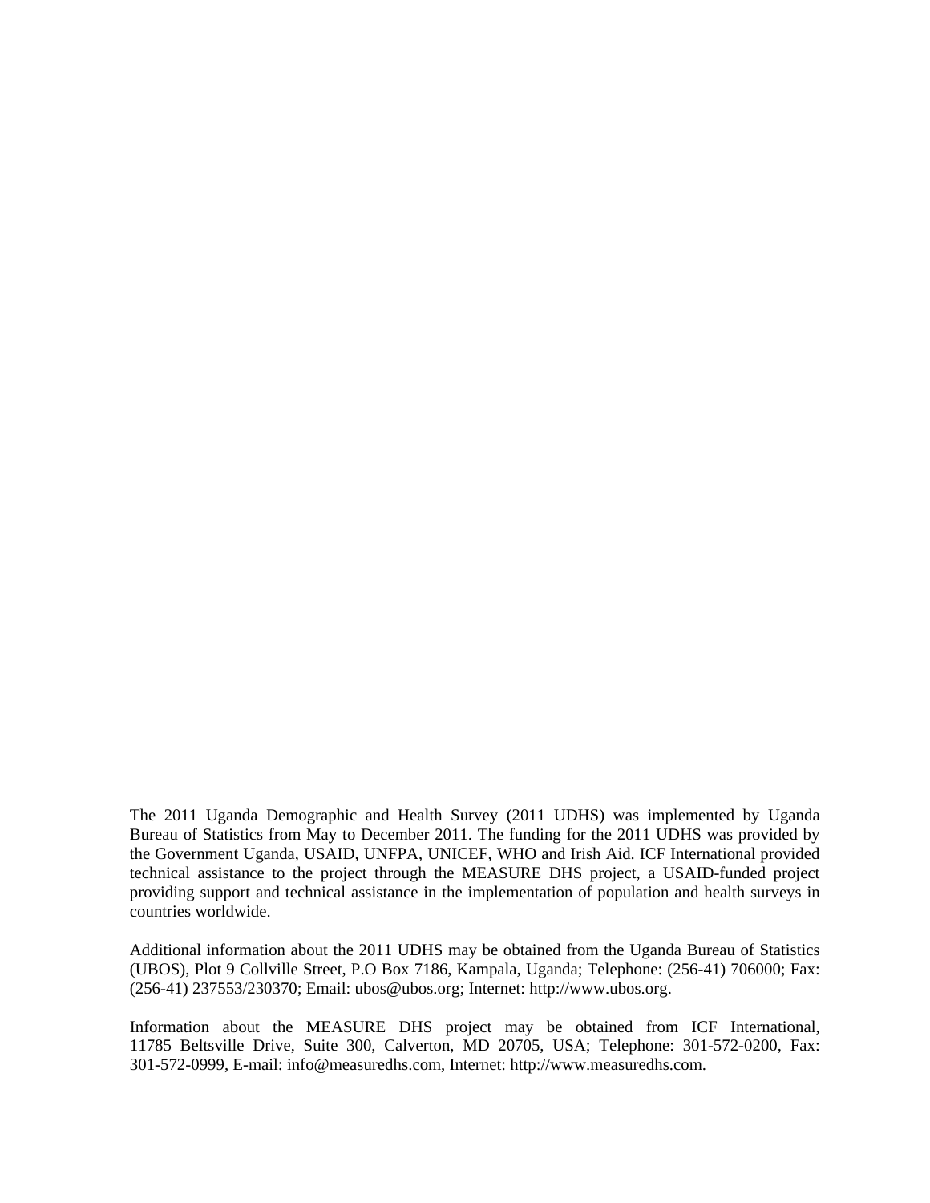The 2011 Uganda Demographic and Health Survey (2011 UDHS) was implemented by Uganda Bureau of Statistics from May to December 2011. The funding for the 2011 UDHS was provided by the Government Uganda, USAID, UNFPA, UNICEF, WHO and Irish Aid. ICF International provided technical assistance to the project through the MEASURE DHS project, a USAID-funded project providing support and technical assistance in the implementation of population and health surveys in countries worldwide.

Additional information about the 2011 UDHS may be obtained from the Uganda Bureau of Statistics (UBOS), Plot 9 Collville Street, P.O Box 7186, Kampala, Uganda; Telephone: (256-41) 706000; Fax: (256-41) 237553/230370; Email: ubos@ubos.org; Internet: http://www.ubos.org.

Information about the MEASURE DHS project may be obtained from ICF International, 11785 Beltsville Drive, Suite 300, Calverton, MD 20705, USA; Telephone: 301-572-0200, Fax: 301-572-0999, E-mail: info@measuredhs.com, Internet: http://www.measuredhs.com.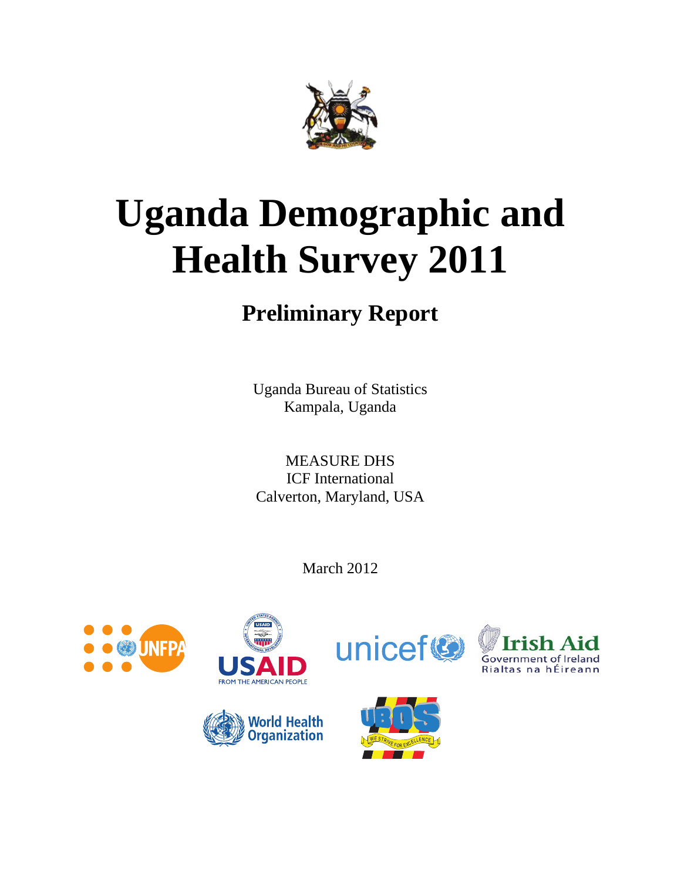# Uganda Demographic and Health Survey 2011

## Preliminary Report

Uganda Bureau of Statistics
Kampala, Uganda

MEASURE DHS
ICF International
Calverton, Maryland, USA

March 2012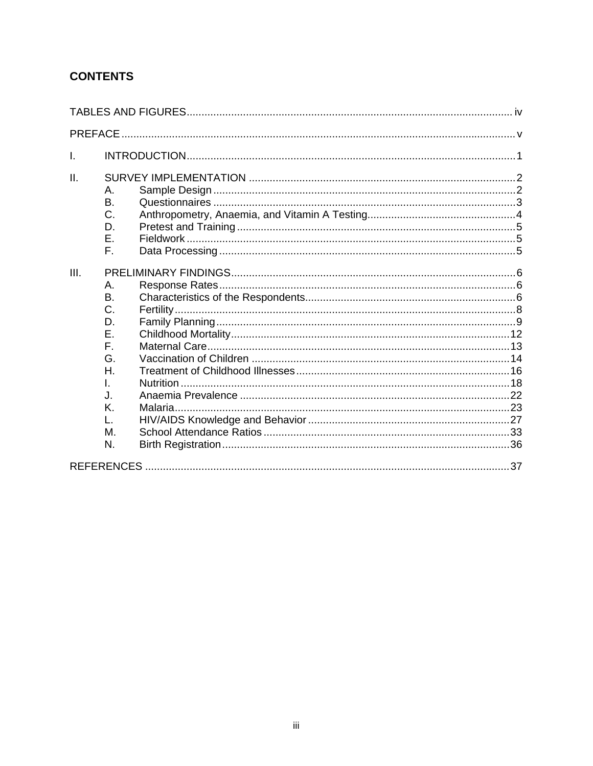## CONTENTS

TABLES AND FIGURES ..... iv

PREFACE ..... v

I. INTRODUCTION ..... 1

II. SURVEY IMPLEMENTATION ..... 2
- A. Sample Design ..... 2
- B. Questionnaires ..... 3
- C. Anthropometry, Anaemia, and Vitamin A Testing ..... 4
- D. Pretest and Training ..... 5
- E. Fieldwork ..... 5
- F. Data Processing ..... 5

III. PRELIMINARY FINDINGS ..... 6
- A. Response Rates ..... 6
- B. Characteristics of the Respondents ..... 6
- C. Fertility ..... 8
- D. Family Planning ..... 9
- E. Childhood Mortality ..... 12
- F. Maternal Care ..... 13
- G. Vaccination of Children ..... 14
- H. Treatment of Childhood Illnesses ..... 16
- I. Nutrition ..... 18
- J. Anaemia Prevalence ..... 22
- K. Malaria ..... 23
- L. HIV/AIDS Knowledge and Behavior ..... 27
- M. School Attendance Ratios ..... 33
- N. Birth Registration ..... 36

REFERENCES ..... 37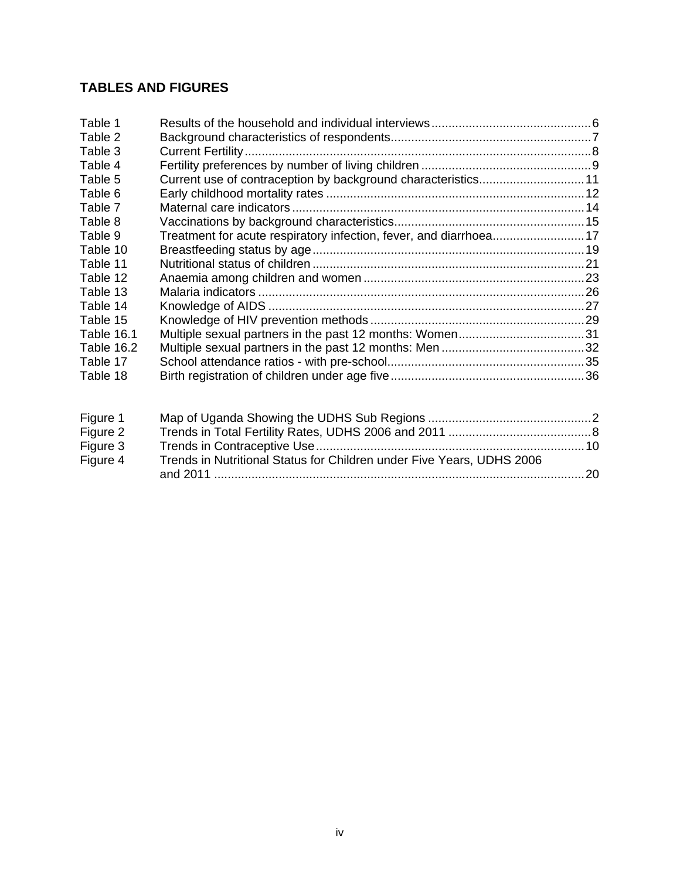## TABLES AND FIGURES

| | | |
|---|---|---|
| Table 1 | Results of the household and individual interviews | 6 |
| Table 2 | Background characteristics of respondents | 7 |
| Table 3 | Current Fertility | 8 |
| Table 4 | Fertility preferences by number of living children | 9 |
| Table 5 | Current use of contraception by background characteristics | 11 |
| Table 6 | Early childhood mortality rates | 12 |
| Table 7 | Maternal care indicators | 14 |
| Table 8 | Vaccinations by background characteristics | 15 |
| Table 9 | Treatment for acute respiratory infection, fever, and diarrhoea | 17 |
| Table 10 | Breastfeeding status by age | 19 |
| Table 11 | Nutritional status of children | 21 |
| Table 12 | Anaemia among children and women | 23 |
| Table 13 | Malaria indicators | 26 |
| Table 14 | Knowledge of AIDS | 27 |
| Table 15 | Knowledge of HIV prevention methods | 29 |
| Table 16.1 | Multiple sexual partners in the past 12 months: Women | 31 |
| Table 16.2 | Multiple sexual partners in the past 12 months: Men | 32 |
| Table 17 | School attendance ratios - with pre-school | 35 |
| Table 18 | Birth registration of children under age five | 36 |

| | | |
|---|---|---|
| Figure 1 | Map of Uganda Showing the UDHS Sub Regions | 2 |
| Figure 2 | Trends in Total Fertility Rates, UDHS 2006 and 2011 | 8 |
| Figure 3 | Trends in Contraceptive Use | 10 |
| Figure 4 | Trends in Nutritional Status for Children under Five Years, UDHS 2006 and 2011 | 20 |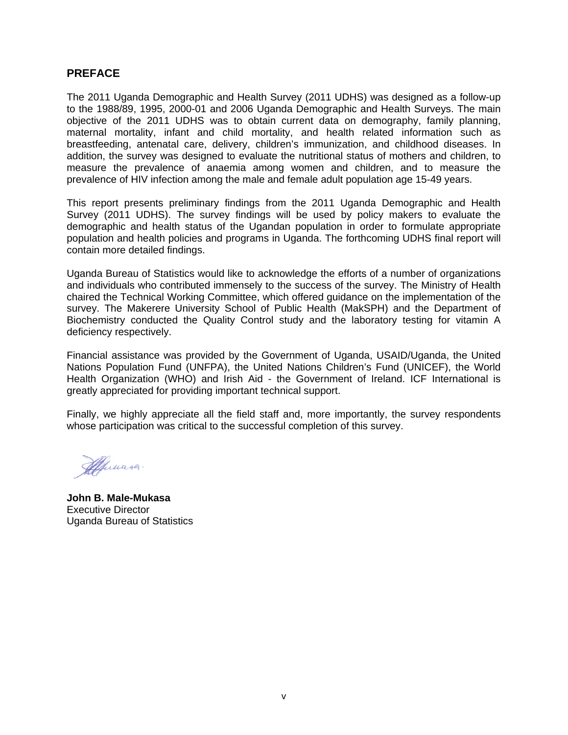## PREFACE

The 2011 Uganda Demographic and Health Survey (2011 UDHS) was designed as a follow-up to the 1988/89, 1995, 2000-01 and 2006 Uganda Demographic and Health Surveys. The main objective of the 2011 UDHS was to obtain current data on demography, family planning, maternal mortality, infant and child mortality, and health related information such as breastfeeding, antenatal care, delivery, children's immunization, and childhood diseases. In addition, the survey was designed to evaluate the nutritional status of mothers and children, to measure the prevalence of anaemia among women and children, and to measure the prevalence of HIV infection among the male and female adult population age 15-49 years.

This report presents preliminary findings from the 2011 Uganda Demographic and Health Survey (2011 UDHS). The survey findings will be used by policy makers to evaluate the demographic and health status of the Ugandan population in order to formulate appropriate population and health policies and programs in Uganda. The forthcoming UDHS final report will contain more detailed findings.

Uganda Bureau of Statistics would like to acknowledge the efforts of a number of organizations and individuals who contributed immensely to the success of the survey. The Ministry of Health chaired the Technical Working Committee, which offered guidance on the implementation of the survey. The Makerere University School of Public Health (MakSPH) and the Department of Biochemistry conducted the Quality Control study and the laboratory testing for vitamin A deficiency respectively.

Financial assistance was provided by the Government of Uganda, USAID/Uganda, the United Nations Population Fund (UNFPA), the United Nations Children's Fund (UNICEF), the World Health Organization (WHO) and Irish Aid - the Government of Ireland. ICF International is greatly appreciated for providing important technical support.

Finally, we highly appreciate all the field staff and, more importantly, the survey respondents whose participation was critical to the successful completion of this survey.

**John B. Male-Mukasa**
Executive Director
Uganda Bureau of Statistics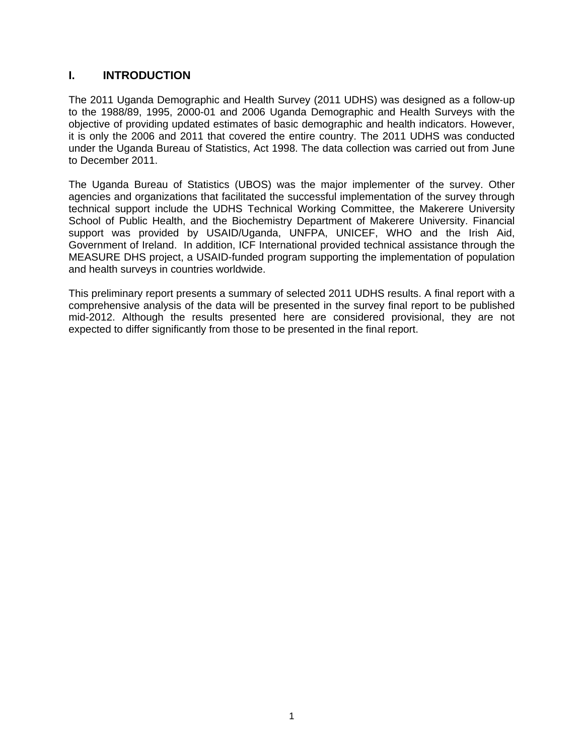# I. INTRODUCTION

The 2011 Uganda Demographic and Health Survey (2011 UDHS) was designed as a follow-up to the 1988/89, 1995, 2000-01 and 2006 Uganda Demographic and Health Surveys with the objective of providing updated estimates of basic demographic and health indicators. However, it is only the 2006 and 2011 that covered the entire country. The 2011 UDHS was conducted under the Uganda Bureau of Statistics, Act 1998. The data collection was carried out from June to December 2011.

The Uganda Bureau of Statistics (UBOS) was the major implementer of the survey. Other agencies and organizations that facilitated the successful implementation of the survey through technical support include the UDHS Technical Working Committee, the Makerere University School of Public Health, and the Biochemistry Department of Makerere University. Financial support was provided by USAID/Uganda, UNFPA, UNICEF, WHO and the Irish Aid, Government of Ireland. In addition, ICF International provided technical assistance through the MEASURE DHS project, a USAID-funded program supporting the implementation of population and health surveys in countries worldwide.

This preliminary report presents a summary of selected 2011 UDHS results. A final report with a comprehensive analysis of the data will be presented in the survey final report to be published mid-2012. Although the results presented here are considered provisional, they are not expected to differ significantly from those to be presented in the final report.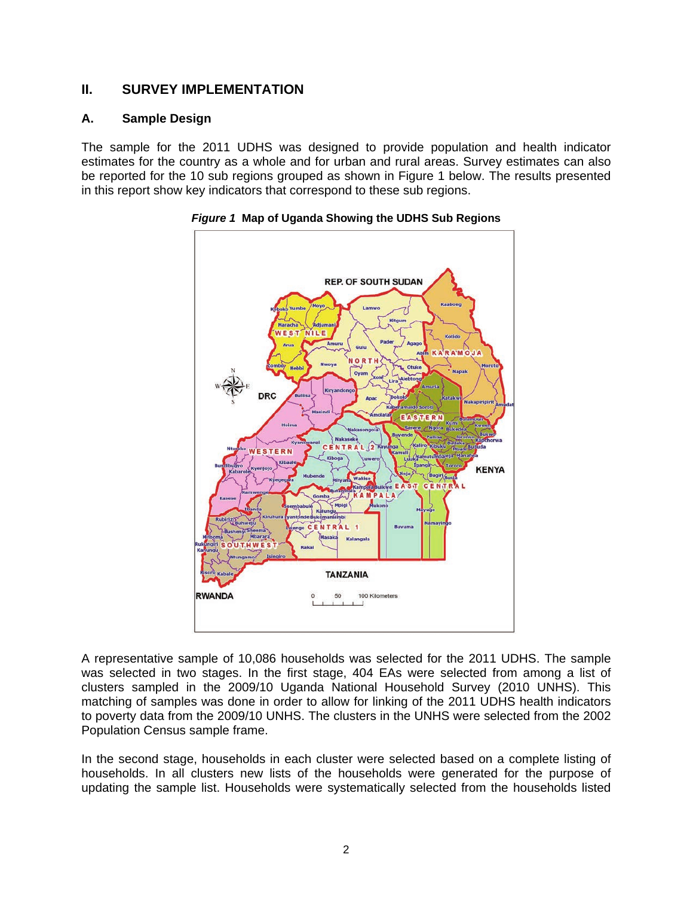## II. SURVEY IMPLEMENTATION

### A. Sample Design

The sample for the 2011 UDHS was designed to provide population and health indicator estimates for the country as a whole and for urban and rural areas. Survey estimates can also be reported for the 10 sub regions grouped as shown in Figure 1 below. The results presented in this report show key indicators that correspond to these sub regions.

***Figure 1*** **Map of Uganda Showing the UDHS Sub Regions**

A representative sample of 10,086 households was selected for the 2011 UDHS. The sample was selected in two stages. In the first stage, 404 EAs were selected from among a list of clusters sampled in the 2009/10 Uganda National Household Survey (2010 UNHS). This matching of samples was done in order to allow for linking of the 2011 UDHS health indicators to poverty data from the 2009/10 UNHS. The clusters in the UNHS were selected from the 2002 Population Census sample frame.

In the second stage, households in each cluster were selected based on a complete listing of households. In all clusters new lists of the households were generated for the purpose of updating the sample list. Households were systematically selected from the households listed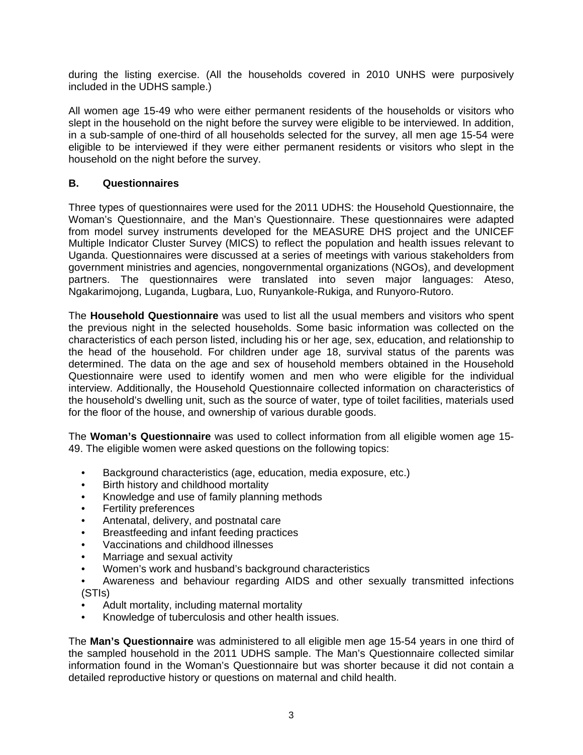during the listing exercise. (All the households covered in 2010 UNHS were purposively included in the UDHS sample.)

All women age 15-49 who were either permanent residents of the households or visitors who slept in the household on the night before the survey were eligible to be interviewed. In addition, in a sub-sample of one-third of all households selected for the survey, all men age 15-54 were eligible to be interviewed if they were either permanent residents or visitors who slept in the household on the night before the survey.

### B. Questionnaires

Three types of questionnaires were used for the 2011 UDHS: the Household Questionnaire, the Woman's Questionnaire, and the Man's Questionnaire. These questionnaires were adapted from model survey instruments developed for the MEASURE DHS project and the UNICEF Multiple Indicator Cluster Survey (MICS) to reflect the population and health issues relevant to Uganda. Questionnaires were discussed at a series of meetings with various stakeholders from government ministries and agencies, nongovernmental organizations (NGOs), and development partners. The questionnaires were translated into seven major languages: Ateso, Ngakarimojong, Luganda, Lugbara, Luo, Runyankole-Rukiga, and Runyoro-Rutoro.

The **Household Questionnaire** was used to list all the usual members and visitors who spent the previous night in the selected households. Some basic information was collected on the characteristics of each person listed, including his or her age, sex, education, and relationship to the head of the household. For children under age 18, survival status of the parents was determined. The data on the age and sex of household members obtained in the Household Questionnaire were used to identify women and men who were eligible for the individual interview. Additionally, the Household Questionnaire collected information on characteristics of the household's dwelling unit, such as the source of water, type of toilet facilities, materials used for the floor of the house, and ownership of various durable goods.

The **Woman's Questionnaire** was used to collect information from all eligible women age 15-49. The eligible women were asked questions on the following topics:

- Background characteristics (age, education, media exposure, etc.)
- Birth history and childhood mortality
- Knowledge and use of family planning methods
- Fertility preferences
- Antenatal, delivery, and postnatal care
- Breastfeeding and infant feeding practices
- Vaccinations and childhood illnesses
- Marriage and sexual activity
- Women's work and husband's background characteristics
- Awareness and behaviour regarding AIDS and other sexually transmitted infections (STIs)
- Adult mortality, including maternal mortality
- Knowledge of tuberculosis and other health issues.

The **Man's Questionnaire** was administered to all eligible men age 15-54 years in one third of the sampled household in the 2011 UDHS sample. The Man's Questionnaire collected similar information found in the Woman's Questionnaire but was shorter because it did not contain a detailed reproductive history or questions on maternal and child health.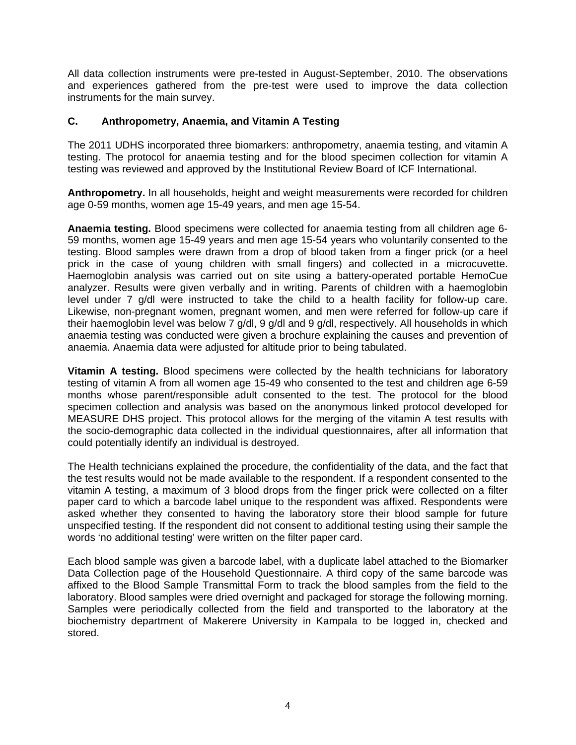All data collection instruments were pre-tested in August-September, 2010. The observations and experiences gathered from the pre-test were used to improve the data collection instruments for the main survey.

### C. Anthropometry, Anaemia, and Vitamin A Testing

The 2011 UDHS incorporated three biomarkers: anthropometry, anaemia testing, and vitamin A testing. The protocol for anaemia testing and for the blood specimen collection for vitamin A testing was reviewed and approved by the Institutional Review Board of ICF International.

**Anthropometry.** In all households, height and weight measurements were recorded for children age 0-59 months, women age 15-49 years, and men age 15-54.

**Anaemia testing.** Blood specimens were collected for anaemia testing from all children age 6-59 months, women age 15-49 years and men age 15-54 years who voluntarily consented to the testing. Blood samples were drawn from a drop of blood taken from a finger prick (or a heel prick in the case of young children with small fingers) and collected in a microcuvette. Haemoglobin analysis was carried out on site using a battery-operated portable HemoCue analyzer. Results were given verbally and in writing. Parents of children with a haemoglobin level under 7 g/dl were instructed to take the child to a health facility for follow-up care. Likewise, non-pregnant women, pregnant women, and men were referred for follow-up care if their haemoglobin level was below 7 g/dl, 9 g/dl and 9 g/dl, respectively. All households in which anaemia testing was conducted were given a brochure explaining the causes and prevention of anaemia. Anaemia data were adjusted for altitude prior to being tabulated.

**Vitamin A testing.** Blood specimens were collected by the health technicians for laboratory testing of vitamin A from all women age 15-49 who consented to the test and children age 6-59 months whose parent/responsible adult consented to the test. The protocol for the blood specimen collection and analysis was based on the anonymous linked protocol developed for MEASURE DHS project. This protocol allows for the merging of the vitamin A test results with the socio-demographic data collected in the individual questionnaires, after all information that could potentially identify an individual is destroyed.

The Health technicians explained the procedure, the confidentiality of the data, and the fact that the test results would not be made available to the respondent. If a respondent consented to the vitamin A testing, a maximum of 3 blood drops from the finger prick were collected on a filter paper card to which a barcode label unique to the respondent was affixed. Respondents were asked whether they consented to having the laboratory store their blood sample for future unspecified testing. If the respondent did not consent to additional testing using their sample the words ‘no additional testing’ were written on the filter paper card.

Each blood sample was given a barcode label, with a duplicate label attached to the Biomarker Data Collection page of the Household Questionnaire. A third copy of the same barcode was affixed to the Blood Sample Transmittal Form to track the blood samples from the field to the laboratory. Blood samples were dried overnight and packaged for storage the following morning. Samples were periodically collected from the field and transported to the laboratory at the biochemistry department of Makerere University in Kampala to be logged in, checked and stored.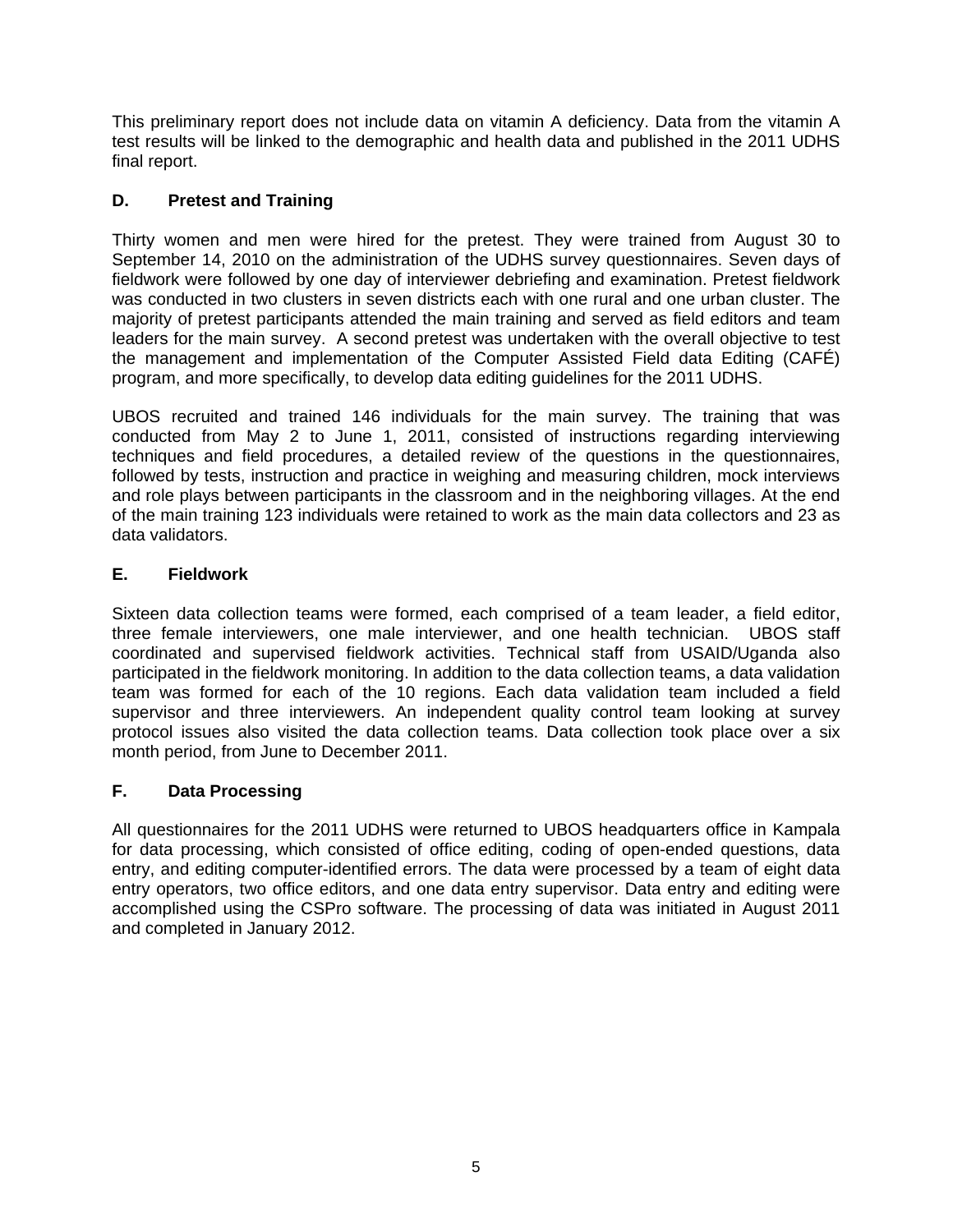This preliminary report does not include data on vitamin A deficiency. Data from the vitamin A test results will be linked to the demographic and health data and published in the 2011 UDHS final report.

### D. Pretest and Training

Thirty women and men were hired for the pretest. They were trained from August 30 to September 14, 2010 on the administration of the UDHS survey questionnaires. Seven days of fieldwork were followed by one day of interviewer debriefing and examination. Pretest fieldwork was conducted in two clusters in seven districts each with one rural and one urban cluster. The majority of pretest participants attended the main training and served as field editors and team leaders for the main survey. A second pretest was undertaken with the overall objective to test the management and implementation of the Computer Assisted Field data Editing (CAFÉ) program, and more specifically, to develop data editing guidelines for the 2011 UDHS.

UBOS recruited and trained 146 individuals for the main survey. The training that was conducted from May 2 to June 1, 2011, consisted of instructions regarding interviewing techniques and field procedures, a detailed review of the questions in the questionnaires, followed by tests, instruction and practice in weighing and measuring children, mock interviews and role plays between participants in the classroom and in the neighboring villages. At the end of the main training 123 individuals were retained to work as the main data collectors and 23 as data validators.

### E. Fieldwork

Sixteen data collection teams were formed, each comprised of a team leader, a field editor, three female interviewers, one male interviewer, and one health technician. UBOS staff coordinated and supervised fieldwork activities. Technical staff from USAID/Uganda also participated in the fieldwork monitoring. In addition to the data collection teams, a data validation team was formed for each of the 10 regions. Each data validation team included a field supervisor and three interviewers. An independent quality control team looking at survey protocol issues also visited the data collection teams. Data collection took place over a six month period, from June to December 2011.

### F. Data Processing

All questionnaires for the 2011 UDHS were returned to UBOS headquarters office in Kampala for data processing, which consisted of office editing, coding of open-ended questions, data entry, and editing computer-identified errors. The data were processed by a team of eight data entry operators, two office editors, and one data entry supervisor. Data entry and editing were accomplished using the CSPro software. The processing of data was initiated in August 2011 and completed in January 2012.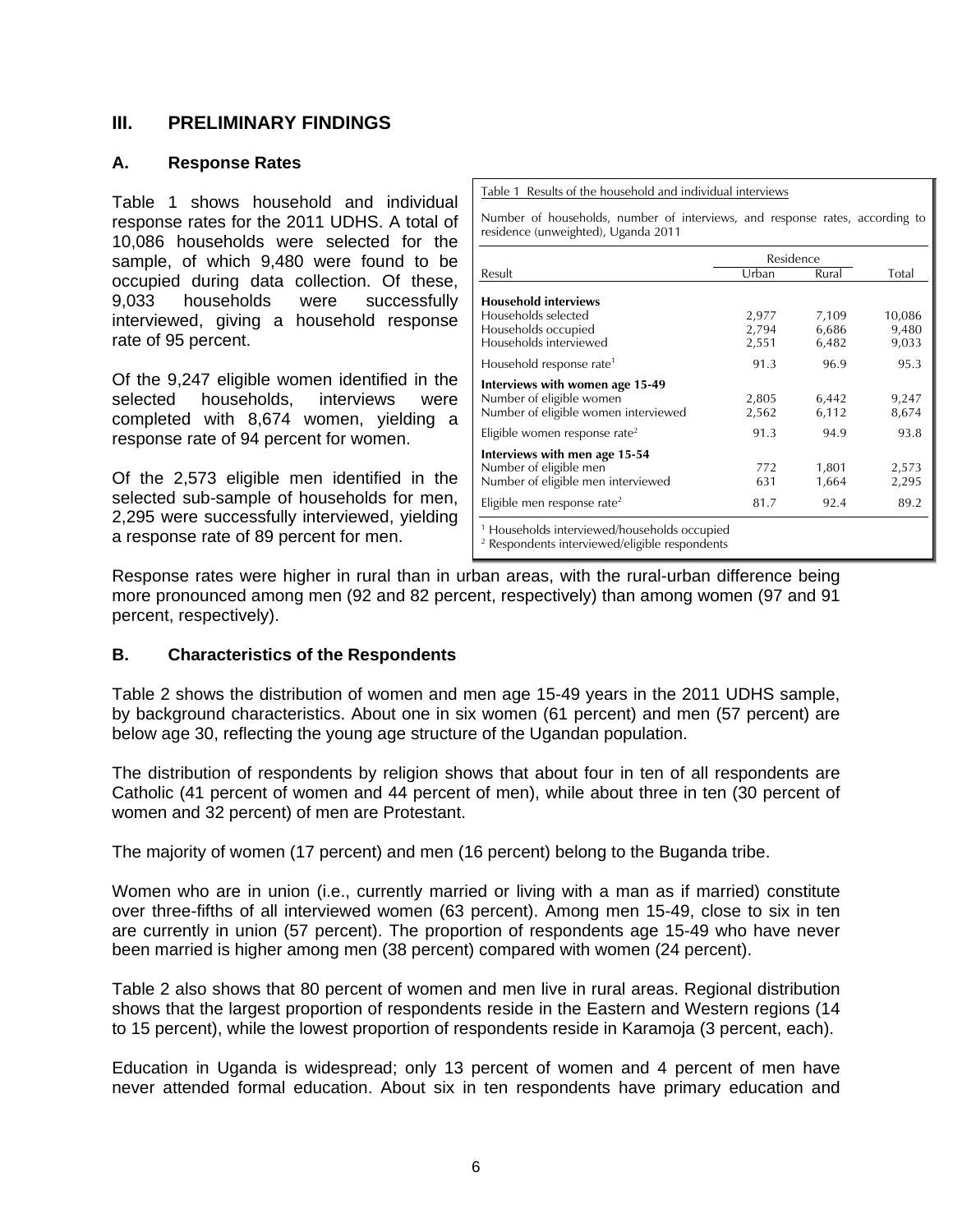## III. PRELIMINARY FINDINGS

### A. Response Rates

Table 1 shows household and individual response rates for the 2011 UDHS. A total of 10,086 households were selected for the sample, of which 9,480 were found to be occupied during data collection. Of these, 9,033 households were successfully interviewed, giving a household response rate of 95 percent.

Of the 9,247 eligible women identified in the selected households, interviews were completed with 8,674 women, yielding a response rate of 94 percent for women.

Of the 2,573 eligible men identified in the selected sub-sample of households for men, 2,295 were successfully interviewed, yielding a response rate of 89 percent for men.

Table 1 Results of the household and individual interviews

Number of households, number of interviews, and response rates, according to residence (unweighted), Uganda 2011

| Result | Residence | | Total |
|---|---|---|---|
| | Urban | Rural | |
| **Household interviews** | | | |
| Households selected | 2,977 | 7,109 | 10,086 |
| Households occupied | 2,794 | 6,686 | 9,480 |
| Households interviewed | 2,551 | 6,482 | 9,033 |
| Household response rate[1] | 91.3 | 96.9 | 95.3 |
| **Interviews with women age 15-49** | | | |
| Number of eligible women | 2,805 | 6,442 | 9,247 |
| Number of eligible women interviewed | 2,562 | 6,112 | 8,674 |
| Eligible women response rate[2] | 91.3 | 94.9 | 93.8 |
| **Interviews with men age 15-54** | | | |
| Number of eligible men | 772 | 1,801 | 2,573 |
| Number of eligible men interviewed | 631 | 1,664 | 2,295 |
| Eligible men response rate[2] | 81.7 | 92.4 | 89.2 |

[1] Households interviewed/households occupied
[2] Respondents interviewed/eligible respondents

Response rates were higher in rural than in urban areas, with the rural-urban difference being more pronounced among men (92 and 82 percent, respectively) than among women (97 and 91 percent, respectively).

### B. Characteristics of the Respondents

Table 2 shows the distribution of women and men age 15-49 years in the 2011 UDHS sample, by background characteristics. About one in six women (61 percent) and men (57 percent) are below age 30, reflecting the young age structure of the Ugandan population.

The distribution of respondents by religion shows that about four in ten of all respondents are Catholic (41 percent of women and 44 percent of men), while about three in ten (30 percent of women and 32 percent) of men are Protestant.

The majority of women (17 percent) and men (16 percent) belong to the Buganda tribe.

Women who are in union (i.e., currently married or living with a man as if married) constitute over three-fifths of all interviewed women (63 percent). Among men 15-49, close to six in ten are currently in union (57 percent). The proportion of respondents age 15-49 who have never been married is higher among men (38 percent) compared with women (24 percent).

Table 2 also shows that 80 percent of women and men live in rural areas. Regional distribution shows that the largest proportion of respondents reside in the Eastern and Western regions (14 to 15 percent), while the lowest proportion of respondents reside in Karamoja (3 percent, each).

Education in Uganda is widespread; only 13 percent of women and 4 percent of men have never attended formal education. About six in ten respondents have primary education and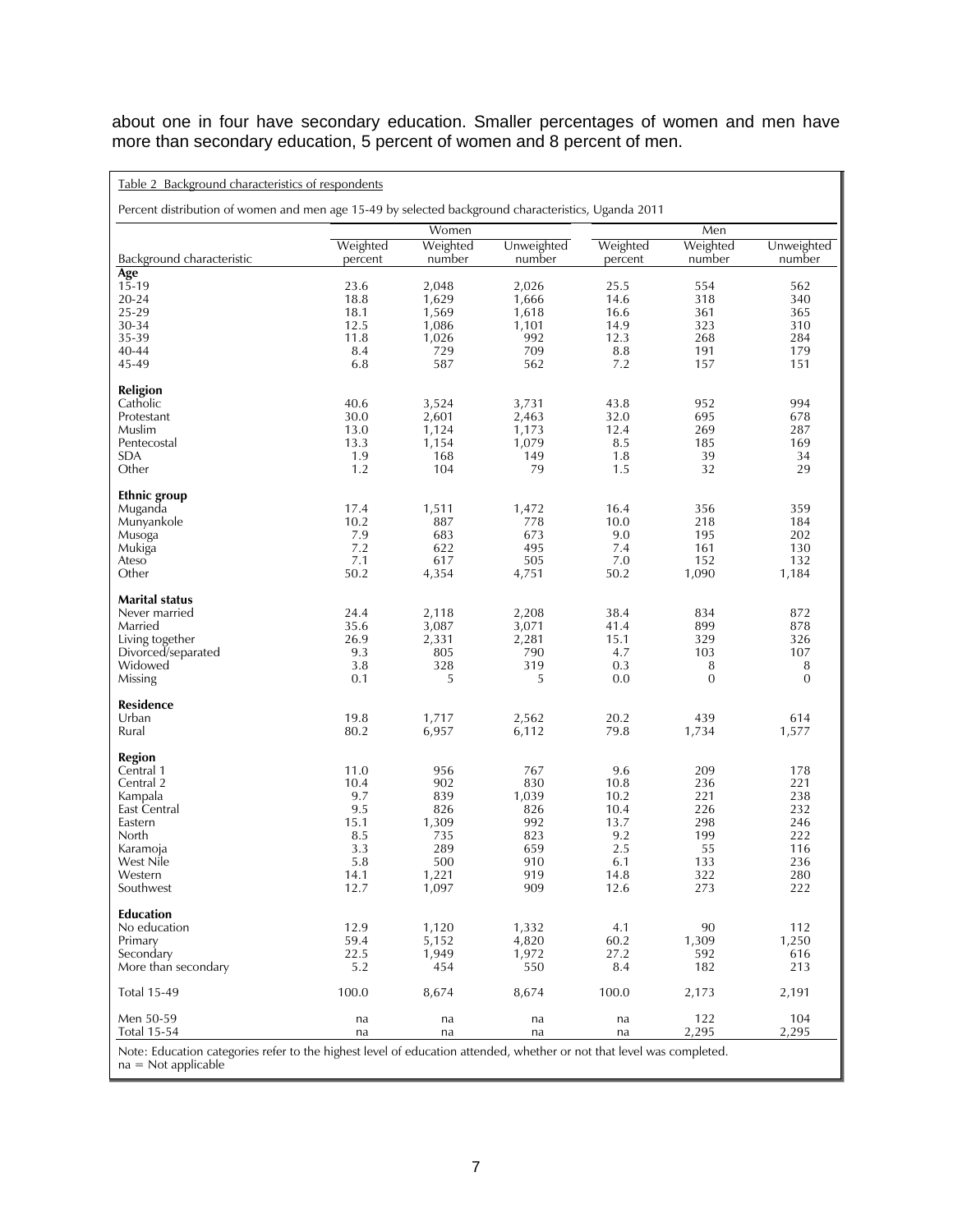about one in four have secondary education. Smaller percentages of women and men have more than secondary education, 5 percent of women and 8 percent of men.

Table 2 Background characteristics of respondents

Percent distribution of women and men age 15-49 by selected background characteristics, Uganda 2011

| Background characteristic | Women | | | Men | | |
|---|---|---|---|---|---|---|
| | Weighted percent | Weighted number | Unweighted number | Weighted percent | Weighted number | Unweighted number |
| **Age** | | | | | | |
| 15-19 | 23.6 | 2,048 | 2,026 | 25.5 | 554 | 562 |
| 20-24 | 18.8 | 1,629 | 1,666 | 14.6 | 318 | 340 |
| 25-29 | 18.1 | 1,569 | 1,618 | 16.6 | 361 | 365 |
| 30-34 | 12.5 | 1,086 | 1,101 | 14.9 | 323 | 310 |
| 35-39 | 11.8 | 1,026 | 992 | 12.3 | 268 | 284 |
| 40-44 | 8.4 | 729 | 709 | 8.8 | 191 | 179 |
| 45-49 | 6.8 | 587 | 562 | 7.2 | 157 | 151 |
| **Religion** | | | | | | |
| Catholic | 40.6 | 3,524 | 3,731 | 43.8 | 952 | 994 |
| Protestant | 30.0 | 2,601 | 2,463 | 32.0 | 695 | 678 |
| Muslim | 13.0 | 1,124 | 1,173 | 12.4 | 269 | 287 |
| Pentecostal | 13.3 | 1,154 | 1,079 | 8.5 | 185 | 169 |
| SDA | 1.9 | 168 | 149 | 1.8 | 39 | 34 |
| Other | 1.2 | 104 | 79 | 1.5 | 32 | 29 |
| **Ethnic group** | | | | | | |
| Muganda | 17.4 | 1,511 | 1,472 | 16.4 | 356 | 359 |
| Munyankole | 10.2 | 887 | 778 | 10.0 | 218 | 184 |
| Musoga | 7.9 | 683 | 673 | 9.0 | 195 | 202 |
| Mukiga | 7.2 | 622 | 495 | 7.4 | 161 | 130 |
| Ateso | 7.1 | 617 | 505 | 7.0 | 152 | 132 |
| Other | 50.2 | 4,354 | 4,751 | 50.2 | 1,090 | 1,184 |
| **Marital status** | | | | | | |
| Never married | 24.4 | 2,118 | 2,208 | 38.4 | 834 | 872 |
| Married | 35.6 | 3,087 | 3,071 | 41.4 | 899 | 878 |
| Living together | 26.9 | 2,331 | 2,281 | 15.1 | 329 | 326 |
| Divorced/separated | 9.3 | 805 | 790 | 4.7 | 103 | 107 |
| Widowed | 3.8 | 328 | 319 | 0.3 | 8 | 8 |
| Missing | 0.1 | 5 | 5 | 0.0 | 0 | 0 |
| **Residence** | | | | | | |
| Urban | 19.8 | 1,717 | 2,562 | 20.2 | 439 | 614 |
| Rural | 80.2 | 6,957 | 6,112 | 79.8 | 1,734 | 1,577 |
| **Region** | | | | | | |
| Central 1 | 11.0 | 956 | 767 | 9.6 | 209 | 178 |
| Central 2 | 10.4 | 902 | 830 | 10.8 | 236 | 221 |
| Kampala | 9.7 | 839 | 1,039 | 10.2 | 221 | 238 |
| East Central | 9.5 | 826 | 826 | 10.4 | 226 | 232 |
| Eastern | 15.1 | 1,309 | 992 | 13.7 | 298 | 246 |
| North | 8.5 | 735 | 823 | 9.2 | 199 | 222 |
| Karamoja | 3.3 | 289 | 659 | 2.5 | 55 | 116 |
| West Nile | 5.8 | 500 | 910 | 6.1 | 133 | 236 |
| Western | 14.1 | 1,221 | 919 | 14.8 | 322 | 280 |
| Southwest | 12.7 | 1,097 | 909 | 12.6 | 273 | 222 |
| **Education** | | | | | | |
| No education | 12.9 | 1,120 | 1,332 | 4.1 | 90 | 112 |
| Primary | 59.4 | 5,152 | 4,820 | 60.2 | 1,309 | 1,250 |
| Secondary | 22.5 | 1,949 | 1,972 | 27.2 | 592 | 616 |
| More than secondary | 5.2 | 454 | 550 | 8.4 | 182 | 213 |
| Total 15-49 | 100.0 | 8,674 | 8,674 | 100.0 | 2,173 | 2,191 |
| Men 50-59 | na | na | na | na | 122 | 104 |
| Total 15-54 | na | na | na | na | 2,295 | 2,295 |

Note: Education categories refer to the highest level of education attended, whether or not that level was completed.
na = Not applicable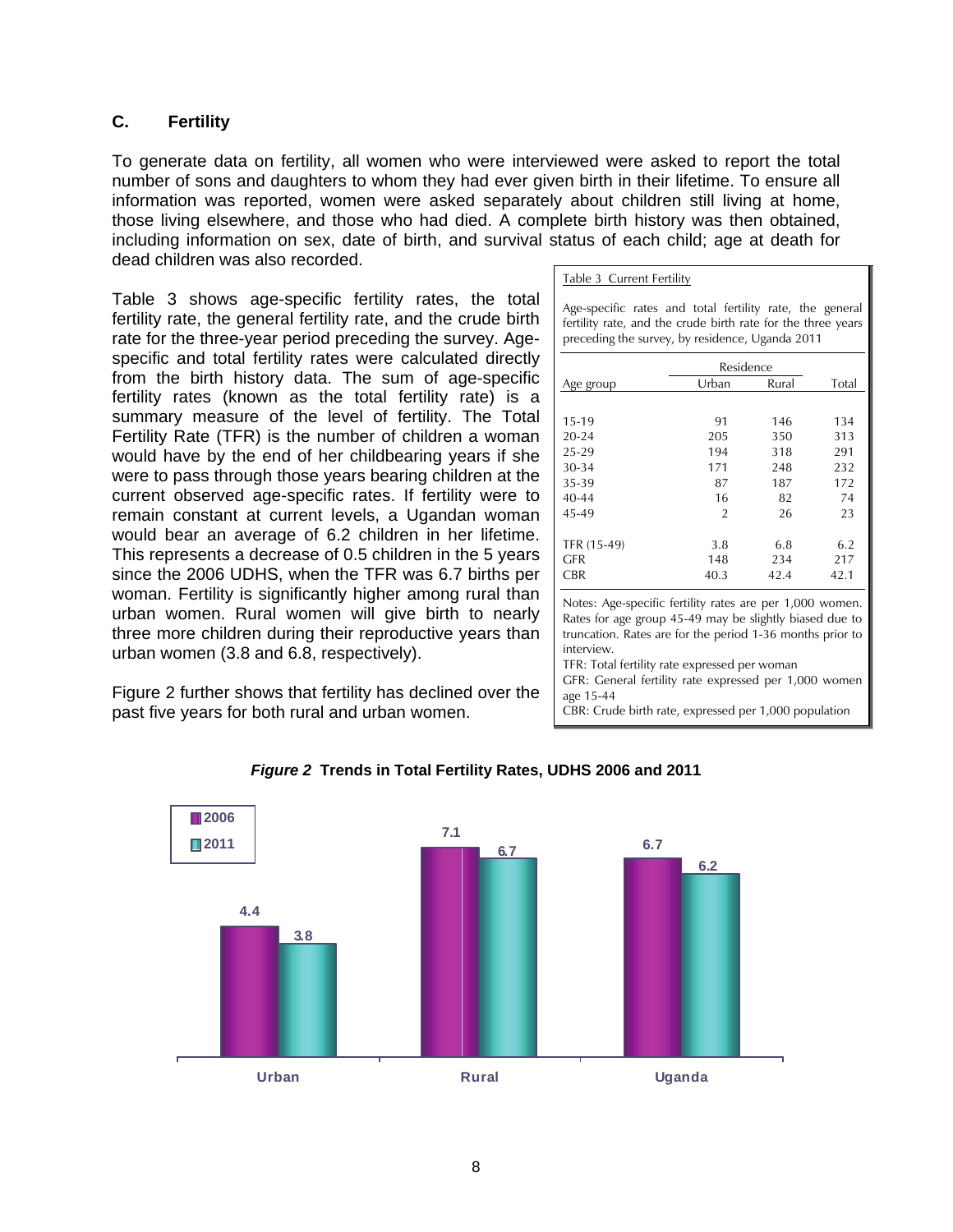### C. Fertility

To generate data on fertility, all women who were interviewed were asked to report the total number of sons and daughters to whom they had ever given birth in their lifetime. To ensure all information was reported, women were asked separately about children still living at home, those living elsewhere, and those who had died. A complete birth history was then obtained, including information on sex, date of birth, and survival status of each child; age at death for dead children was also recorded.

Table 3 shows age-specific fertility rates, the total fertility rate, the general fertility rate, and the crude birth rate for the three-year period preceding the survey. Age-specific and total fertility rates were calculated directly from the birth history data. The sum of age-specific fertility rates (known as the total fertility rate) is a summary measure of the level of fertility. The Total Fertility Rate (TFR) is the number of children a woman would have by the end of her childbearing years if she were to pass through those years bearing children at the current observed age-specific rates. If fertility were to remain constant at current levels, a Ugandan woman would bear an average of 6.2 children in her lifetime. This represents a decrease of 0.5 children in the 5 years since the 2006 UDHS, when the TFR was 6.7 births per woman. Fertility is significantly higher among rural than urban women. Rural women will give birth to nearly three more children during their reproductive years than urban women (3.8 and 6.8, respectively).

Figure 2 further shows that fertility has declined over the past five years for both rural and urban women.

Table 3 Current Fertility

Age-specific rates and total fertility rate, the general fertility rate, and the crude birth rate for the three years preceding the survey, by residence, Uganda 2011

| Age group | Residence | | Total |
|---|---|---|---|
| | Urban | Rural | |
| 15-19 | 91 | 146 | 134 |
| 20-24 | 205 | 350 | 313 |
| 25-29 | 194 | 318 | 291 |
| 30-34 | 171 | 248 | 232 |
| 35-39 | 87 | 187 | 172 |
| 40-44 | 16 | 82 | 74 |
| 45-49 | 2 | 26 | 23 |
| TFR (15-49) | 3.8 | 6.8 | 6.2 |
| GFR | 148 | 234 | 217 |
| CBR | 40.3 | 42.4 | 42.1 |

Notes: Age-specific fertility rates are per 1,000 women. Rates for age group 45-49 may be slightly biased due to truncation. Rates are for the period 1-36 months prior to interview.
TFR: Total fertility rate expressed per woman
GFR: General fertility rate expressed per 1,000 women age 15-44
CBR: Crude birth rate, expressed per 1,000 population

***Figure 2*** **Trends in Total Fertility Rates, UDHS 2006 and 2011**

| | 2006 | 2011 |
|---|---|---|
| Urban | 4.4 | 3.8 |
| Rural | 7.1 | 6.7 |
| Uganda | 6.7 | 6.2 |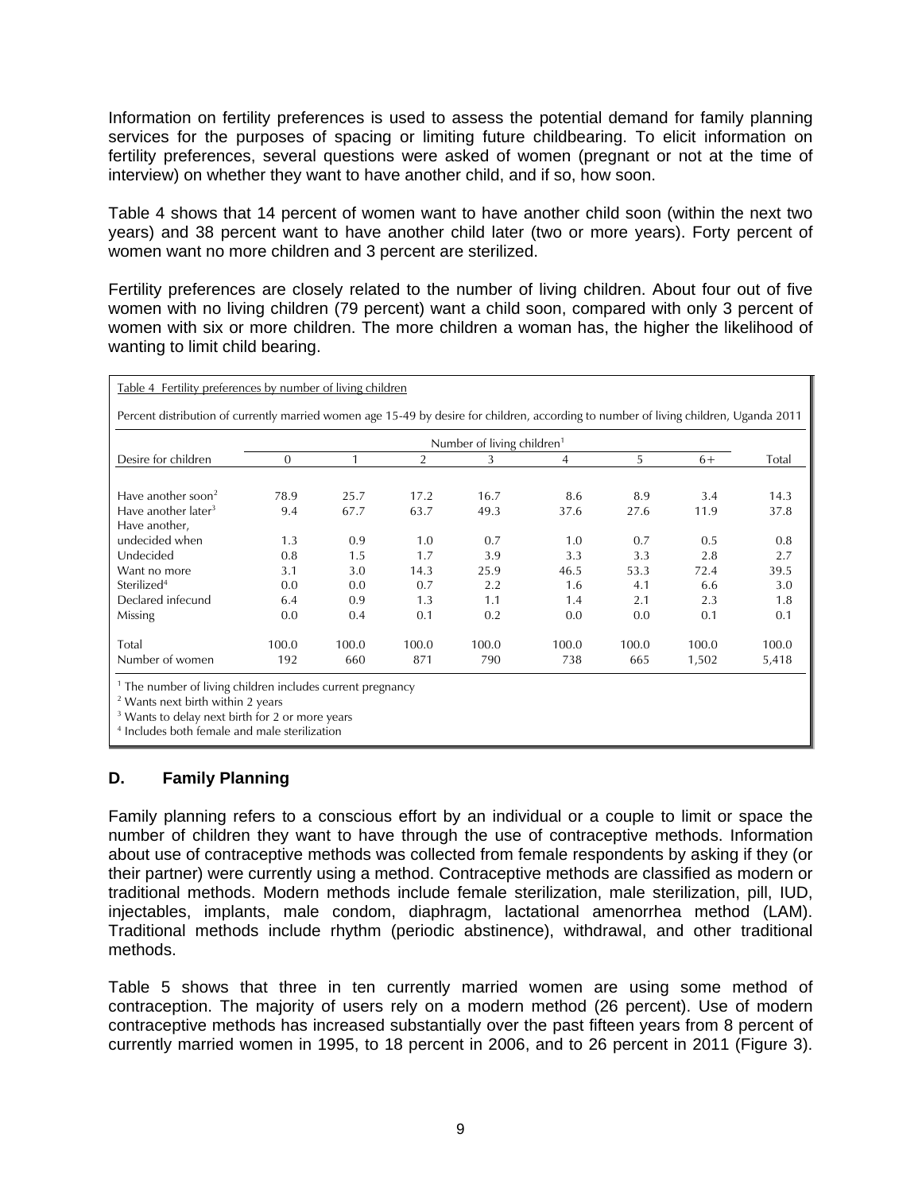Information on fertility preferences is used to assess the potential demand for family planning services for the purposes of spacing or limiting future childbearing. To elicit information on fertility preferences, several questions were asked of women (pregnant or not at the time of interview) on whether they want to have another child, and if so, how soon.

Table 4 shows that 14 percent of women want to have another child soon (within the next two years) and 38 percent want to have another child later (two or more years). Forty percent of women want no more children and 3 percent are sterilized.

Fertility preferences are closely related to the number of living children. About four out of five women with no living children (79 percent) want a child soon, compared with only 3 percent of women with six or more children. The more children a woman has, the higher the likelihood of wanting to limit child bearing.

Table 4 Fertility preferences by number of living children

Percent distribution of currently married women age 15-49 by desire for children, according to number of living children, Uganda 2011

| Desire for children | Number of living children[1] | | | | | | | Total |
|---|---|---|---|---|---|---|---|---|
| | 0 | 1 | 2 | 3 | 4 | 5 | 6+ | |
| Have another soon[2] | 78.9 | 25.7 | 17.2 | 16.7 | 8.6 | 8.9 | 3.4 | 14.3 |
| Have another later[3] | 9.4 | 67.7 | 63.7 | 49.3 | 37.6 | 27.6 | 11.9 | 37.8 |
| Have another, undecided when | 1.3 | 0.9 | 1.0 | 0.7 | 1.0 | 0.7 | 0.5 | 0.8 |
| Undecided | 0.8 | 1.5 | 1.7 | 3.9 | 3.3 | 3.3 | 2.8 | 2.7 |
| Want no more | 3.1 | 3.0 | 14.3 | 25.9 | 46.5 | 53.3 | 72.4 | 39.5 |
| Sterilized[4] | 0.0 | 0.0 | 0.7 | 2.2 | 1.6 | 4.1 | 6.6 | 3.0 |
| Declared infecund | 6.4 | 0.9 | 1.3 | 1.1 | 1.4 | 2.1 | 2.3 | 1.8 |
| Missing | 0.0 | 0.4 | 0.1 | 0.2 | 0.0 | 0.0 | 0.1 | 0.1 |
| Total | 100.0 | 100.0 | 100.0 | 100.0 | 100.0 | 100.0 | 100.0 | 100.0 |
| Number of women | 192 | 660 | 871 | 790 | 738 | 665 | 1,502 | 5,418 |

[1] The number of living children includes current pregnancy
[2] Wants next birth within 2 years
[3] Wants to delay next birth for 2 or more years
[4] Includes both female and male sterilization

## D. Family Planning

Family planning refers to a conscious effort by an individual or a couple to limit or space the number of children they want to have through the use of contraceptive methods. Information about use of contraceptive methods was collected from female respondents by asking if they (or their partner) were currently using a method. Contraceptive methods are classified as modern or traditional methods. Modern methods include female sterilization, male sterilization, pill, IUD, injectables, implants, male condom, diaphragm, lactational amenorrhea method (LAM). Traditional methods include rhythm (periodic abstinence), withdrawal, and other traditional methods.

Table 5 shows that three in ten currently married women are using some method of contraception. The majority of users rely on a modern method (26 percent). Use of modern contraceptive methods has increased substantially over the past fifteen years from 8 percent of currently married women in 1995, to 18 percent in 2006, and to 26 percent in 2011 (Figure 3).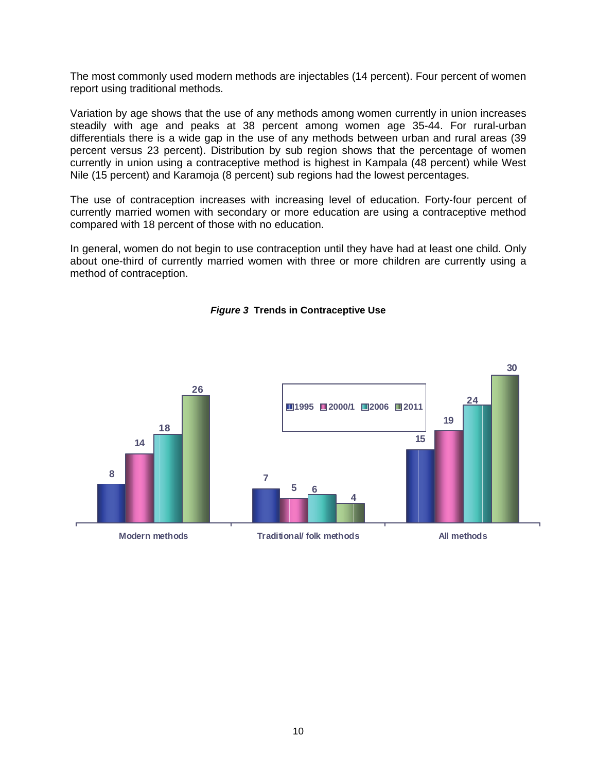The most commonly used modern methods are injectables (14 percent). Four percent of women report using traditional methods.

Variation by age shows that the use of any methods among women currently in union increases steadily with age and peaks at 38 percent among women age 35-44. For rural-urban differentials there is a wide gap in the use of any methods between urban and rural areas (39 percent versus 23 percent). Distribution by sub region shows that the percentage of women currently in union using a contraceptive method is highest in Kampala (48 percent) while West Nile (15 percent) and Karamoja (8 percent) sub regions had the lowest percentages.

The use of contraception increases with increasing level of education. Forty-four percent of currently married women with secondary or more education are using a contraceptive method compared with 18 percent of those with no education.

In general, women do not begin to use contraception until they have had at least one child. Only about one-third of currently married women with three or more children are currently using a method of contraception.

***Figure 3*** **Trends in Contraceptive Use**

| | 1995 | 2000/1 | 2006 | 2011 |
|---|---|---|---|---|
| Modern methods | 8 | 14 | 18 | 26 |
| Traditional/ folk methods | 7 | 5 | 6 | 4 |
| All methods | 15 | 19 | 24 | 30 |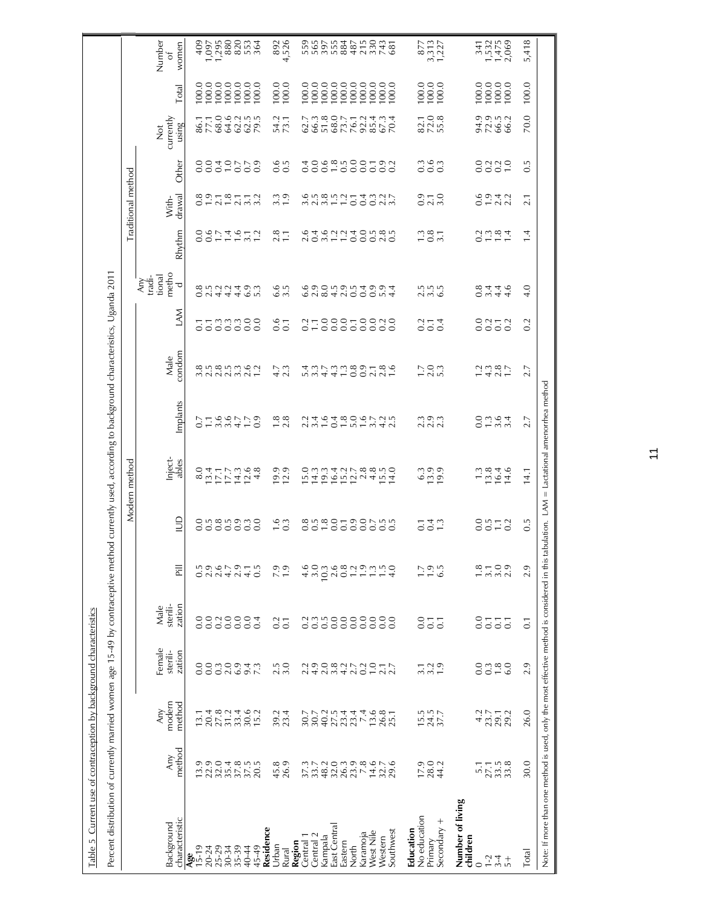Table 5 Current use of contraception by background characteristics

Percent distribution of currently married women age 15-49 by contraceptive method currently used, according to background characteristics, Uganda 2011

| Background characteristic | Any method | Any modern method | Modern method | | | | | | | | Any traditional method | Traditional method | | | Not currently using | Total | Number of women |
|---|---|---|---|---|---|---|---|---|---|---|---|---|---|---|---|---|---|
| | | | Female sterilization | Male sterilization | Pill | IUD | Injectables | Implants | Male condom | LAM | | Rhythm | Withdrawal | Other | | | |
| **Age** | | | | | | | | | | | | | | | | | |
| 15-19 | 13.9 | 13.1 | 0.0 | 0.0 | 0.5 | 0.0 | 8.0 | 0.7 | 3.8 | 0.1 | 0.8 | 0.0 | 0.8 | 0.0 | 86.1 | 100.0 | 409 |
| 20-24 | 22.9 | 20.4 | 0.0 | 0.0 | 2.9 | 0.5 | 13.4 | 1.1 | 2.5 | 0.1 | 2.5 | 0.6 | 1.9 | 0.0 | 77.1 | 100.0 | 1,097 |
| 25-29 | 32.0 | 27.8 | 0.3 | 0.2 | 2.6 | 0.8 | 17.1 | 3.6 | 2.8 | 0.3 | 4.2 | 1.7 | 2.1 | 0.4 | 68.0 | 100.0 | 1,295 |
| 30-34 | 35.4 | 31.2 | 2.0 | 0.0 | 4.7 | 0.5 | 17.7 | 3.6 | 2.5 | 0.3 | 4.2 | 1.4 | 1.8 | 1.0 | 64.6 | 100.0 | 880 |
| 35-39 | 37.8 | 33.4 | 6.9 | 0.0 | 2.9 | 0.9 | 14.3 | 4.7 | 3.3 | 0.3 | 4.4 | 1.6 | 2.1 | 0.7 | 62.2 | 100.0 | 820 |
| 40-44 | 37.5 | 30.6 | 9.4 | 0.0 | 4.1 | 0.3 | 12.6 | 1.7 | 2.6 | 0.0 | 6.9 | 3.1 | 3.1 | 0.7 | 62.5 | 100.0 | 553 |
| 45-49 | 20.5 | 15.2 | 7.3 | 0.4 | 0.5 | 0.0 | 4.8 | 0.9 | 1.2 | 0.0 | 5.3 | 1.2 | 3.2 | 0.9 | 79.5 | 100.0 | 364 |
| **Residence** | | | | | | | | | | | | | | | | | |
| Urban | 45.8 | 39.2 | 2.5 | 0.2 | 7.9 | 1.6 | 19.9 | 1.8 | 4.7 | 0.6 | 6.6 | 2.8 | 3.3 | 0.6 | 54.2 | 100.0 | 892 |
| Rural | 26.9 | 23.4 | 3.0 | 0.1 | 1.9 | 0.3 | 12.9 | 2.8 | 2.3 | 0.1 | 3.5 | 1.1 | 1.9 | 0.5 | 73.1 | 100.0 | 4,526 |
| **Region** | | | | | | | | | | | | | | | | | |
| Central 1 | 37.3 | 30.7 | 2.2 | 0.2 | 4.6 | 0.8 | 15.0 | 2.2 | 5.4 | 0.2 | 6.6 | 2.6 | 3.6 | 0.4 | 62.7 | 100.0 | 559 |
| Central 2 | 33.7 | 30.7 | 4.9 | 0.3 | 3.0 | 0.5 | 14.3 | 3.4 | 3.3 | 1.1 | 2.9 | 0.4 | 2.5 | 0.0 | 66.3 | 100.0 | 565 |
| Kampala | 48.2 | 40.2 | 2.0 | 0.5 | 10.3 | 1.8 | 19.3 | 1.6 | 4.7 | 0.0 | 8.0 | 3.6 | 3.8 | 0.6 | 51.8 | 100.0 | 397 |
| East Central | 32.0 | 27.5 | 3.8 | 0.0 | 2.6 | 0.0 | 16.4 | 0.4 | 4.3 | 0.0 | 4.5 | 1.2 | 1.5 | 1.8 | 68.0 | 100.0 | 555 |
| Eastern | 26.3 | 23.4 | 4.2 | 0.0 | 0.8 | 0.1 | 15.2 | 1.8 | 1.3 | 0.0 | 2.9 | 1.2 | 1.2 | 0.5 | 73.7 | 100.0 | 884 |
| North | 23.9 | 23.4 | 2.7 | 0.0 | 1.2 | 0.9 | 12.7 | 5.0 | 0.8 | 0.1 | 0.5 | 0.4 | 0.1 | 0.0 | 76.1 | 100.0 | 487 |
| Karamoja | 7.8 | 7.4 | 0.2 | 0.0 | 1.9 | 0.0 | 2.8 | 1.6 | 0.9 | 0.0 | 0.4 | 0.0 | 0.4 | 0.0 | 92.2 | 100.0 | 215 |
| West Nile | 14.6 | 13.6 | 1.0 | 0.0 | 1.3 | 0.7 | 4.8 | 3.7 | 2.1 | 0.0 | 0.9 | 0.5 | 0.3 | 0.1 | 85.4 | 100.0 | 330 |
| Western | 32.7 | 26.8 | 2.1 | 0.0 | 1.5 | 0.5 | 15.5 | 4.2 | 2.8 | 0.2 | 5.9 | 2.8 | 2.2 | 0.9 | 67.3 | 100.0 | 743 |
| Southwest | 29.6 | 25.1 | 2.7 | 0.0 | 4.0 | 0.5 | 14.0 | 2.5 | 1.6 | 0.0 | 4.4 | 0.5 | 3.7 | 0.2 | 70.4 | 100.0 | 681 |
| **Education** | | | | | | | | | | | | | | | | | |
| No education | 17.9 | 15.5 | 3.1 | 0.0 | 1.7 | 0.1 | 6.3 | 2.3 | 1.7 | 0.2 | 2.5 | 1.3 | 0.9 | 0.3 | 82.1 | 100.0 | 877 |
| Primary | 28.0 | 24.5 | 3.2 | 0.1 | 1.9 | 0.4 | 13.9 | 2.9 | 2.0 | 0.1 | 3.5 | 0.8 | 2.1 | 0.6 | 72.0 | 100.0 | 3,313 |
| Secondary + | 44.2 | 37.7 | 1.9 | 0.1 | 6.5 | 1.3 | 19.9 | 2.3 | 5.3 | 0.4 | 6.5 | 3.1 | 3.0 | 0.3 | 55.8 | 100.0 | 1,227 |
| **Number of living children** | | | | | | | | | | | | | | | | | |
| 0 | 5.1 | 4.2 | 0.0 | 0.0 | 1.8 | 0.0 | 1.3 | 0.0 | 1.2 | 0.0 | 0.8 | 0.2 | 0.6 | 0.0 | 94.9 | 100.0 | 341 |
| 1-2 | 27.1 | 23.7 | 0.3 | 0.1 | 3.1 | 0.5 | 13.8 | 1.3 | 4.3 | 0.2 | 3.4 | 1.3 | 1.9 | 0.2 | 72.9 | 100.0 | 1,532 |
| 3-4 | 33.5 | 29.1 | 1.8 | 0.1 | 3.0 | 1.1 | 16.4 | 3.6 | 2.8 | 0.1 | 4.4 | 1.8 | 2.4 | 0.2 | 66.5 | 100.0 | 1,475 |
| 5+ | 33.8 | 29.2 | 6.0 | 0.1 | 2.9 | 0.2 | 14.6 | 3.4 | 1.7 | 0.2 | 4.6 | 1.4 | 2.2 | 1.0 | 66.2 | 100.0 | 2,069 |
| Total | 30.0 | 26.0 | 2.9 | 0.1 | 2.9 | 0.5 | 14.1 | 2.7 | 2.7 | 0.2 | 4.0 | 1.4 | 2.1 | 0.5 | 70.0 | 100.0 | 5,418 |

Note: If more than one method is used, only the most effective method is considered in this tabulation. LAM = Lactational amenorrhea method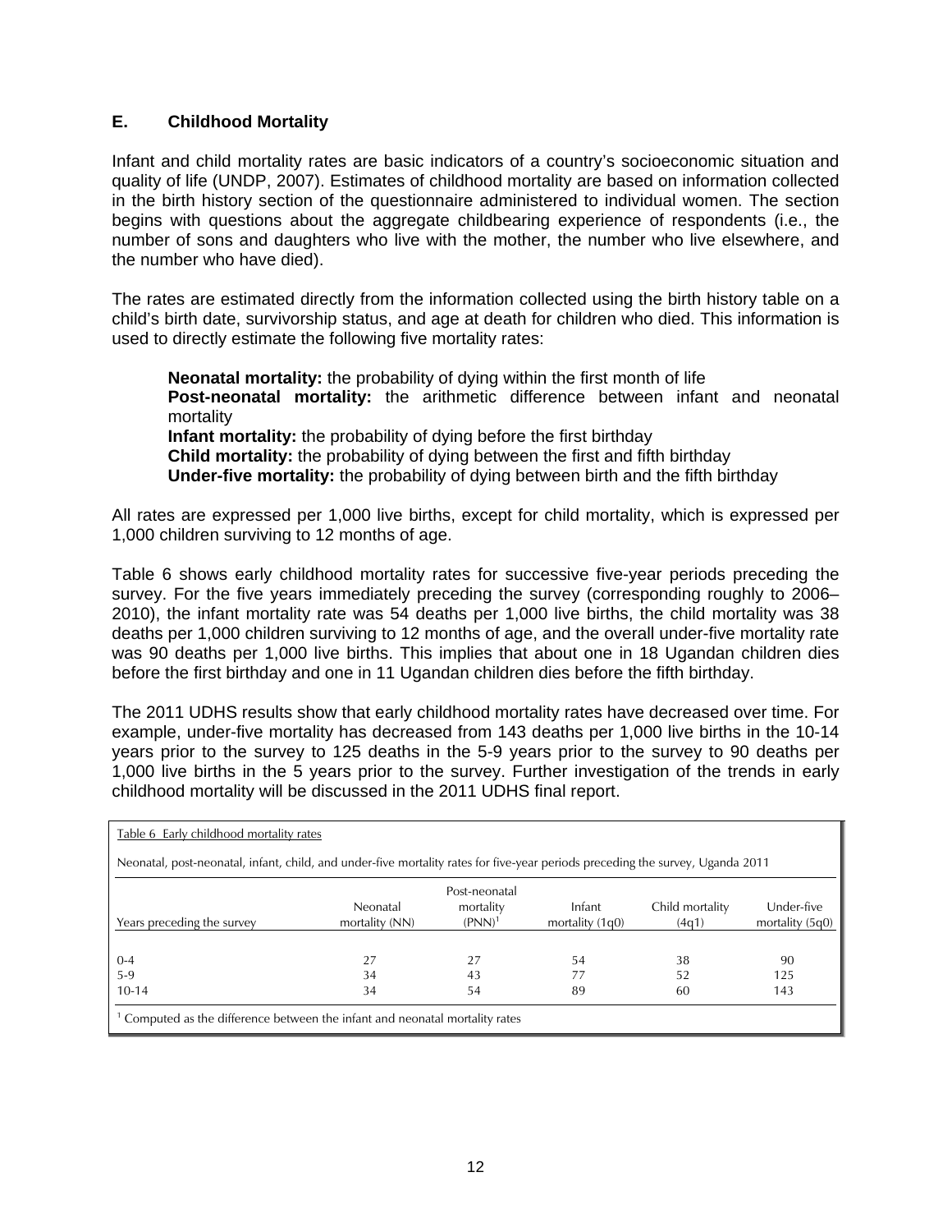## E. Childhood Mortality

Infant and child mortality rates are basic indicators of a country's socioeconomic situation and quality of life (UNDP, 2007). Estimates of childhood mortality are based on information collected in the birth history section of the questionnaire administered to individual women. The section begins with questions about the aggregate childbearing experience of respondents (i.e., the number of sons and daughters who live with the mother, the number who live elsewhere, and the number who have died).

The rates are estimated directly from the information collected using the birth history table on a child's birth date, survivorship status, and age at death for children who died. This information is used to directly estimate the following five mortality rates:

**Neonatal mortality:** the probability of dying within the first month of life
**Post-neonatal mortality:** the arithmetic difference between infant and neonatal mortality
**Infant mortality:** the probability of dying before the first birthday
**Child mortality:** the probability of dying between the first and fifth birthday
**Under-five mortality:** the probability of dying between birth and the fifth birthday

All rates are expressed per 1,000 live births, except for child mortality, which is expressed per 1,000 children surviving to 12 months of age.

Table 6 shows early childhood mortality rates for successive five-year periods preceding the survey. For the five years immediately preceding the survey (corresponding roughly to 2006–2010), the infant mortality rate was 54 deaths per 1,000 live births, the child mortality was 38 deaths per 1,000 children surviving to 12 months of age, and the overall under-five mortality rate was 90 deaths per 1,000 live births. This implies that about one in 18 Ugandan children dies before the first birthday and one in 11 Ugandan children dies before the fifth birthday.

The 2011 UDHS results show that early childhood mortality rates have decreased over time. For example, under-five mortality has decreased from 143 deaths per 1,000 live births in the 10-14 years prior to the survey to 125 deaths in the 5-9 years prior to the survey to 90 deaths per 1,000 live births in the 5 years prior to the survey. Further investigation of the trends in early childhood mortality will be discussed in the 2011 UDHS final report.

Table 6 Early childhood mortality rates

Neonatal, post-neonatal, infant, child, and under-five mortality rates for five-year periods preceding the survey, Uganda 2011

| Years preceding the survey | Neonatal mortality (NN) | Post-neonatal mortality (PNN)[1] | Infant mortality (1q0) | Child mortality (4q1) | Under-five mortality (5q0) |
|---|---|---|---|---|---|
| 0-4 | 27 | 27 | 54 | 38 | 90 |
| 5-9 | 34 | 43 | 77 | 52 | 125 |
| 10-14 | 34 | 54 | 89 | 60 | 143 |

[1] Computed as the difference between the infant and neonatal mortality rates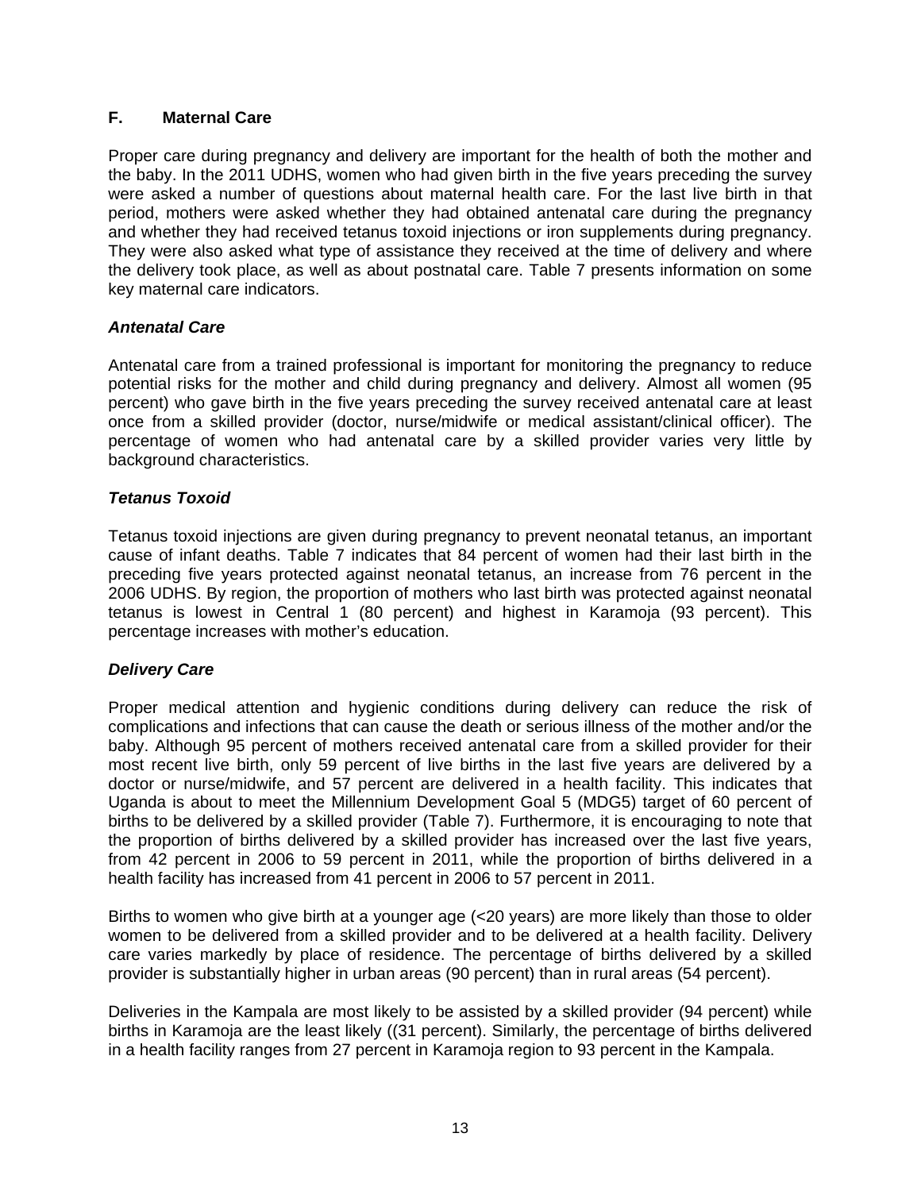## F. Maternal Care

Proper care during pregnancy and delivery are important for the health of both the mother and the baby. In the 2011 UDHS, women who had given birth in the five years preceding the survey were asked a number of questions about maternal health care. For the last live birth in that period, mothers were asked whether they had obtained antenatal care during the pregnancy and whether they had received tetanus toxoid injections or iron supplements during pregnancy. They were also asked what type of assistance they received at the time of delivery and where the delivery took place, as well as about postnatal care. Table 7 presents information on some key maternal care indicators.

### *Antenatal Care*

Antenatal care from a trained professional is important for monitoring the pregnancy to reduce potential risks for the mother and child during pregnancy and delivery. Almost all women (95 percent) who gave birth in the five years preceding the survey received antenatal care at least once from a skilled provider (doctor, nurse/midwife or medical assistant/clinical officer). The percentage of women who had antenatal care by a skilled provider varies very little by background characteristics.

### *Tetanus Toxoid*

Tetanus toxoid injections are given during pregnancy to prevent neonatal tetanus, an important cause of infant deaths. Table 7 indicates that 84 percent of women had their last birth in the preceding five years protected against neonatal tetanus, an increase from 76 percent in the 2006 UDHS. By region, the proportion of mothers who last birth was protected against neonatal tetanus is lowest in Central 1 (80 percent) and highest in Karamoja (93 percent). This percentage increases with mother's education.

### *Delivery Care*

Proper medical attention and hygienic conditions during delivery can reduce the risk of complications and infections that can cause the death or serious illness of the mother and/or the baby. Although 95 percent of mothers received antenatal care from a skilled provider for their most recent live birth, only 59 percent of live births in the last five years are delivered by a doctor or nurse/midwife, and 57 percent are delivered in a health facility. This indicates that Uganda is about to meet the Millennium Development Goal 5 (MDG5) target of 60 percent of births to be delivered by a skilled provider (Table 7). Furthermore, it is encouraging to note that the proportion of births delivered by a skilled provider has increased over the last five years, from 42 percent in 2006 to 59 percent in 2011, while the proportion of births delivered in a health facility has increased from 41 percent in 2006 to 57 percent in 2011.

Births to women who give birth at a younger age (<20 years) are more likely than those to older women to be delivered from a skilled provider and to be delivered at a health facility. Delivery care varies markedly by place of residence. The percentage of births delivered by a skilled provider is substantially higher in urban areas (90 percent) than in rural areas (54 percent).

Deliveries in the Kampala are most likely to be assisted by a skilled provider (94 percent) while births in Karamoja are the least likely ((31 percent). Similarly, the percentage of births delivered in a health facility ranges from 27 percent in Karamoja region to 93 percent in the Kampala.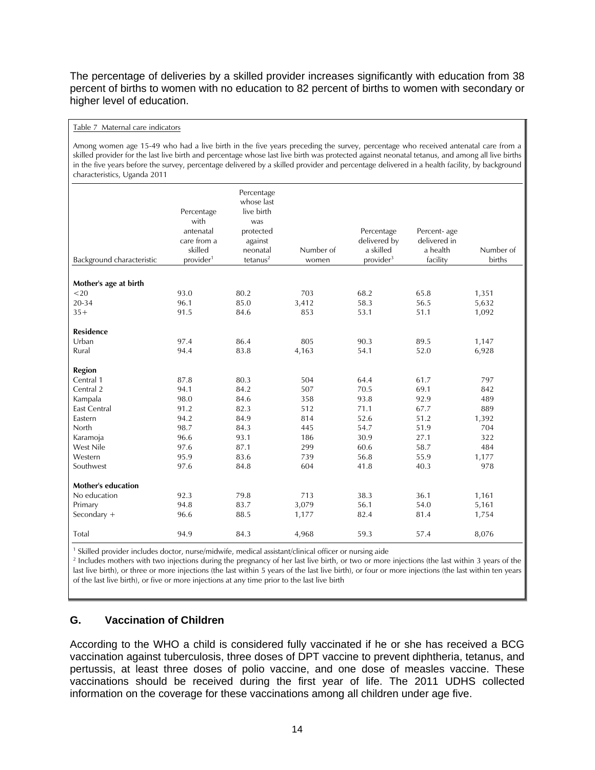The percentage of deliveries by a skilled provider increases significantly with education from 38 percent of births to women with no education to 82 percent of births to women with secondary or higher level of education.

Table 7 Maternal care indicators

Among women age 15-49 who had a live birth in the five years preceding the survey, percentage who received antenatal care from a skilled provider for the last live birth and percentage whose last live birth was protected against neonatal tetanus, and among all live births in the five years before the survey, percentage delivered by a skilled provider and percentage delivered in a health facility, by background characteristics, Uganda 2011

| Background characteristic | Percentage with antenatal care from a skilled provider[1] | Percentage whose last live birth was protected against neonatal tetanus[2] | Number of women | Percentage delivered by a skilled provider[3] | Percent- age delivered in a health facility | Number of births |
|---|---|---|---|---|---|---|
| **Mother's age at birth** | | | | | | |
| <20 | 93.0 | 80.2 | 703 | 68.2 | 65.8 | 1,351 |
| 20-34 | 96.1 | 85.0 | 3,412 | 58.3 | 56.5 | 5,632 |
| 35+ | 91.5 | 84.6 | 853 | 53.1 | 51.1 | 1,092 |
| **Residence** | | | | | | |
| Urban | 97.4 | 86.4 | 805 | 90.3 | 89.5 | 1,147 |
| Rural | 94.4 | 83.8 | 4,163 | 54.1 | 52.0 | 6,928 |
| **Region** | | | | | | |
| Central 1 | 87.8 | 80.3 | 504 | 64.4 | 61.7 | 797 |
| Central 2 | 94.1 | 84.2 | 507 | 70.5 | 69.1 | 842 |
| Kampala | 98.0 | 84.6 | 358 | 93.8 | 92.9 | 489 |
| East Central | 91.2 | 82.3 | 512 | 71.1 | 67.7 | 889 |
| Eastern | 94.2 | 84.9 | 814 | 52.6 | 51.2 | 1,392 |
| North | 98.7 | 84.3 | 445 | 54.7 | 51.9 | 704 |
| Karamoja | 96.6 | 93.1 | 186 | 30.9 | 27.1 | 322 |
| West Nile | 97.6 | 87.1 | 299 | 60.6 | 58.7 | 484 |
| Western | 95.9 | 83.6 | 739 | 56.8 | 55.9 | 1,177 |
| Southwest | 97.6 | 84.8 | 604 | 41.8 | 40.3 | 978 |
| **Mother's education** | | | | | | |
| No education | 92.3 | 79.8 | 713 | 38.3 | 36.1 | 1,161 |
| Primary | 94.8 | 83.7 | 3,079 | 56.1 | 54.0 | 5,161 |
| Secondary + | 96.6 | 88.5 | 1,177 | 82.4 | 81.4 | 1,754 |
| Total | 94.9 | 84.3 | 4,968 | 59.3 | 57.4 | 8,076 |

[1] Skilled provider includes doctor, nurse/midwife, medical assistant/clinical officer or nursing aide
[2] Includes mothers with two injections during the pregnancy of her last live birth, or two or more injections (the last within 3 years of the last live birth), or three or more injections (the last within 5 years of the last live birth), or four or more injections (the last within ten years of the last live birth), or five or more injections at any time prior to the last live birth

## G. Vaccination of Children

According to the WHO a child is considered fully vaccinated if he or she has received a BCG vaccination against tuberculosis, three doses of DPT vaccine to prevent diphtheria, tetanus, and pertussis, at least three doses of polio vaccine, and one dose of measles vaccine. These vaccinations should be received during the first year of life. The 2011 UDHS collected information on the coverage for these vaccinations among all children under age five.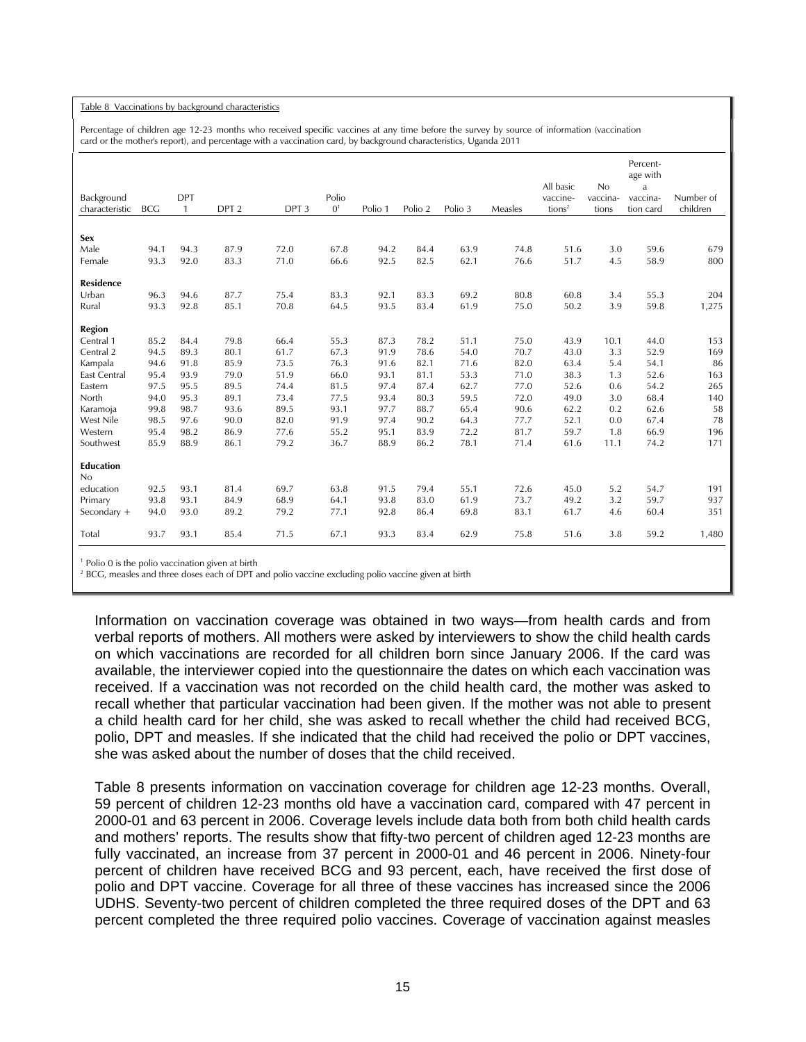Table 8 Vaccinations by background characteristics

Percentage of children age 12-23 months who received specific vaccines at any time before the survey by source of information (vaccination card or the mother's report), and percentage with a vaccination card, by background characteristics, Uganda 2011

| Background characteristic | BCG | DPT 1 | DPT 2 | DPT 3 | Polio 0[1] | Polio 1 | Polio 2 | Polio 3 | Measles | All basic vaccinations[2] | No vaccinations | Percentage with a vaccination card | Number of children |
|---|---|---|---|---|---|---|---|---|---|---|---|---|---|
| **Sex** | | | | | | | | | | | | | |
| Male | 94.1 | 94.3 | 87.9 | 72.0 | 67.8 | 94.2 | 84.4 | 63.9 | 74.8 | 51.6 | 3.0 | 59.6 | 679 |
| Female | 93.3 | 92.0 | 83.3 | 71.0 | 66.6 | 92.5 | 82.5 | 62.1 | 76.6 | 51.7 | 4.5 | 58.9 | 800 |
| **Residence** | | | | | | | | | | | | | |
| Urban | 96.3 | 94.6 | 87.7 | 75.4 | 83.3 | 92.1 | 83.3 | 69.2 | 80.8 | 60.8 | 3.4 | 55.3 | 204 |
| Rural | 93.3 | 92.8 | 85.1 | 70.8 | 64.5 | 93.5 | 83.4 | 61.9 | 75.0 | 50.2 | 3.9 | 59.8 | 1,275 |
| **Region** | | | | | | | | | | | | | |
| Central 1 | 85.2 | 84.4 | 79.8 | 66.4 | 55.3 | 87.3 | 78.2 | 51.1 | 75.0 | 43.9 | 10.1 | 44.0 | 153 |
| Central 2 | 94.5 | 89.3 | 80.1 | 61.7 | 67.3 | 91.9 | 78.6 | 54.0 | 70.7 | 43.0 | 3.3 | 52.9 | 169 |
| Kampala | 94.6 | 91.8 | 85.9 | 73.5 | 76.3 | 91.6 | 82.1 | 71.6 | 82.0 | 63.4 | 5.4 | 54.1 | 86 |
| East Central | 95.4 | 93.9 | 79.0 | 51.9 | 66.0 | 93.1 | 81.1 | 53.3 | 71.0 | 38.3 | 1.3 | 52.6 | 163 |
| Eastern | 97.5 | 95.5 | 89.5 | 74.4 | 81.5 | 97.4 | 87.4 | 62.7 | 77.0 | 52.6 | 0.6 | 54.2 | 265 |
| North | 94.0 | 95.3 | 89.1 | 73.4 | 77.5 | 93.4 | 80.3 | 59.5 | 72.0 | 49.0 | 3.0 | 68.4 | 140 |
| Karamoja | 99.8 | 98.7 | 93.6 | 89.5 | 93.1 | 97.7 | 88.7 | 65.4 | 90.6 | 62.2 | 0.2 | 62.6 | 58 |
| West Nile | 98.5 | 97.6 | 90.0 | 82.0 | 91.9 | 97.4 | 90.2 | 64.3 | 77.7 | 52.1 | 0.0 | 67.4 | 78 |
| Western | 95.4 | 98.2 | 86.9 | 77.6 | 55.2 | 95.1 | 83.9 | 72.2 | 81.7 | 59.7 | 1.8 | 66.9 | 196 |
| Southwest | 85.9 | 88.9 | 86.1 | 79.2 | 36.7 | 88.9 | 86.2 | 78.1 | 71.4 | 61.6 | 11.1 | 74.2 | 171 |
| **Education** | | | | | | | | | | | | | |
| No education | 92.5 | 93.1 | 81.4 | 69.7 | 63.8 | 91.5 | 79.4 | 55.1 | 72.6 | 45.0 | 5.2 | 54.7 | 191 |
| Primary | 93.8 | 93.1 | 84.9 | 68.9 | 64.1 | 93.8 | 83.0 | 61.9 | 73.7 | 49.2 | 3.2 | 59.7 | 937 |
| Secondary + | 94.0 | 93.0 | 89.2 | 79.2 | 77.1 | 92.8 | 86.4 | 69.8 | 83.1 | 61.7 | 4.6 | 60.4 | 351 |
| Total | 93.7 | 93.1 | 85.4 | 71.5 | 67.1 | 93.3 | 83.4 | 62.9 | 75.8 | 51.6 | 3.8 | 59.2 | 1,480 |

[1] Polio 0 is the polio vaccination given at birth
[2] BCG, measles and three doses each of DPT and polio vaccine excluding polio vaccine given at birth

Information on vaccination coverage was obtained in two ways—from health cards and from verbal reports of mothers. All mothers were asked by interviewers to show the child health cards on which vaccinations are recorded for all children born since January 2006. If the card was available, the interviewer copied into the questionnaire the dates on which each vaccination was received. If a vaccination was not recorded on the child health card, the mother was asked to recall whether that particular vaccination had been given. If the mother was not able to present a child health card for her child, she was asked to recall whether the child had received BCG, polio, DPT and measles. If she indicated that the child had received the polio or DPT vaccines, she was asked about the number of doses that the child received.

Table 8 presents information on vaccination coverage for children age 12-23 months. Overall, 59 percent of children 12-23 months old have a vaccination card, compared with 47 percent in 2000-01 and 63 percent in 2006. Coverage levels include data both from both child health cards and mothers' reports. The results show that fifty-two percent of children aged 12-23 months are fully vaccinated, an increase from 37 percent in 2000-01 and 46 percent in 2006. Ninety-four percent of children have received BCG and 93 percent, each, have received the first dose of polio and DPT vaccine. Coverage for all three of these vaccines has increased since the 2006 UDHS. Seventy-two percent of children completed the three required doses of the DPT and 63 percent completed the three required polio vaccines. Coverage of vaccination against measles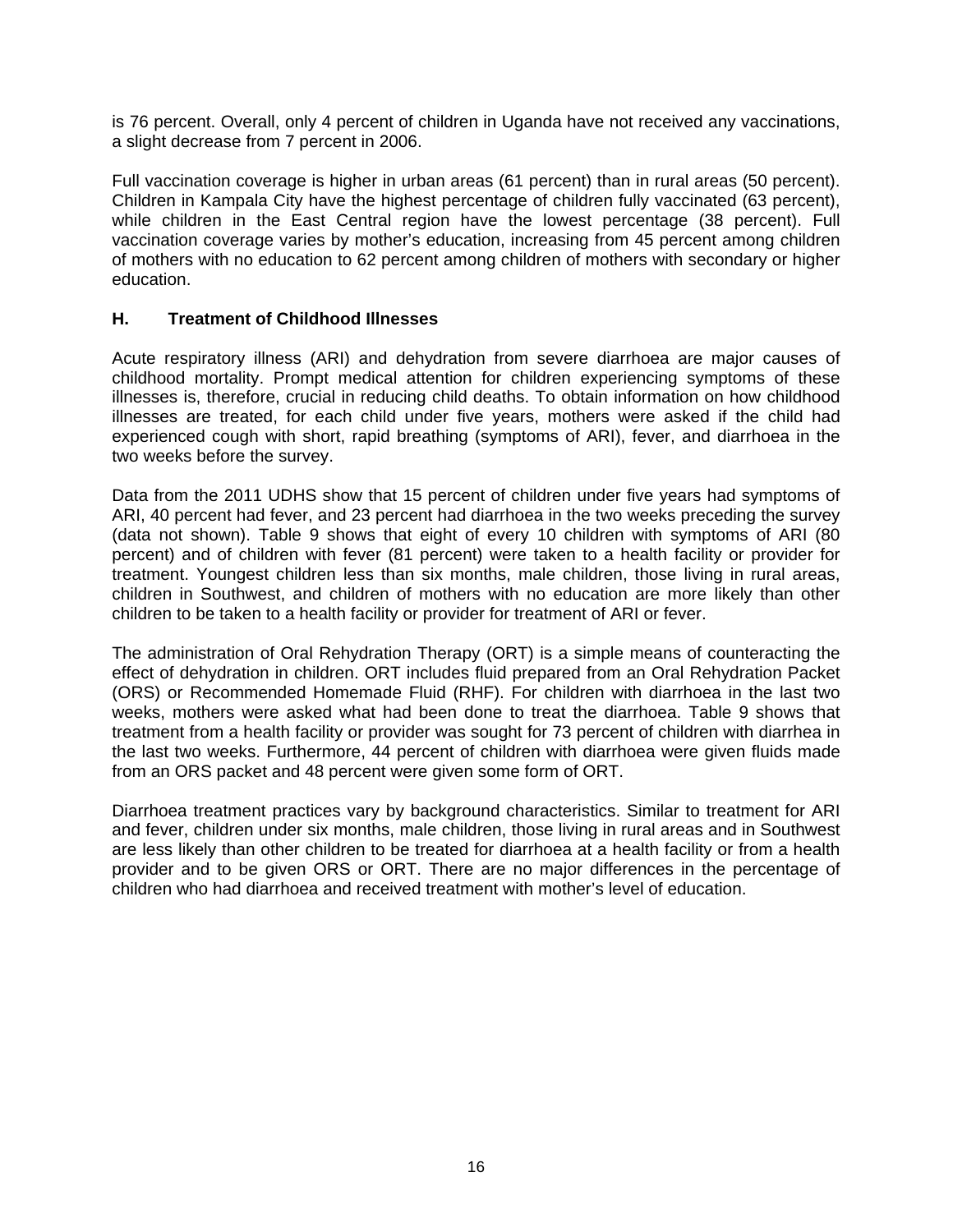is 76 percent. Overall, only 4 percent of children in Uganda have not received any vaccinations, a slight decrease from 7 percent in 2006.

Full vaccination coverage is higher in urban areas (61 percent) than in rural areas (50 percent). Children in Kampala City have the highest percentage of children fully vaccinated (63 percent), while children in the East Central region have the lowest percentage (38 percent). Full vaccination coverage varies by mother's education, increasing from 45 percent among children of mothers with no education to 62 percent among children of mothers with secondary or higher education.

### H. Treatment of Childhood Illnesses

Acute respiratory illness (ARI) and dehydration from severe diarrhoea are major causes of childhood mortality. Prompt medical attention for children experiencing symptoms of these illnesses is, therefore, crucial in reducing child deaths. To obtain information on how childhood illnesses are treated, for each child under five years, mothers were asked if the child had experienced cough with short, rapid breathing (symptoms of ARI), fever, and diarrhoea in the two weeks before the survey.

Data from the 2011 UDHS show that 15 percent of children under five years had symptoms of ARI, 40 percent had fever, and 23 percent had diarrhoea in the two weeks preceding the survey (data not shown). Table 9 shows that eight of every 10 children with symptoms of ARI (80 percent) and of children with fever (81 percent) were taken to a health facility or provider for treatment. Youngest children less than six months, male children, those living in rural areas, children in Southwest, and children of mothers with no education are more likely than other children to be taken to a health facility or provider for treatment of ARI or fever.

The administration of Oral Rehydration Therapy (ORT) is a simple means of counteracting the effect of dehydration in children. ORT includes fluid prepared from an Oral Rehydration Packet (ORS) or Recommended Homemade Fluid (RHF). For children with diarrhoea in the last two weeks, mothers were asked what had been done to treat the diarrhoea. Table 9 shows that treatment from a health facility or provider was sought for 73 percent of children with diarrhea in the last two weeks. Furthermore, 44 percent of children with diarrhoea were given fluids made from an ORS packet and 48 percent were given some form of ORT.

Diarrhoea treatment practices vary by background characteristics. Similar to treatment for ARI and fever, children under six months, male children, those living in rural areas and in Southwest are less likely than other children to be treated for diarrhoea at a health facility or from a health provider and to be given ORS or ORT. There are no major differences in the percentage of children who had diarrhoea and received treatment with mother's level of education.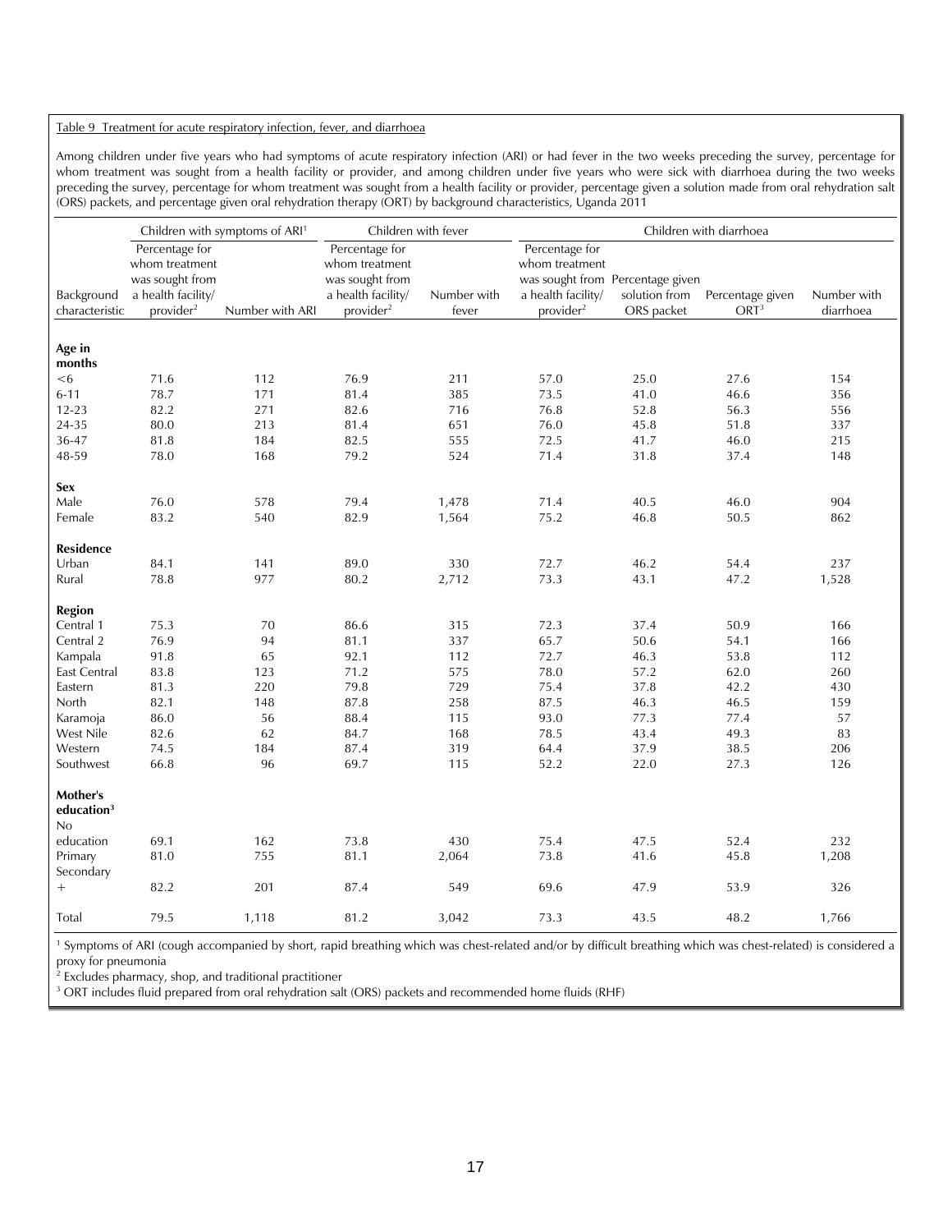Table 9 Treatment for acute respiratory infection, fever, and diarrhoea

Among children under five years who had symptoms of acute respiratory infection (ARI) or had fever in the two weeks preceding the survey, percentage for whom treatment was sought from a health facility or provider, and among children under five years who were sick with diarrhoea during the two weeks preceding the survey, percentage for whom treatment was sought from a health facility or provider, percentage given a solution made from oral rehydration salt (ORS) packets, and percentage given oral rehydration therapy (ORT) by background characteristics, Uganda 2011

| Background characteristic | Children with symptoms of ARI[1] | | Children with fever | | Children with diarrhoea | | | |
|---|---|---|---|---|---|---|---|---|
| | Percentage for whom treatment was sought from a health facility/ provider[2] | Number with ARI | Percentage for whom treatment was sought from a health facility/ provider[2] | Number with fever | Percentage for whom treatment was sought from a health facility/ provider[2] | Percentage given solution from ORS packet | Percentage given ORT[3] | Number with diarrhoea |
| **Age in months** | | | | | | | | |
| <6 | 71.6 | 112 | 76.9 | 211 | 57.0 | 25.0 | 27.6 | 154 |
| 6-11 | 78.7 | 171 | 81.4 | 385 | 73.5 | 41.0 | 46.6 | 356 |
| 12-23 | 82.2 | 271 | 82.6 | 716 | 76.8 | 52.8 | 56.3 | 556 |
| 24-35 | 80.0 | 213 | 81.4 | 651 | 76.0 | 45.8 | 51.8 | 337 |
| 36-47 | 81.8 | 184 | 82.5 | 555 | 72.5 | 41.7 | 46.0 | 215 |
| 48-59 | 78.0 | 168 | 79.2 | 524 | 71.4 | 31.8 | 37.4 | 148 |
| **Sex** | | | | | | | | |
| Male | 76.0 | 578 | 79.4 | 1,478 | 71.4 | 40.5 | 46.0 | 904 |
| Female | 83.2 | 540 | 82.9 | 1,564 | 75.2 | 46.8 | 50.5 | 862 |
| **Residence** | | | | | | | | |
| Urban | 84.1 | 141 | 89.0 | 330 | 72.7 | 46.2 | 54.4 | 237 |
| Rural | 78.8 | 977 | 80.2 | 2,712 | 73.3 | 43.1 | 47.2 | 1,528 |
| **Region** | | | | | | | | |
| Central 1 | 75.3 | 70 | 86.6 | 315 | 72.3 | 37.4 | 50.9 | 166 |
| Central 2 | 76.9 | 94 | 81.1 | 337 | 65.7 | 50.6 | 54.1 | 166 |
| Kampala | 91.8 | 65 | 92.1 | 112 | 72.7 | 46.3 | 53.8 | 112 |
| East Central | 83.8 | 123 | 71.2 | 575 | 78.0 | 57.2 | 62.0 | 260 |
| Eastern | 81.3 | 220 | 79.8 | 729 | 75.4 | 37.8 | 42.2 | 430 |
| North | 82.1 | 148 | 87.8 | 258 | 87.5 | 46.3 | 46.5 | 159 |
| Karamoja | 86.0 | 56 | 88.4 | 115 | 93.0 | 77.3 | 77.4 | 57 |
| West Nile | 82.6 | 62 | 84.7 | 168 | 78.5 | 43.4 | 49.3 | 83 |
| Western | 74.5 | 184 | 87.4 | 319 | 64.4 | 37.9 | 38.5 | 206 |
| Southwest | 66.8 | 96 | 69.7 | 115 | 52.2 | 22.0 | 27.3 | 126 |
| **Mother's education[3]** | | | | | | | | |
| No education | 69.1 | 162 | 73.8 | 430 | 75.4 | 47.5 | 52.4 | 232 |
| Primary | 81.0 | 755 | 81.1 | 2,064 | 73.8 | 41.6 | 45.8 | 1,208 |
| Secondary + | 82.2 | 201 | 87.4 | 549 | 69.6 | 47.9 | 53.9 | 326 |
| Total | 79.5 | 1,118 | 81.2 | 3,042 | 73.3 | 43.5 | 48.2 | 1,766 |

[1] Symptoms of ARI (cough accompanied by short, rapid breathing which was chest-related and/or by difficult breathing which was chest-related) is considered a proxy for pneumonia

[2] Excludes pharmacy, shop, and traditional practitioner

[3] ORT includes fluid prepared from oral rehydration salt (ORS) packets and recommended home fluids (RHF)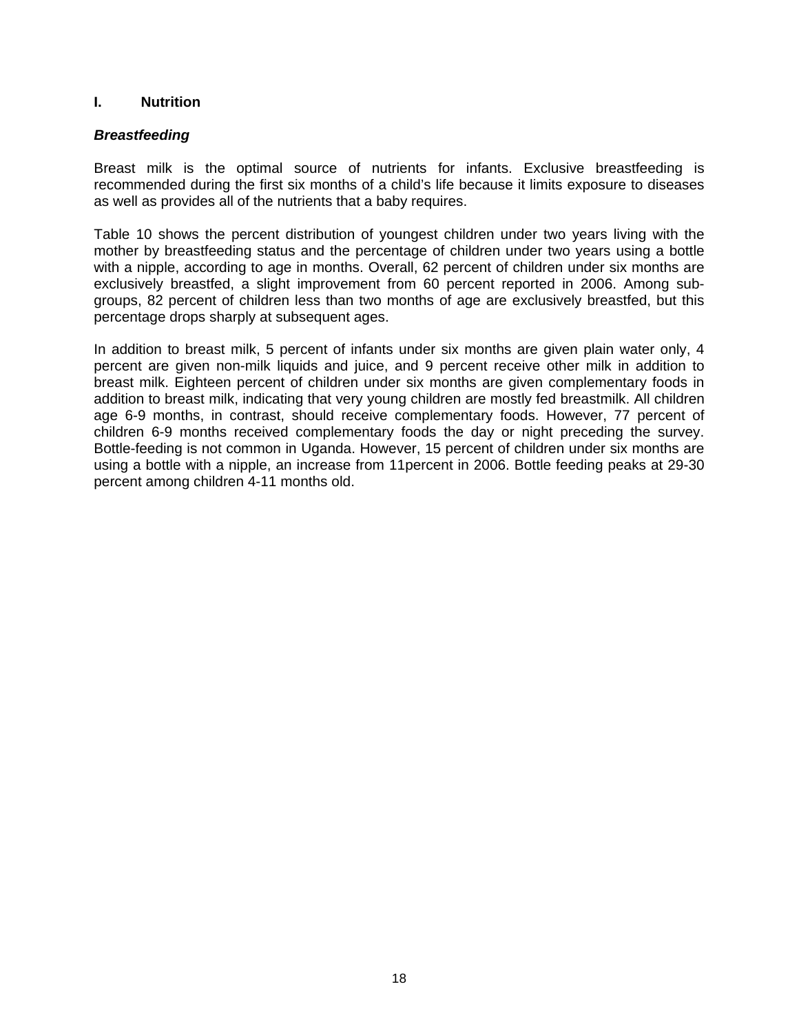## I. Nutrition

### *Breastfeeding*

Breast milk is the optimal source of nutrients for infants. Exclusive breastfeeding is recommended during the first six months of a child's life because it limits exposure to diseases as well as provides all of the nutrients that a baby requires.

Table 10 shows the percent distribution of youngest children under two years living with the mother by breastfeeding status and the percentage of children under two years using a bottle with a nipple, according to age in months. Overall, 62 percent of children under six months are exclusively breastfed, a slight improvement from 60 percent reported in 2006. Among sub-groups, 82 percent of children less than two months of age are exclusively breastfed, but this percentage drops sharply at subsequent ages.

In addition to breast milk, 5 percent of infants under six months are given plain water only, 4 percent are given non-milk liquids and juice, and 9 percent receive other milk in addition to breast milk. Eighteen percent of children under six months are given complementary foods in addition to breast milk, indicating that very young children are mostly fed breastmilk. All children age 6-9 months, in contrast, should receive complementary foods. However, 77 percent of children 6-9 months received complementary foods the day or night preceding the survey. Bottle-feeding is not common in Uganda. However, 15 percent of children under six months are using a bottle with a nipple, an increase from 11percent in 2006. Bottle feeding peaks at 29-30 percent among children 4-11 months old.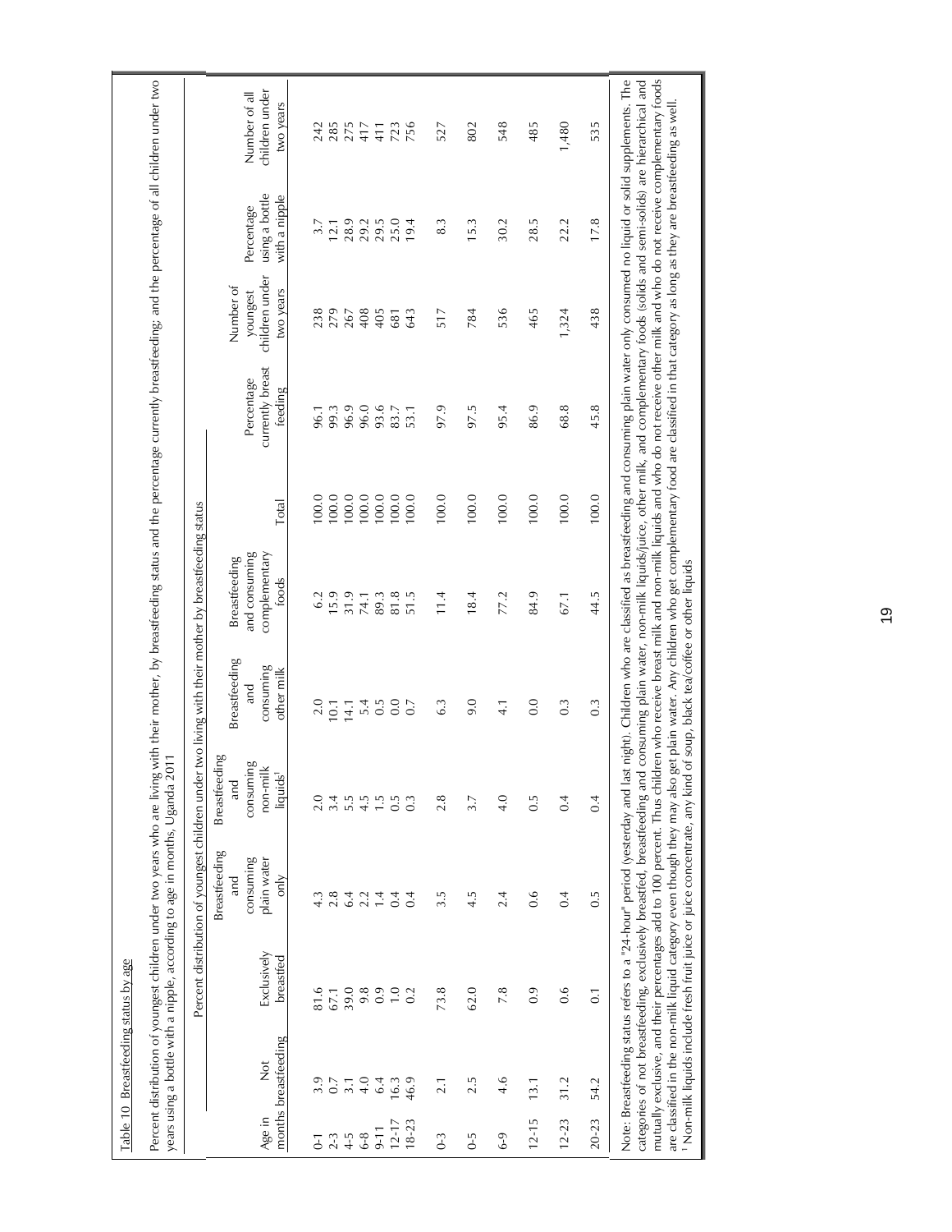Table 10 Breastfeeding status by age

Percent distribution of youngest children under two years who are living with their mother, by breastfeeding status and the percentage currently breastfeeding; and the percentage of all children under two years using a bottle with a nipple, according to age in months, Uganda 2011

| Age in months | Percent distribution of youngest children under two living with their mother by breastfeeding status | | | | | | | Percentage currently breast feeding | Number of youngest children under two years | Percentage using a bottle with a nipple | Number of all children under two years |
|---|---|---|---|---|---|---|---|---|---|---|---|
| | Not breastfeeding | Exclusively breastfed | Breastfeeding and consuming plain water only | Breastfeeding and consuming non-milk liquids[1] | Breastfeeding and consuming other milk | Breastfeeding and consuming complementary foods | Total | | | | |
| 0-1 | 3.9 | 81.6 | 4.3 | 2.0 | 2.0 | 6.2 | 100.0 | 96.1 | 238 | 3.7 | 242 |
| 2-3 | 0.7 | 67.1 | 2.8 | 3.4 | 10.1 | 15.9 | 100.0 | 99.3 | 279 | 12.1 | 285 |
| 4-5 | 3.1 | 39.0 | 6.4 | 5.5 | 14.1 | 31.9 | 100.0 | 96.9 | 267 | 28.9 | 275 |
| 6-8 | 4.0 | 9.8 | 2.2 | 4.5 | 5.4 | 74.1 | 100.0 | 96.0 | 408 | 29.2 | 417 |
| 9-11 | 6.4 | 0.9 | 1.4 | 1.5 | 0.5 | 89.3 | 100.0 | 93.6 | 405 | 29.5 | 411 |
| 12-17 | 16.3 | 1.0 | 0.4 | 0.5 | 0.0 | 81.8 | 100.0 | 83.7 | 681 | 25.0 | 723 |
| 18-23 | 46.9 | 0.2 | 0.4 | 0.3 | 0.7 | 51.5 | 100.0 | 53.1 | 643 | 19.4 | 756 |
| 0-3 | 2.1 | 73.8 | 3.5 | 2.8 | 6.3 | 11.4 | 100.0 | 97.9 | 517 | 8.3 | 527 |
| 0-5 | 2.5 | 62.0 | 4.5 | 3.7 | 9.0 | 18.4 | 100.0 | 97.5 | 784 | 15.3 | 802 |
| 6-9 | 4.6 | 7.8 | 2.4 | 4.0 | 4.1 | 77.2 | 100.0 | 95.4 | 536 | 30.2 | 548 |
| 12-15 | 13.1 | 0.9 | 0.6 | 0.5 | 0.0 | 84.9 | 100.0 | 86.9 | 465 | 28.5 | 485 |
| 12-23 | 31.2 | 0.6 | 0.4 | 0.4 | 0.3 | 67.1 | 100.0 | 68.8 | 1,324 | 22.2 | 1,480 |
| 20-23 | 54.2 | 0.1 | 0.5 | 0.4 | 0.3 | 44.5 | 100.0 | 45.8 | 438 | 17.8 | 535 |

Note: Breastfeeding status refers to a "24-hour" period (yesterday and last night). Children who are classified as breastfeeding and consuming plain water only consumed no liquid or solid supplements. The categories of not breastfeeding, exclusively breastfed, breastfeeding and consuming plain water, non-milk liquids/juice, other milk, and complementary foods (solids and semi-solids) are hierarchical and mutually exclusive, and their percentages add to 100 percent. Thus children who receive breast milk and non-milk liquids and who do not receive other milk and who do not receive complementary foods are classified in the non-milk liquid category even though they may also get plain water. Any children who get complementary food are classified in that category as long as they are breastfeeding as well.
[1] Non-milk liquids include fresh fruit juice or juice concentrate, any kind of soup, black tea/coffee or other liquids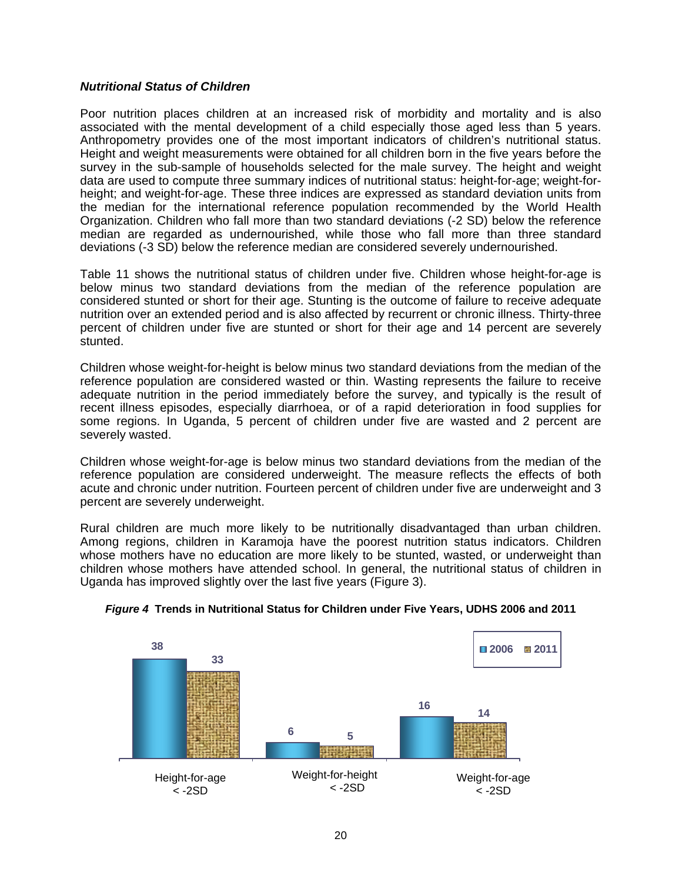### *Nutritional Status of Children*

Poor nutrition places children at an increased risk of morbidity and mortality and is also associated with the mental development of a child especially those aged less than 5 years. Anthropometry provides one of the most important indicators of children's nutritional status. Height and weight measurements were obtained for all children born in the five years before the survey in the sub-sample of households selected for the male survey. The height and weight data are used to compute three summary indices of nutritional status: height-for-age; weight-for-height; and weight-for-age. These three indices are expressed as standard deviation units from the median for the international reference population recommended by the World Health Organization. Children who fall more than two standard deviations (-2 SD) below the reference median are regarded as undernourished, while those who fall more than three standard deviations (-3 SD) below the reference median are considered severely undernourished.

Table 11 shows the nutritional status of children under five. Children whose height-for-age is below minus two standard deviations from the median of the reference population are considered stunted or short for their age. Stunting is the outcome of failure to receive adequate nutrition over an extended period and is also affected by recurrent or chronic illness. Thirty-three percent of children under five are stunted or short for their age and 14 percent are severely stunted.

Children whose weight-for-height is below minus two standard deviations from the median of the reference population are considered wasted or thin. Wasting represents the failure to receive adequate nutrition in the period immediately before the survey, and typically is the result of recent illness episodes, especially diarrhoea, or of a rapid deterioration in food supplies for some regions. In Uganda, 5 percent of children under five are wasted and 2 percent are severely wasted.

Children whose weight-for-age is below minus two standard deviations from the median of the reference population are considered underweight. The measure reflects the effects of both acute and chronic under nutrition. Fourteen percent of children under five are underweight and 3 percent are severely underweight.

Rural children are much more likely to be nutritionally disadvantaged than urban children. Among regions, children in Karamoja have the poorest nutrition status indicators. Children whose mothers have no education are more likely to be stunted, wasted, or underweight than children whose mothers have attended school. In general, the nutritional status of children in Uganda has improved slightly over the last five years (Figure 3).

***Figure 4*** **Trends in Nutritional Status for Children under Five Years, UDHS 2006 and 2011**

| | 2006 | 2011 |
|---|---|---|
| Height-for-age < -2SD | 38 | 33 |
| Weight-for-height < -2SD | 6 | 5 |
| Weight-for-age < -2SD | 16 | 14 |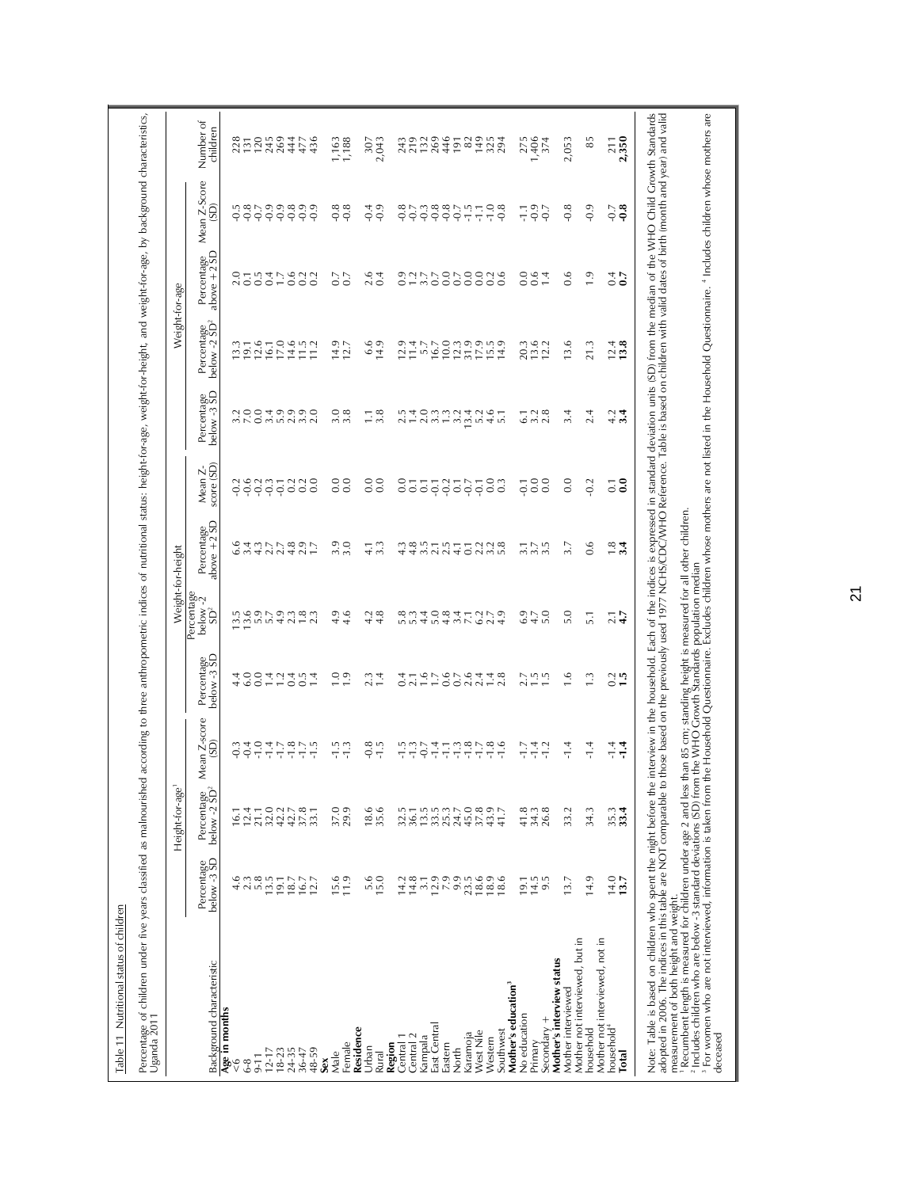Table 11 Nutritional status of children

Percentage of children under five years classified as malnourished according to three anthropometric indices of nutritional status: height-for-age, weight-for-height, and weight-for-age, by background characteristics, Uganda 2011

| Background characteristic | Height-for-age[1] | | | Weight-for-height | | | | Weight-for-age | | | | Number of children |
|---|---|---|---|---|---|---|---|---|---|---|---|---|
| | Percentage below -3 SD | Percentage below -2 SD[2] | Mean Z-score (SD) | Percentage below -3 SD | Percentage below -2 SD[2] | Percentage above +2 SD | Mean Z-score (SD) | Percentage below -3 SD | Percentage below -2 SD[2] | Percentage above +2 SD | Mean Z-Score (SD) | |
| **Age in months** | | | | | | | | | | | | |
| <6 | 4.6 | 16.1 | -0.3 | 4.4 | 13.5 | 6.6 | -0.2 | 3.2 | 13.3 | 2.0 | -0.5 | 228 |
| 6-8 | 2.3 | 12.4 | -0.4 | 6.0 | 13.6 | 3.4 | -0.6 | 7.0 | 19.1 | 0.1 | -0.8 | 131 |
| 9-11 | 5.8 | 21.1 | -1.0 | 0.0 | 5.9 | 4.3 | -0.2 | 0.0 | 12.6 | 0.5 | -0.7 | 120 |
| 12-17 | 13.5 | 32.0 | -1.4 | 1.4 | 5.7 | 2.7 | -0.3 | 3.4 | 16.1 | 0.4 | -0.9 | 245 |
| 18-23 | 19.1 | 42.2 | -1.7 | 1.2 | 4.9 | 2.7 | -0.1 | 5.9 | 17.0 | 1.7 | -0.9 | 269 |
| 24-35 | 18.7 | 42.7 | -1.8 | 0.4 | 2.3 | 4.8 | 0.2 | 2.9 | 14.6 | 0.6 | -0.8 | 444 |
| 36-47 | 16.7 | 37.8 | -1.7 | 0.5 | 1.8 | 2.9 | 0.2 | 3.9 | 11.5 | 0.2 | -0.9 | 477 |
| 48-59 | 12.7 | 33.1 | -1.5 | 1.4 | 2.3 | 1.7 | 0.0 | 2.0 | 11.2 | 0.2 | -0.9 | 436 |
| **Sex** | | | | | | | | | | | | |
| Male | 15.6 | 37.0 | -1.5 | 1.0 | 4.9 | 3.9 | 0.0 | 3.0 | 14.9 | 0.7 | -0.8 | 1,163 |
| Female | 11.9 | 29.9 | -1.3 | 1.9 | 4.6 | 3.0 | 0.0 | 3.8 | 12.7 | 0.7 | -0.8 | 1,188 |
| **Residence** | | | | | | | | | | | | |
| Urban | 5.6 | 18.6 | -0.8 | 2.3 | 4.2 | 4.1 | 0.0 | 1.1 | 6.6 | 2.6 | -0.4 | 307 |
| Rural | 15.0 | 35.6 | -1.5 | 1.4 | 4.8 | 3.3 | 0.0 | 3.8 | 14.9 | 0.4 | -0.9 | 2,043 |
| **Region** | | | | | | | | | | | | |
| Central 1 | 14.2 | 32.5 | -1.5 | 0.4 | 5.8 | 4.3 | 0.0 | 2.5 | 12.9 | 0.9 | -0.8 | 243 |
| Central 2 | 14.8 | 36.1 | -1.3 | 2.1 | 5.3 | 4.8 | 0.1 | 1.4 | 11.4 | 1.2 | -0.7 | 219 |
| Kampala | 3.1 | 13.5 | -0.7 | 1.6 | 4.4 | 3.5 | 0.1 | 2.0 | 5.7 | 3.7 | -0.3 | 132 |
| East Central | 12.9 | 33.5 | -1.4 | 1.7 | 5.0 | 2.1 | -0.1 | 3.3 | 16.7 | 0.7 | -0.8 | 269 |
| Eastern | 7.9 | 25.3 | -1.1 | 0.6 | 4.8 | 2.5 | -0.2 | 1.3 | 10.0 | 0.0 | -0.8 | 446 |
| North | 9.9 | 24.7 | -1.3 | 0.7 | 3.4 | 4.1 | 0.1 | 3.2 | 12.3 | 0.7 | -0.7 | 191 |
| Karamoja | 23.5 | 45.0 | -1.8 | 2.6 | 7.1 | 0.1 | -0.7 | 13.4 | 31.9 | 0.0 | -1.5 | 82 |
| West Nile | 18.6 | 37.8 | -1.7 | 2.4 | 6.2 | 2.2 | -0.1 | 5.2 | 17.9 | 0.0 | -1.1 | 149 |
| Western | 18.9 | 43.9 | -1.8 | 1.4 | 2.7 | 3.2 | 0.0 | 4.6 | 15.5 | 0.2 | -1.0 | 325 |
| Southwest | 18.6 | 41.7 | -1.6 | 2.8 | 4.9 | 5.8 | 0.3 | 5.1 | 14.9 | 0.6 | -0.8 | 294 |
| **Mother's education**[3] | | | | | | | | | | | | |
| No education | 19.1 | 41.8 | -1.7 | 2.7 | 6.9 | 3.1 | -0.1 | 6.1 | 20.3 | 0.0 | -1.1 | 275 |
| Primary | 14.5 | 34.3 | -1.4 | 1.5 | 4.7 | 3.7 | 0.0 | 3.2 | 13.6 | 0.6 | -0.9 | 1,406 |
| Secondary + | 9.5 | 26.8 | -1.2 | 1.5 | 5.0 | 3.5 | 0.0 | 2.8 | 12.2 | 1.4 | -0.7 | 374 |
| **Mother's interview status** | | | | | | | | | | | | |
| Mother interviewed | 13.7 | 33.2 | -1.4 | 1.6 | 5.0 | 3.7 | 0.0 | 3.4 | 13.6 | 0.6 | -0.8 | 2,053 |
| Mother not interviewed, but in household | 14.9 | 34.3 | -1.4 | 1.3 | 5.1 | 0.6 | -0.2 | 2.4 | 21.3 | 1.9 | -0.9 | 85 |
| Mother not interviewed, not in household[4] | 14.0 | 35.3 | -1.4 | 0.2 | 2.1 | 1.8 | 0.1 | 4.2 | 12.4 | 0.4 | -0.7 | 211 |
| **Total** | **13.7** | **33.4** | **-1.4** | **1.5** | **4.7** | **3.4** | **0.0** | **3.4** | **13.8** | **0.7** | **-0.8** | **2,350** |

Note: Table is based on children who spent the night before the interview in the household. Each of the indices is expressed in standard deviation units (SD) from the median of the WHO Child Growth Standards adopted in 2006. The indices in this table are NOT comparable to those based on the previously used 1977 NCHS/CDC/WHO Reference. Table is based on children with valid dates of birth (month and year) and valid measurement of both height and weight.
[1] Recumbent length is measured for children under age 2 and less than 85 cm; standing height is measured for all other children.
[2] Includes children who are below -3 standard deviations (SD) from the WHO Growth Standards population median
[3] For women who are not interviewed, information is taken from the Household Questionnaire. Excludes children whose mothers are not listed in the Household Questionnaire. [4] Includes children whose mothers are deceased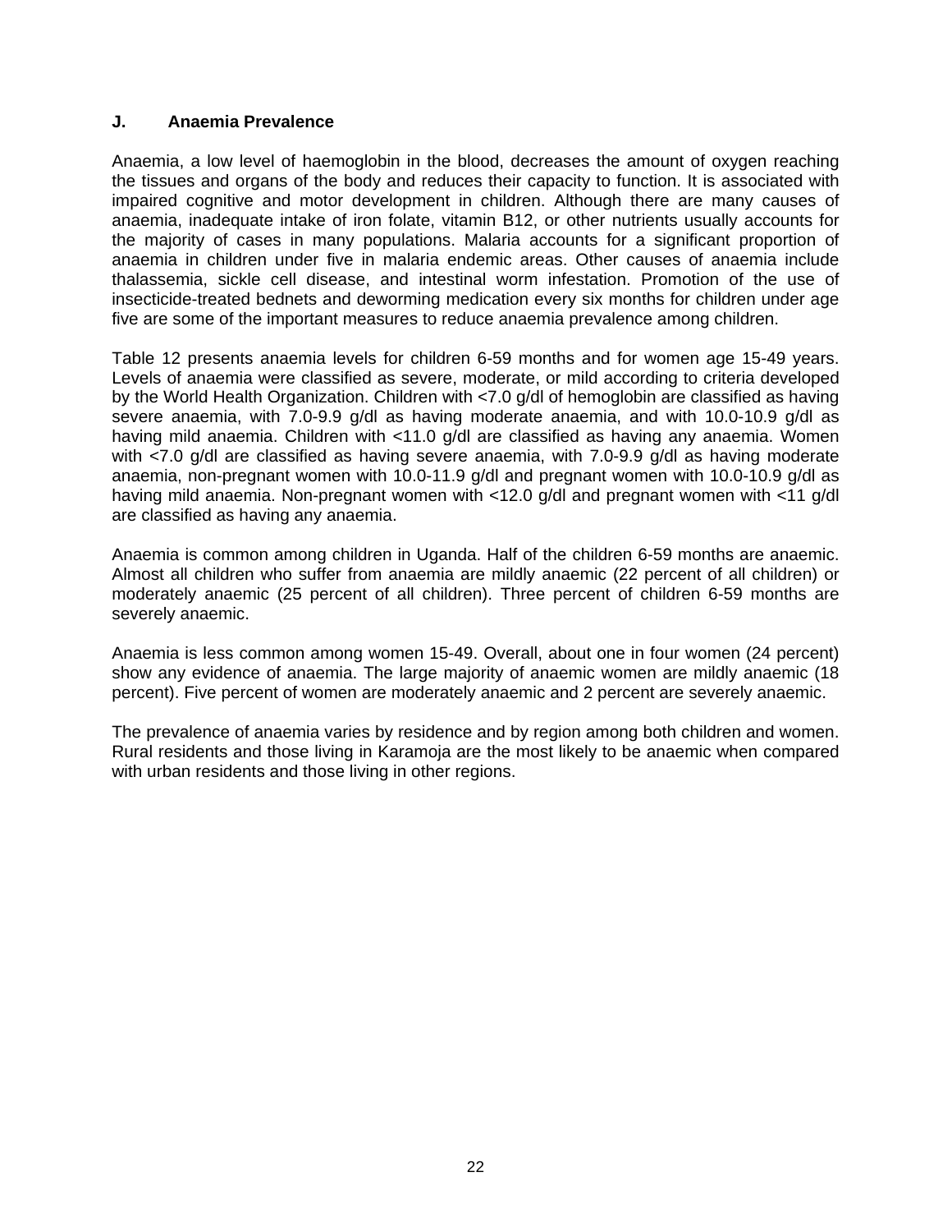## J. Anaemia Prevalence

Anaemia, a low level of haemoglobin in the blood, decreases the amount of oxygen reaching the tissues and organs of the body and reduces their capacity to function. It is associated with impaired cognitive and motor development in children. Although there are many causes of anaemia, inadequate intake of iron folate, vitamin B12, or other nutrients usually accounts for the majority of cases in many populations. Malaria accounts for a significant proportion of anaemia in children under five in malaria endemic areas. Other causes of anaemia include thalassemia, sickle cell disease, and intestinal worm infestation. Promotion of the use of insecticide-treated bednets and deworming medication every six months for children under age five are some of the important measures to reduce anaemia prevalence among children.

Table 12 presents anaemia levels for children 6-59 months and for women age 15-49 years. Levels of anaemia were classified as severe, moderate, or mild according to criteria developed by the World Health Organization. Children with <7.0 g/dl of hemoglobin are classified as having severe anaemia, with 7.0-9.9 g/dl as having moderate anaemia, and with 10.0-10.9 g/dl as having mild anaemia. Children with <11.0 g/dl are classified as having any anaemia. Women with <7.0 g/dl are classified as having severe anaemia, with 7.0-9.9 g/dl as having moderate anaemia, non-pregnant women with 10.0-11.9 g/dl and pregnant women with 10.0-10.9 g/dl as having mild anaemia. Non-pregnant women with <12.0 g/dl and pregnant women with <11 g/dl are classified as having any anaemia.

Anaemia is common among children in Uganda. Half of the children 6-59 months are anaemic. Almost all children who suffer from anaemia are mildly anaemic (22 percent of all children) or moderately anaemic (25 percent of all children). Three percent of children 6-59 months are severely anaemic.

Anaemia is less common among women 15-49. Overall, about one in four women (24 percent) show any evidence of anaemia. The large majority of anaemic women are mildly anaemic (18 percent). Five percent of women are moderately anaemic and 2 percent are severely anaemic.

The prevalence of anaemia varies by residence and by region among both children and women. Rural residents and those living in Karamoja are the most likely to be anaemic when compared with urban residents and those living in other regions.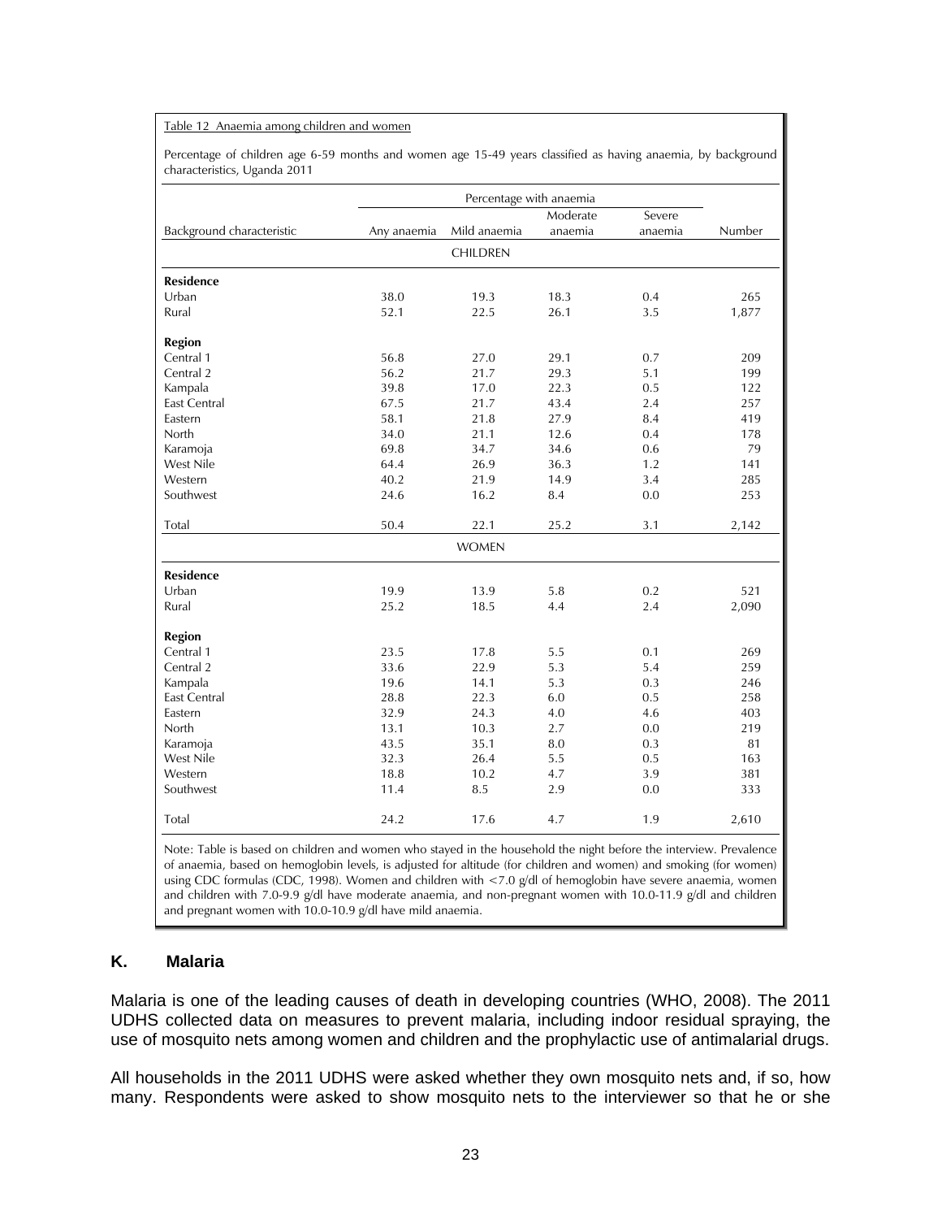Table 12 Anaemia among children and women

Percentage of children age 6-59 months and women age 15-49 years classified as having anaemia, by background characteristics, Uganda 2011

| Background characteristic | Percentage with anaemia | | | | Number |
|---|---|---|---|---|---|
| | Any anaemia | Mild anaemia | Moderate anaemia | Severe anaemia | |
| **CHILDREN** | | | | | |
| **Residence** | | | | | |
| Urban | 38.0 | 19.3 | 18.3 | 0.4 | 265 |
| Rural | 52.1 | 22.5 | 26.1 | 3.5 | 1,877 |
| **Region** | | | | | |
| Central 1 | 56.8 | 27.0 | 29.1 | 0.7 | 209 |
| Central 2 | 56.2 | 21.7 | 29.3 | 5.1 | 199 |
| Kampala | 39.8 | 17.0 | 22.3 | 0.5 | 122 |
| East Central | 67.5 | 21.7 | 43.4 | 2.4 | 257 |
| Eastern | 58.1 | 21.8 | 27.9 | 8.4 | 419 |
| North | 34.0 | 21.1 | 12.6 | 0.4 | 178 |
| Karamoja | 69.8 | 34.7 | 34.6 | 0.6 | 79 |
| West Nile | 64.4 | 26.9 | 36.3 | 1.2 | 141 |
| Western | 40.2 | 21.9 | 14.9 | 3.4 | 285 |
| Southwest | 24.6 | 16.2 | 8.4 | 0.0 | 253 |
| Total | 50.4 | 22.1 | 25.2 | 3.1 | 2,142 |
| **WOMEN** | | | | | |
| **Residence** | | | | | |
| Urban | 19.9 | 13.9 | 5.8 | 0.2 | 521 |
| Rural | 25.2 | 18.5 | 4.4 | 2.4 | 2,090 |
| **Region** | | | | | |
| Central 1 | 23.5 | 17.8 | 5.5 | 0.1 | 269 |
| Central 2 | 33.6 | 22.9 | 5.3 | 5.4 | 259 |
| Kampala | 19.6 | 14.1 | 5.3 | 0.3 | 246 |
| East Central | 28.8 | 22.3 | 6.0 | 0.5 | 258 |
| Eastern | 32.9 | 24.3 | 4.0 | 4.6 | 403 |
| North | 13.1 | 10.3 | 2.7 | 0.0 | 219 |
| Karamoja | 43.5 | 35.1 | 8.0 | 0.3 | 81 |
| West Nile | 32.3 | 26.4 | 5.5 | 0.5 | 163 |
| Western | 18.8 | 10.2 | 4.7 | 3.9 | 381 |
| Southwest | 11.4 | 8.5 | 2.9 | 0.0 | 333 |
| Total | 24.2 | 17.6 | 4.7 | 1.9 | 2,610 |

Note: Table is based on children and women who stayed in the household the night before the interview. Prevalence of anaemia, based on hemoglobin levels, is adjusted for altitude (for children and women) and smoking (for women) using CDC formulas (CDC, 1998). Women and children with <7.0 g/dl of hemoglobin have severe anaemia, women and children with 7.0-9.9 g/dl have moderate anaemia, and non-pregnant women with 10.0-11.9 g/dl and children and pregnant women with 10.0-10.9 g/dl have mild anaemia.

## K. Malaria

Malaria is one of the leading causes of death in developing countries (WHO, 2008). The 2011 UDHS collected data on measures to prevent malaria, including indoor residual spraying, the use of mosquito nets among women and children and the prophylactic use of antimalarial drugs.

All households in the 2011 UDHS were asked whether they own mosquito nets and, if so, how many. Respondents were asked to show mosquito nets to the interviewer so that he or she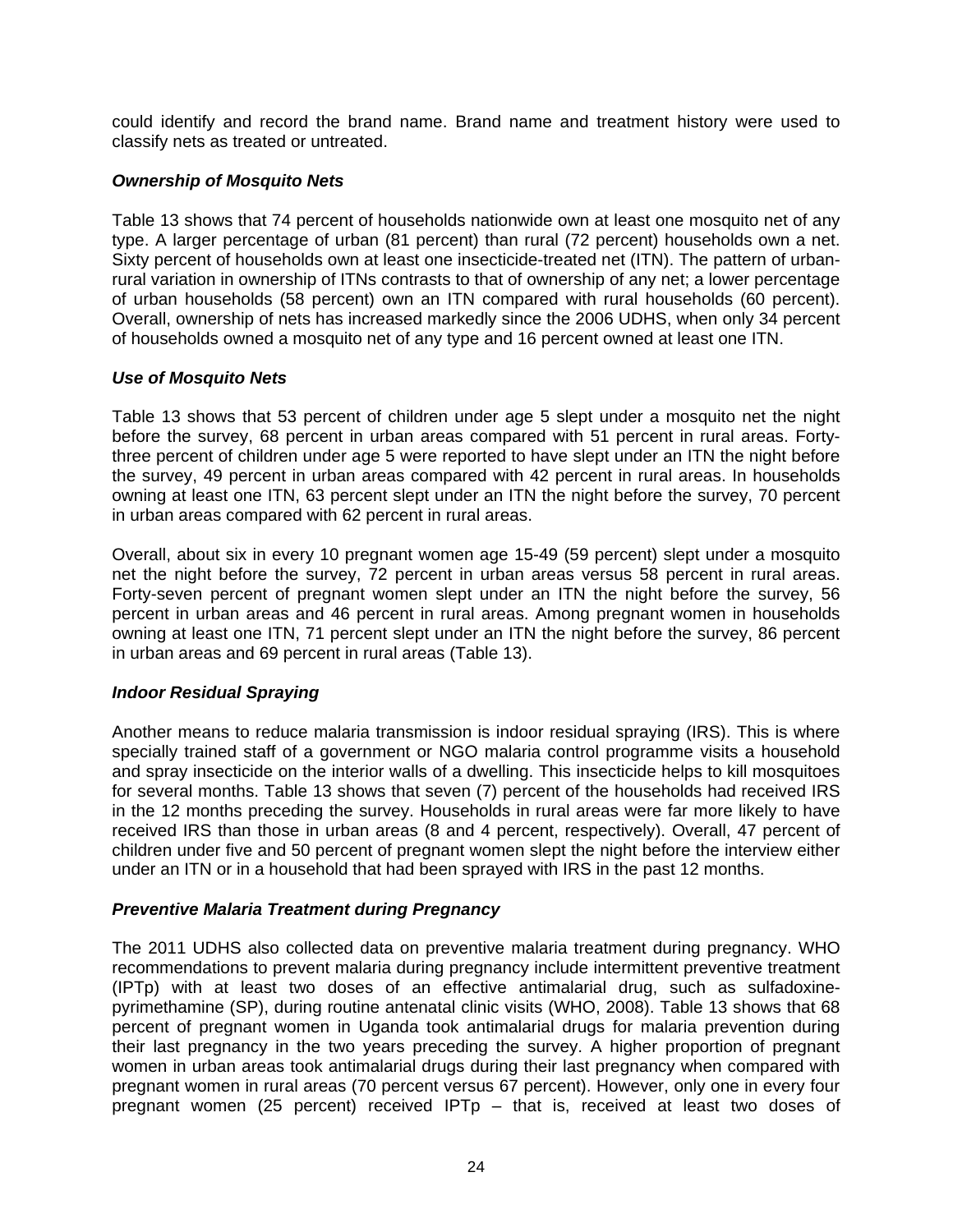could identify and record the brand name. Brand name and treatment history were used to classify nets as treated or untreated.

### *Ownership of Mosquito Nets*

Table 13 shows that 74 percent of households nationwide own at least one mosquito net of any type. A larger percentage of urban (81 percent) than rural (72 percent) households own a net. Sixty percent of households own at least one insecticide-treated net (ITN). The pattern of urban-rural variation in ownership of ITNs contrasts to that of ownership of any net; a lower percentage of urban households (58 percent) own an ITN compared with rural households (60 percent). Overall, ownership of nets has increased markedly since the 2006 UDHS, when only 34 percent of households owned a mosquito net of any type and 16 percent owned at least one ITN.

### *Use of Mosquito Nets*

Table 13 shows that 53 percent of children under age 5 slept under a mosquito net the night before the survey, 68 percent in urban areas compared with 51 percent in rural areas. Forty-three percent of children under age 5 were reported to have slept under an ITN the night before the survey, 49 percent in urban areas compared with 42 percent in rural areas. In households owning at least one ITN, 63 percent slept under an ITN the night before the survey, 70 percent in urban areas compared with 62 percent in rural areas.

Overall, about six in every 10 pregnant women age 15-49 (59 percent) slept under a mosquito net the night before the survey, 72 percent in urban areas versus 58 percent in rural areas. Forty-seven percent of pregnant women slept under an ITN the night before the survey, 56 percent in urban areas and 46 percent in rural areas. Among pregnant women in households owning at least one ITN, 71 percent slept under an ITN the night before the survey, 86 percent in urban areas and 69 percent in rural areas (Table 13).

### *Indoor Residual Spraying*

Another means to reduce malaria transmission is indoor residual spraying (IRS). This is where specially trained staff of a government or NGO malaria control programme visits a household and spray insecticide on the interior walls of a dwelling. This insecticide helps to kill mosquitoes for several months. Table 13 shows that seven (7) percent of the households had received IRS in the 12 months preceding the survey. Households in rural areas were far more likely to have received IRS than those in urban areas (8 and 4 percent, respectively). Overall, 47 percent of children under five and 50 percent of pregnant women slept the night before the interview either under an ITN or in a household that had been sprayed with IRS in the past 12 months.

### *Preventive Malaria Treatment during Pregnancy*

The 2011 UDHS also collected data on preventive malaria treatment during pregnancy. WHO recommendations to prevent malaria during pregnancy include intermittent preventive treatment (IPTp) with at least two doses of an effective antimalarial drug, such as sulfadoxine-pyrimethamine (SP), during routine antenatal clinic visits (WHO, 2008). Table 13 shows that 68 percent of pregnant women in Uganda took antimalarial drugs for malaria prevention during their last pregnancy in the two years preceding the survey. A higher proportion of pregnant women in urban areas took antimalarial drugs during their last pregnancy when compared with pregnant women in rural areas (70 percent versus 67 percent). However, only one in every four pregnant women (25 percent) received IPTp – that is, received at least two doses of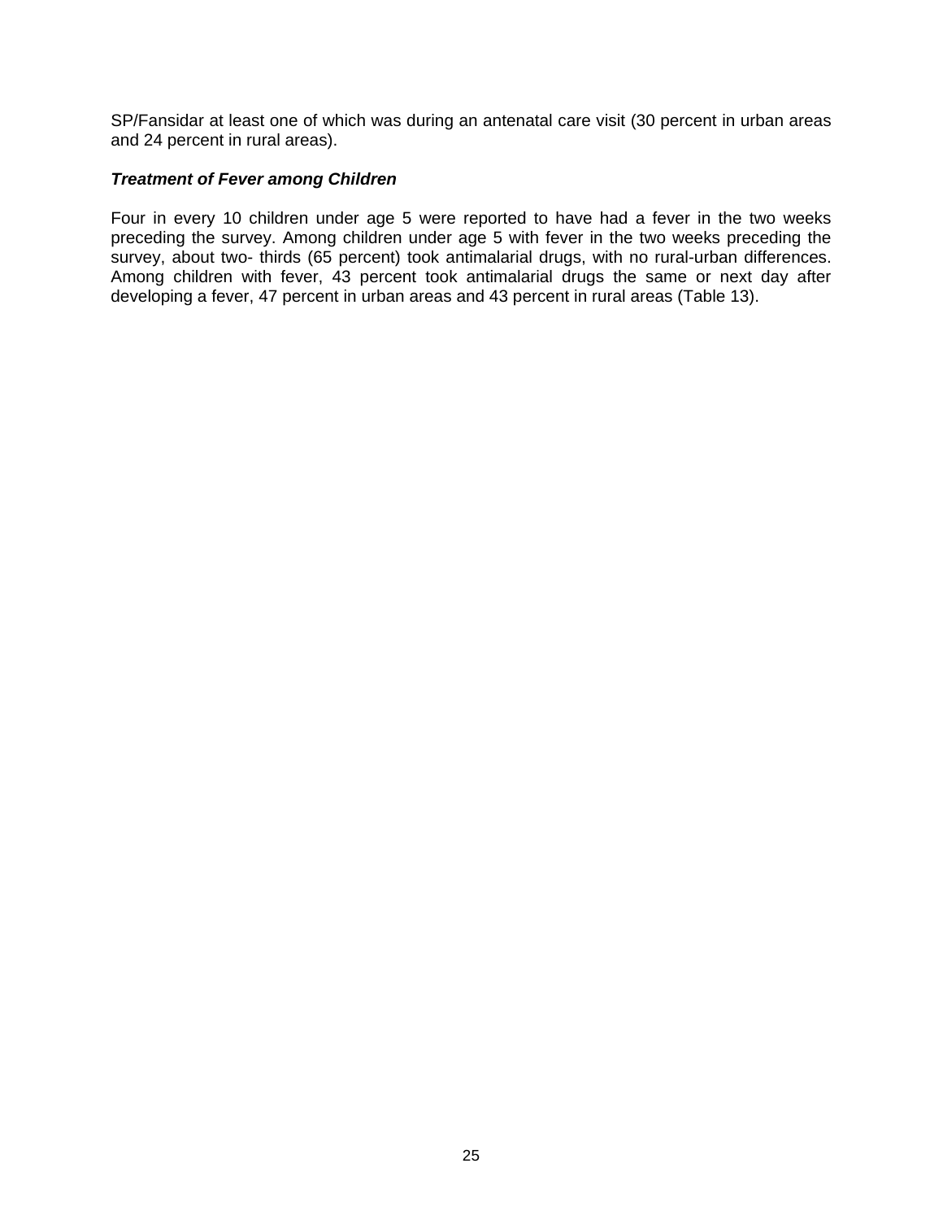SP/Fansidar at least one of which was during an antenatal care visit (30 percent in urban areas and 24 percent in rural areas).

### *Treatment of Fever among Children*

Four in every 10 children under age 5 were reported to have had a fever in the two weeks preceding the survey. Among children under age 5 with fever in the two weeks preceding the survey, about two- thirds (65 percent) took antimalarial drugs, with no rural-urban differences. Among children with fever, 43 percent took antimalarial drugs the same or next day after developing a fever, 47 percent in urban areas and 43 percent in rural areas (Table 13).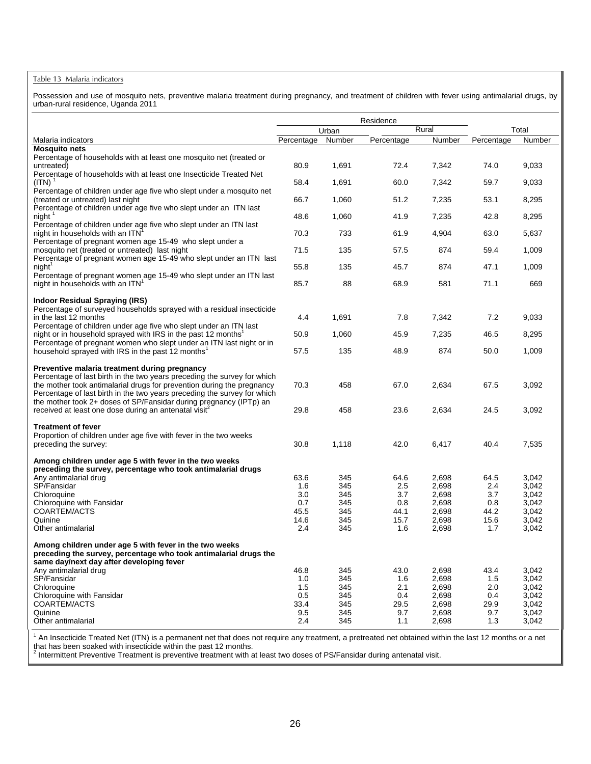Table 13 Malaria indicators

Possession and use of mosquito nets, preventive malaria treatment during pregnancy, and treatment of children with fever using antimalarial drugs, by urban-rural residence, Uganda 2011

| Malaria indicators | Residence | | | | Total | |
|---|---|---|---|---|---|---|
| | Urban | | Rural | | | |
| | Percentage | Number | Percentage | Number | Percentage | Number |
| **Mosquito nets** | | | | | | |
| Percentage of households with at least one mosquito net (treated or untreated) | 80.9 | 1,691 | 72.4 | 7,342 | 74.0 | 9,033 |
| Percentage of households with at least one Insecticide Treated Net (ITN) [1] | 58.4 | 1,691 | 60.0 | 7,342 | 59.7 | 9,033 |
| Percentage of children under age five who slept under a mosquito net (treated or untreated) last night | 66.7 | 1,060 | 51.2 | 7,235 | 53.1 | 8,295 |
| Percentage of children under age five who slept under an ITN last night [1] | 48.6 | 1,060 | 41.9 | 7,235 | 42.8 | 8,295 |
| Percentage of children under age five who slept under an ITN last night in households with an ITN[1] | 70.3 | 733 | 61.9 | 4,904 | 63.0 | 5,637 |
| Percentage of pregnant women age 15-49 who slept under a mosquito net (treated or untreated) last night | 71.5 | 135 | 57.5 | 874 | 59.4 | 1,009 |
| Percentage of pregnant women age 15-49 who slept under an ITN last night[1] | 55.8 | 135 | 45.7 | 874 | 47.1 | 1,009 |
| Percentage of pregnant women age 15-49 who slept under an ITN last night in households with an ITN[1] | 85.7 | 88 | 68.9 | 581 | 71.1 | 669 |
| **Indoor Residual Spraying (IRS)** | | | | | | |
| Percentage of surveyed households sprayed with a residual insecticide in the last 12 months | 4.4 | 1,691 | 7.8 | 7,342 | 7.2 | 9,033 |
| Percentage of children under age five who slept under an ITN last night or in household sprayed with IRS in the past 12 months[1] | 50.9 | 1,060 | 45.9 | 7,235 | 46.5 | 8,295 |
| Percentage of pregnant women who slept under an ITN last night or in household sprayed with IRS in the past 12 months[1] | 57.5 | 135 | 48.9 | 874 | 50.0 | 1,009 |
| **Preventive malaria treatment during pregnancy** | | | | | | |
| Percentage of last birth in the two years preceding the survey for which the mother took antimalarial drugs for prevention during the pregnancy | 70.3 | 458 | 67.0 | 2,634 | 67.5 | 3,092 |
| Percentage of last birth in the two years preceding the survey for which the mother took 2+ doses of SP/Fansidar during pregnancy (IPTp) an received at least one dose during an antenatal visit[2] | 29.8 | 458 | 23.6 | 2,634 | 24.5 | 3,092 |
| **Treatment of fever** | | | | | | |
| Proportion of children under age five with fever in the two weeks preceding the survey: | 30.8 | 1,118 | 42.0 | 6,417 | 40.4 | 7,535 |
| **Among children under age 5 with fever in the two weeks preceding the survey, percentage who took antimalarial drugs** | | | | | | |
| Any antimalarial drug | 63.6 | 345 | 64.6 | 2,698 | 64.5 | 3,042 |
| SP/Fansidar | 1.6 | 345 | 2.5 | 2,698 | 2.4 | 3,042 |
| Chloroquine | 3.0 | 345 | 3.7 | 2,698 | 3.7 | 3,042 |
| Chloroquine with Fansidar | 0.7 | 345 | 0.8 | 2,698 | 0.8 | 3,042 |
| COARTEM/ACTS | 45.5 | 345 | 44.1 | 2,698 | 44.2 | 3,042 |
| Quinine | 14.6 | 345 | 15.7 | 2,698 | 15.6 | 3,042 |
| Other antimalarial | 2.4 | 345 | 1.6 | 2,698 | 1.7 | 3,042 |
| **Among children under age 5 with fever in the two weeks preceding the survey, percentage who took antimalarial drugs the same day/next day after developing fever** | | | | | | |
| Any antimalarial drug | 46.8 | 345 | 43.0 | 2,698 | 43.4 | 3,042 |
| SP/Fansidar | 1.0 | 345 | 1.6 | 2,698 | 1.5 | 3,042 |
| Chloroquine | 1.5 | 345 | 2.1 | 2,698 | 2.0 | 3,042 |
| Chloroquine with Fansidar | 0.5 | 345 | 0.4 | 2,698 | 0.4 | 3,042 |
| COARTEM/ACTS | 33.4 | 345 | 29.5 | 2,698 | 29.9 | 3,042 |
| Quinine | 9.5 | 345 | 9.7 | 2,698 | 9.7 | 3,042 |
| Other antimalarial | 2.4 | 345 | 1.1 | 2,698 | 1.3 | 3,042 |

[1] An Insecticide Treated Net (ITN) is a permanent net that does not require any treatment, a pretreated net obtained within the last 12 months or a net that has been soaked with insecticide within the past 12 months.
[2] Intermittent Preventive Treatment is preventive treatment with at least two doses of PS/Fansidar during antenatal visit.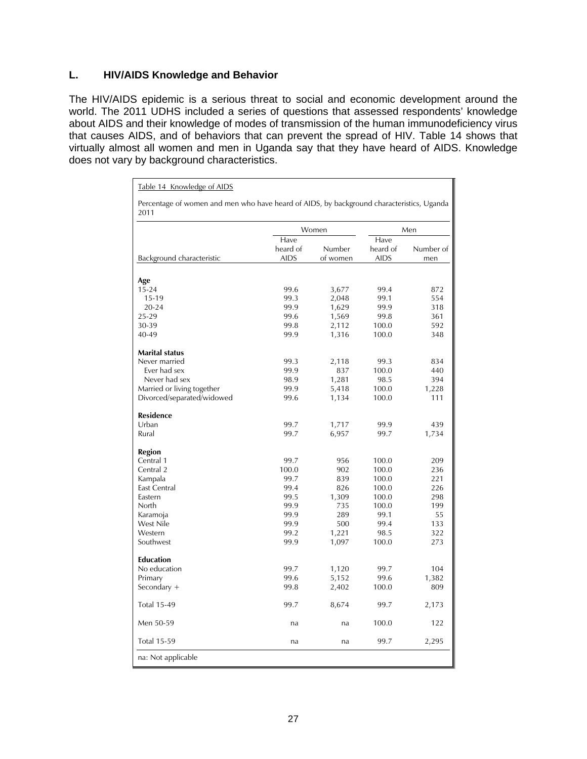## L. HIV/AIDS Knowledge and Behavior

The HIV/AIDS epidemic is a serious threat to social and economic development around the world. The 2011 UDHS included a series of questions that assessed respondents' knowledge about AIDS and their knowledge of modes of transmission of the human immunodeficiency virus that causes AIDS, and of behaviors that can prevent the spread of HIV. Table 14 shows that virtually almost all women and men in Uganda say that they have heard of AIDS. Knowledge does not vary by background characteristics.

Table 14 Knowledge of AIDS

Percentage of women and men who have heard of AIDS, by background characteristics, Uganda 2011

| Background characteristic | Women | | Men | |
|---|---|---|---|---|
| | Have heard of AIDS | Number of women | Have heard of AIDS | Number of men |
| **Age** | | | | |
| 15-24 | 99.6 | 3,677 | 99.4 | 872 |
| 15-19 | 99.3 | 2,048 | 99.1 | 554 |
| 20-24 | 99.9 | 1,629 | 99.9 | 318 |
| 25-29 | 99.6 | 1,569 | 99.8 | 361 |
| 30-39 | 99.8 | 2,112 | 100.0 | 592 |
| 40-49 | 99.9 | 1,316 | 100.0 | 348 |
| **Marital status** | | | | |
| Never married | 99.3 | 2,118 | 99.3 | 834 |
| Ever had sex | 99.9 | 837 | 100.0 | 440 |
| Never had sex | 98.9 | 1,281 | 98.5 | 394 |
| Married or living together | 99.9 | 5,418 | 100.0 | 1,228 |
| Divorced/separated/widowed | 99.6 | 1,134 | 100.0 | 111 |
| **Residence** | | | | |
| Urban | 99.7 | 1,717 | 99.9 | 439 |
| Rural | 99.7 | 6,957 | 99.7 | 1,734 |
| **Region** | | | | |
| Central 1 | 99.7 | 956 | 100.0 | 209 |
| Central 2 | 100.0 | 902 | 100.0 | 236 |
| Kampala | 99.7 | 839 | 100.0 | 221 |
| East Central | 99.4 | 826 | 100.0 | 226 |
| Eastern | 99.5 | 1,309 | 100.0 | 298 |
| North | 99.9 | 735 | 100.0 | 199 |
| Karamoja | 99.9 | 289 | 99.1 | 55 |
| West Nile | 99.9 | 500 | 99.4 | 133 |
| Western | 99.2 | 1,221 | 98.5 | 322 |
| Southwest | 99.9 | 1,097 | 100.0 | 273 |
| **Education** | | | | |
| No education | 99.7 | 1,120 | 99.7 | 104 |
| Primary | 99.6 | 5,152 | 99.6 | 1,382 |
| Secondary + | 99.8 | 2,402 | 100.0 | 809 |
| Total 15-49 | 99.7 | 8,674 | 99.7 | 2,173 |
| Men 50-59 | na | na | 100.0 | 122 |
| Total 15-59 | na | na | 99.7 | 2,295 |

na: Not applicable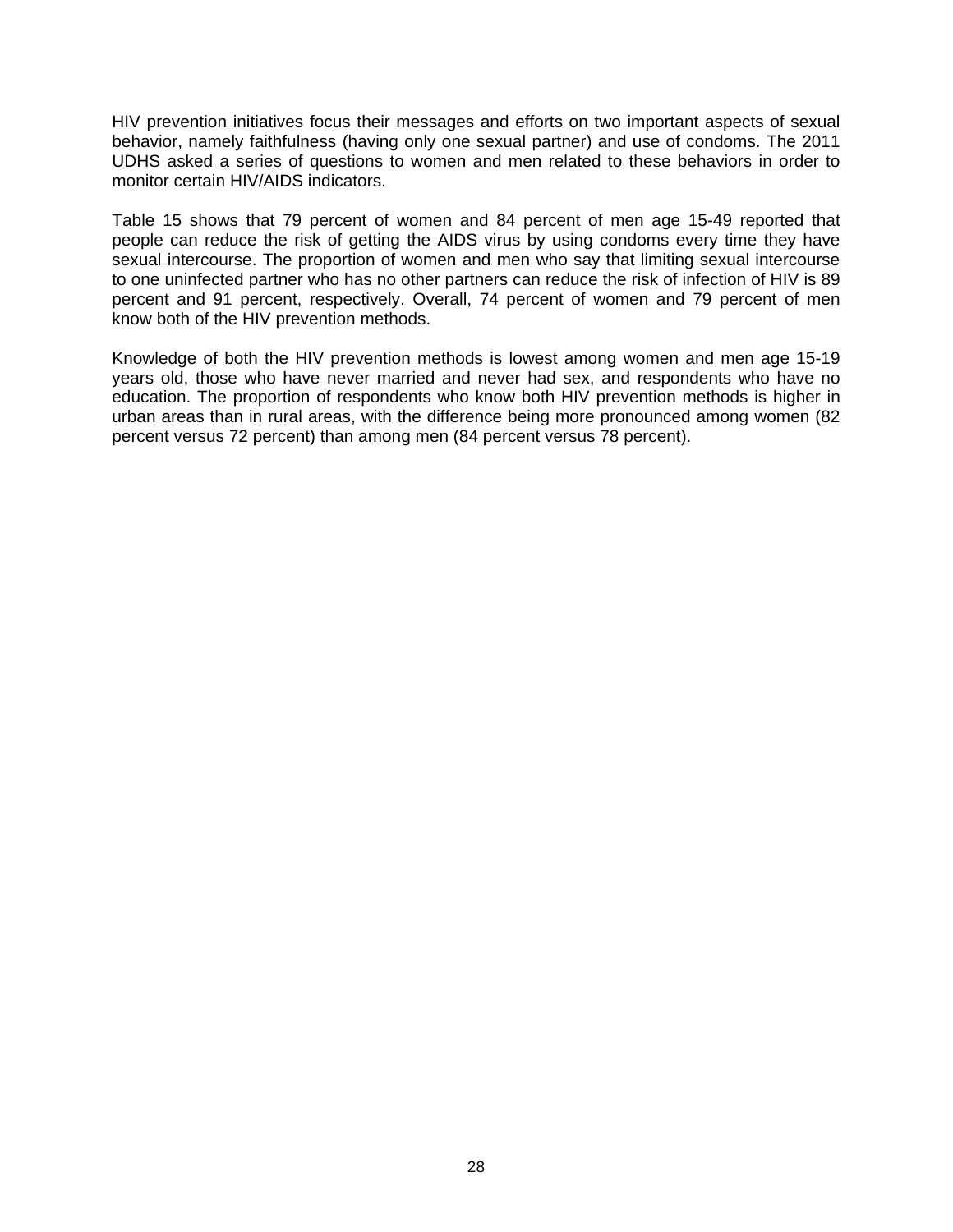HIV prevention initiatives focus their messages and efforts on two important aspects of sexual behavior, namely faithfulness (having only one sexual partner) and use of condoms. The 2011 UDHS asked a series of questions to women and men related to these behaviors in order to monitor certain HIV/AIDS indicators.

Table 15 shows that 79 percent of women and 84 percent of men age 15-49 reported that people can reduce the risk of getting the AIDS virus by using condoms every time they have sexual intercourse. The proportion of women and men who say that limiting sexual intercourse to one uninfected partner who has no other partners can reduce the risk of infection of HIV is 89 percent and 91 percent, respectively. Overall, 74 percent of women and 79 percent of men know both of the HIV prevention methods.

Knowledge of both the HIV prevention methods is lowest among women and men age 15-19 years old, those who have never married and never had sex, and respondents who have no education. The proportion of respondents who know both HIV prevention methods is higher in urban areas than in rural areas, with the difference being more pronounced among women (82 percent versus 72 percent) than among men (84 percent versus 78 percent).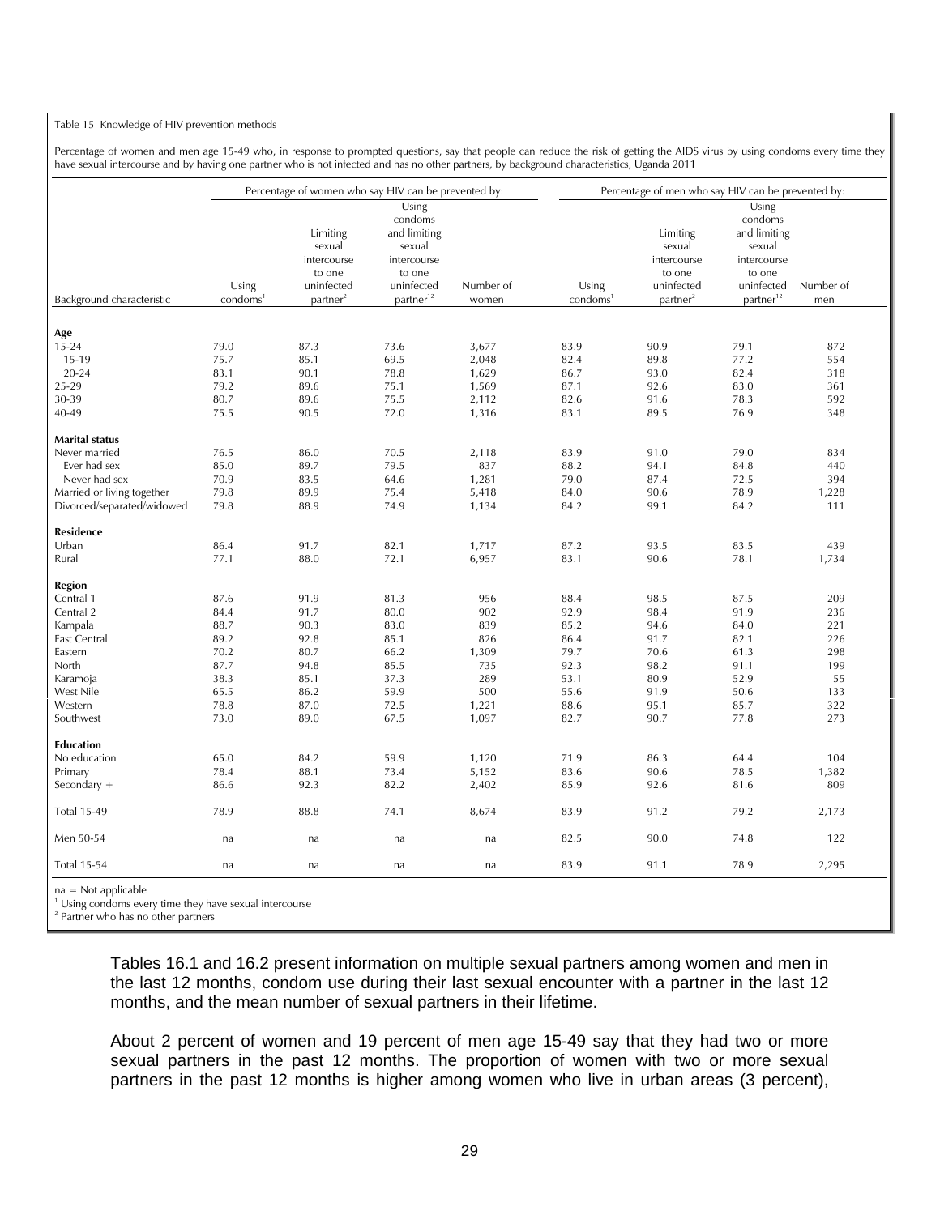Table 15 Knowledge of HIV prevention methods

Percentage of women and men age 15-49 who, in response to prompted questions, say that people can reduce the risk of getting the AIDS virus by using condoms every time they have sexual intercourse and by having one partner who is not infected and has no other partners, by background characteristics, Uganda 2011

| Background characteristic | Percentage of women who say HIV can be prevented by: | | | | Percentage of men who say HIV can be prevented by: | | | |
|---|---|---|---|---|---|---|---|---|
| | Using condoms[1] | Limiting sexual intercourse to one uninfected partner[2] | Using condoms and limiting sexual intercourse to one uninfected partner[12] | Number of women | Using condoms[1] | Limiting sexual intercourse to one uninfected partner[2] | Using condoms and limiting sexual intercourse to one uninfected partner[12] | Number of men |
| **Age** | | | | | | | | |
| 15-24 | 79.0 | 87.3 | 73.6 | 3,677 | 83.9 | 90.9 | 79.1 | 872 |
| 15-19 | 75.7 | 85.1 | 69.5 | 2,048 | 82.4 | 89.8 | 77.2 | 554 |
| 20-24 | 83.1 | 90.1 | 78.8 | 1,629 | 86.7 | 93.0 | 82.4 | 318 |
| 25-29 | 79.2 | 89.6 | 75.1 | 1,569 | 87.1 | 92.6 | 83.0 | 361 |
| 30-39 | 80.7 | 89.6 | 75.5 | 2,112 | 82.6 | 91.6 | 78.3 | 592 |
| 40-49 | 75.5 | 90.5 | 72.0 | 1,316 | 83.1 | 89.5 | 76.9 | 348 |
| **Marital status** | | | | | | | | |
| Never married | 76.5 | 86.0 | 70.5 | 2,118 | 83.9 | 91.0 | 79.0 | 834 |
| Ever had sex | 85.0 | 89.7 | 79.5 | 837 | 88.2 | 94.1 | 84.8 | 440 |
| Never had sex | 70.9 | 83.5 | 64.6 | 1,281 | 79.0 | 87.4 | 72.5 | 394 |
| Married or living together | 79.8 | 89.9 | 75.4 | 5,418 | 84.0 | 90.6 | 78.9 | 1,228 |
| Divorced/separated/widowed | 79.8 | 88.9 | 74.9 | 1,134 | 84.2 | 99.1 | 84.2 | 111 |
| **Residence** | | | | | | | | |
| Urban | 86.4 | 91.7 | 82.1 | 1,717 | 87.2 | 93.5 | 83.5 | 439 |
| Rural | 77.1 | 88.0 | 72.1 | 6,957 | 83.1 | 90.6 | 78.1 | 1,734 |
| **Region** | | | | | | | | |
| Central 1 | 87.6 | 91.9 | 81.3 | 956 | 88.4 | 98.5 | 87.5 | 209 |
| Central 2 | 84.4 | 91.7 | 80.0 | 902 | 92.9 | 98.4 | 91.9 | 236 |
| Kampala | 88.7 | 90.3 | 83.0 | 839 | 85.2 | 94.6 | 84.0 | 221 |
| East Central | 89.2 | 92.8 | 85.1 | 826 | 86.4 | 91.7 | 82.1 | 226 |
| Eastern | 70.2 | 80.7 | 66.2 | 1,309 | 79.7 | 70.6 | 61.3 | 298 |
| North | 87.7 | 94.8 | 85.5 | 735 | 92.3 | 98.2 | 91.1 | 199 |
| Karamoja | 38.3 | 85.1 | 37.3 | 289 | 53.1 | 80.9 | 52.9 | 55 |
| West Nile | 65.5 | 86.2 | 59.9 | 500 | 55.6 | 91.9 | 50.6 | 133 |
| Western | 78.8 | 87.0 | 72.5 | 1,221 | 88.6 | 95.1 | 85.7 | 322 |
| Southwest | 73.0 | 89.0 | 67.5 | 1,097 | 82.7 | 90.7 | 77.8 | 273 |
| **Education** | | | | | | | | |
| No education | 65.0 | 84.2 | 59.9 | 1,120 | 71.9 | 86.3 | 64.4 | 104 |
| Primary | 78.4 | 88.1 | 73.4 | 5,152 | 83.6 | 90.6 | 78.5 | 1,382 |
| Secondary + | 86.6 | 92.3 | 82.2 | 2,402 | 85.9 | 92.6 | 81.6 | 809 |
| Total 15-49 | 78.9 | 88.8 | 74.1 | 8,674 | 83.9 | 91.2 | 79.2 | 2,173 |
| Men 50-54 | na | na | na | na | 82.5 | 90.0 | 74.8 | 122 |
| Total 15-54 | na | na | na | na | 83.9 | 91.1 | 78.9 | 2,295 |

na = Not applicable
[1] Using condoms every time they have sexual intercourse
[2] Partner who has no other partners

Tables 16.1 and 16.2 present information on multiple sexual partners among women and men in the last 12 months, condom use during their last sexual encounter with a partner in the last 12 months, and the mean number of sexual partners in their lifetime.

About 2 percent of women and 19 percent of men age 15-49 say that they had two or more sexual partners in the past 12 months. The proportion of women with two or more sexual partners in the past 12 months is higher among women who live in urban areas (3 percent),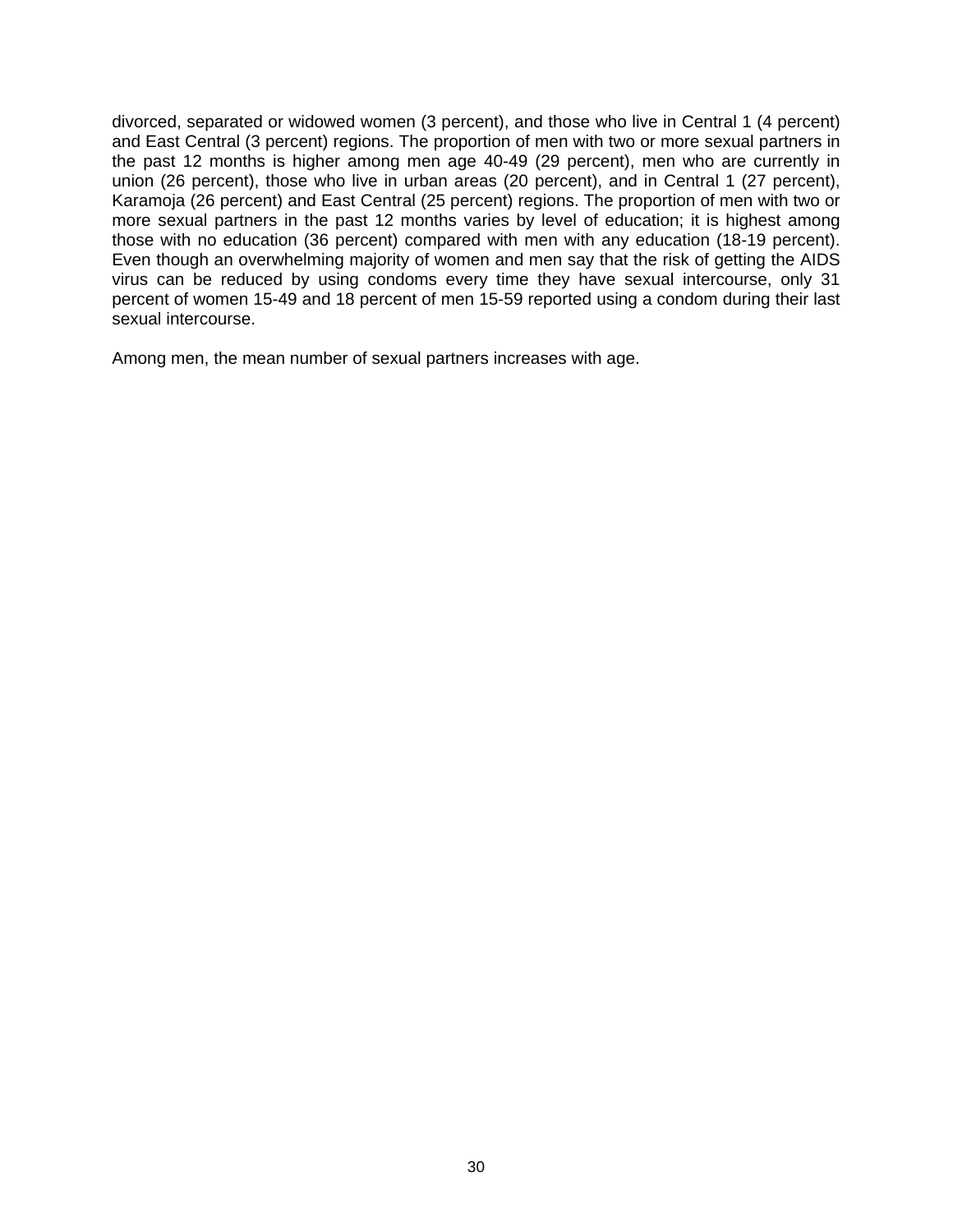divorced, separated or widowed women (3 percent), and those who live in Central 1 (4 percent) and East Central (3 percent) regions. The proportion of men with two or more sexual partners in the past 12 months is higher among men age 40-49 (29 percent), men who are currently in union (26 percent), those who live in urban areas (20 percent), and in Central 1 (27 percent), Karamoja (26 percent) and East Central (25 percent) regions. The proportion of men with two or more sexual partners in the past 12 months varies by level of education; it is highest among those with no education (36 percent) compared with men with any education (18-19 percent). Even though an overwhelming majority of women and men say that the risk of getting the AIDS virus can be reduced by using condoms every time they have sexual intercourse, only 31 percent of women 15-49 and 18 percent of men 15-59 reported using a condom during their last sexual intercourse.

Among men, the mean number of sexual partners increases with age.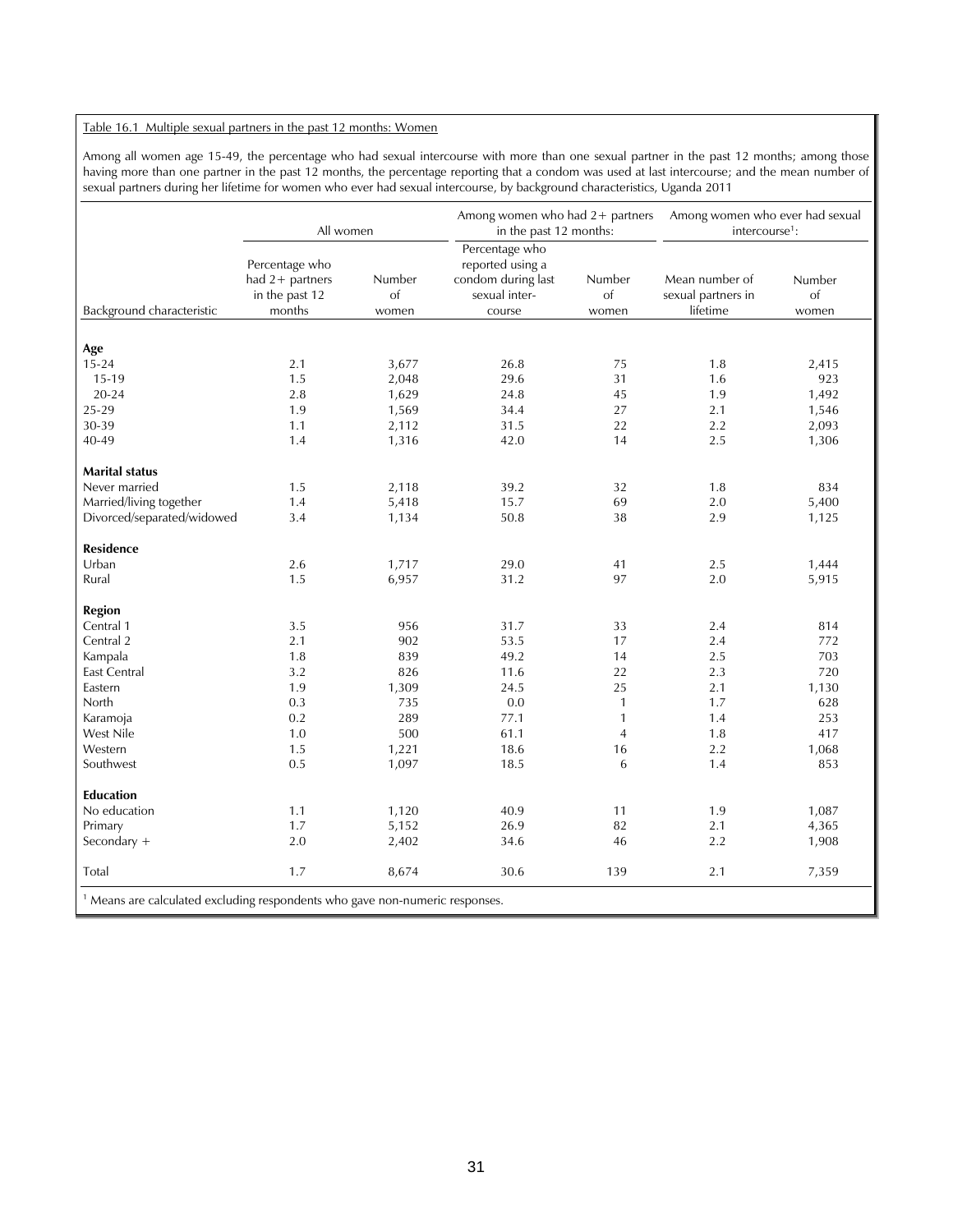Table 16.1 Multiple sexual partners in the past 12 months: Women

Among all women age 15-49, the percentage who had sexual intercourse with more than one sexual partner in the past 12 months; among those having more than one partner in the past 12 months, the percentage reporting that a condom was used at last intercourse; and the mean number of sexual partners during her lifetime for women who ever had sexual intercourse, by background characteristics, Uganda 2011

| Background characteristic | All women | | Among women who had 2+ partners in the past 12 months: | | Among women who ever had sexual intercourse[1]: | |
|---|---|---|---|---|---|---|
| | Percentage who had 2+ partners in the past 12 months | Number of women | Percentage who reported using a condom during last sexual inter-course | Number of women | Mean number of sexual partners in lifetime | Number of women |
| **Age** | | | | | | |
| 15-24 | 2.1 | 3,677 | 26.8 | 75 | 1.8 | 2,415 |
| 15-19 | 1.5 | 2,048 | 29.6 | 31 | 1.6 | 923 |
| 20-24 | 2.8 | 1,629 | 24.8 | 45 | 1.9 | 1,492 |
| 25-29 | 1.9 | 1,569 | 34.4 | 27 | 2.1 | 1,546 |
| 30-39 | 1.1 | 2,112 | 31.5 | 22 | 2.2 | 2,093 |
| 40-49 | 1.4 | 1,316 | 42.0 | 14 | 2.5 | 1,306 |
| **Marital status** | | | | | | |
| Never married | 1.5 | 2,118 | 39.2 | 32 | 1.8 | 834 |
| Married/living together | 1.4 | 5,418 | 15.7 | 69 | 2.0 | 5,400 |
| Divorced/separated/widowed | 3.4 | 1,134 | 50.8 | 38 | 2.9 | 1,125 |
| **Residence** | | | | | | |
| Urban | 2.6 | 1,717 | 29.0 | 41 | 2.5 | 1,444 |
| Rural | 1.5 | 6,957 | 31.2 | 97 | 2.0 | 5,915 |
| **Region** | | | | | | |
| Central 1 | 3.5 | 956 | 31.7 | 33 | 2.4 | 814 |
| Central 2 | 2.1 | 902 | 53.5 | 17 | 2.4 | 772 |
| Kampala | 1.8 | 839 | 49.2 | 14 | 2.5 | 703 |
| East Central | 3.2 | 826 | 11.6 | 22 | 2.3 | 720 |
| Eastern | 1.9 | 1,309 | 24.5 | 25 | 2.1 | 1,130 |
| North | 0.3 | 735 | 0.0 | 1 | 1.7 | 628 |
| Karamoja | 0.2 | 289 | 77.1 | 1 | 1.4 | 253 |
| West Nile | 1.0 | 500 | 61.1 | 4 | 1.8 | 417 |
| Western | 1.5 | 1,221 | 18.6 | 16 | 2.2 | 1,068 |
| Southwest | 0.5 | 1,097 | 18.5 | 6 | 1.4 | 853 |
| **Education** | | | | | | |
| No education | 1.1 | 1,120 | 40.9 | 11 | 1.9 | 1,087 |
| Primary | 1.7 | 5,152 | 26.9 | 82 | 2.1 | 4,365 |
| Secondary + | 2.0 | 2,402 | 34.6 | 46 | 2.2 | 1,908 |
| Total | 1.7 | 8,674 | 30.6 | 139 | 2.1 | 7,359 |

[1] Means are calculated excluding respondents who gave non-numeric responses.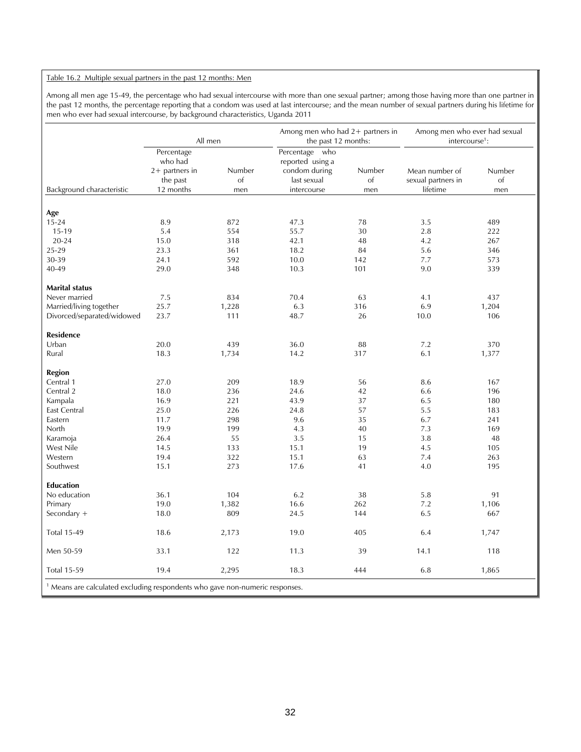Table 16.2 Multiple sexual partners in the past 12 months: Men

Among all men age 15-49, the percentage who had sexual intercourse with more than one sexual partner; among those having more than one partner in the past 12 months, the percentage reporting that a condom was used at last intercourse; and the mean number of sexual partners during his lifetime for men who ever had sexual intercourse, by background characteristics, Uganda 2011

| | All men | | Among men who had 2+ partners in the past 12 months: | | Among men who ever had sexual intercourse[1]: | |
|---|---|---|---|---|---|---|
| Background characteristic | Percentage who had 2+ partners in the past 12 months | Number of men | Percentage who reported using a condom during last sexual intercourse | Number of men | Mean number of sexual partners in lifetime | Number of men |
| **Age** | | | | | | |
| 15-24 | 8.9 | 872 | 47.3 | 78 | 3.5 | 489 |
| 15-19 | 5.4 | 554 | 55.7 | 30 | 2.8 | 222 |
| 20-24 | 15.0 | 318 | 42.1 | 48 | 4.2 | 267 |
| 25-29 | 23.3 | 361 | 18.2 | 84 | 5.6 | 346 |
| 30-39 | 24.1 | 592 | 10.0 | 142 | 7.7 | 573 |
| 40-49 | 29.0 | 348 | 10.3 | 101 | 9.0 | 339 |
| **Marital status** | | | | | | |
| Never married | 7.5 | 834 | 70.4 | 63 | 4.1 | 437 |
| Married/living together | 25.7 | 1,228 | 6.3 | 316 | 6.9 | 1,204 |
| Divorced/separated/widowed | 23.7 | 111 | 48.7 | 26 | 10.0 | 106 |
| **Residence** | | | | | | |
| Urban | 20.0 | 439 | 36.0 | 88 | 7.2 | 370 |
| Rural | 18.3 | 1,734 | 14.2 | 317 | 6.1 | 1,377 |
| **Region** | | | | | | |
| Central 1 | 27.0 | 209 | 18.9 | 56 | 8.6 | 167 |
| Central 2 | 18.0 | 236 | 24.6 | 42 | 6.6 | 196 |
| Kampala | 16.9 | 221 | 43.9 | 37 | 6.5 | 180 |
| East Central | 25.0 | 226 | 24.8 | 57 | 5.5 | 183 |
| Eastern | 11.7 | 298 | 9.6 | 35 | 6.7 | 241 |
| North | 19.9 | 199 | 4.3 | 40 | 7.3 | 169 |
| Karamoja | 26.4 | 55 | 3.5 | 15 | 3.8 | 48 |
| West Nile | 14.5 | 133 | 15.1 | 19 | 4.5 | 105 |
| Western | 19.4 | 322 | 15.1 | 63 | 7.4 | 263 |
| Southwest | 15.1 | 273 | 17.6 | 41 | 4.0 | 195 |
| **Education** | | | | | | |
| No education | 36.1 | 104 | 6.2 | 38 | 5.8 | 91 |
| Primary | 19.0 | 1,382 | 16.6 | 262 | 7.2 | 1,106 |
| Secondary + | 18.0 | 809 | 24.5 | 144 | 6.5 | 667 |
| Total 15-49 | 18.6 | 2,173 | 19.0 | 405 | 6.4 | 1,747 |
| Men 50-59 | 33.1 | 122 | 11.3 | 39 | 14.1 | 118 |
| Total 15-59 | 19.4 | 2,295 | 18.3 | 444 | 6.8 | 1,865 |

[1] Means are calculated excluding respondents who gave non-numeric responses.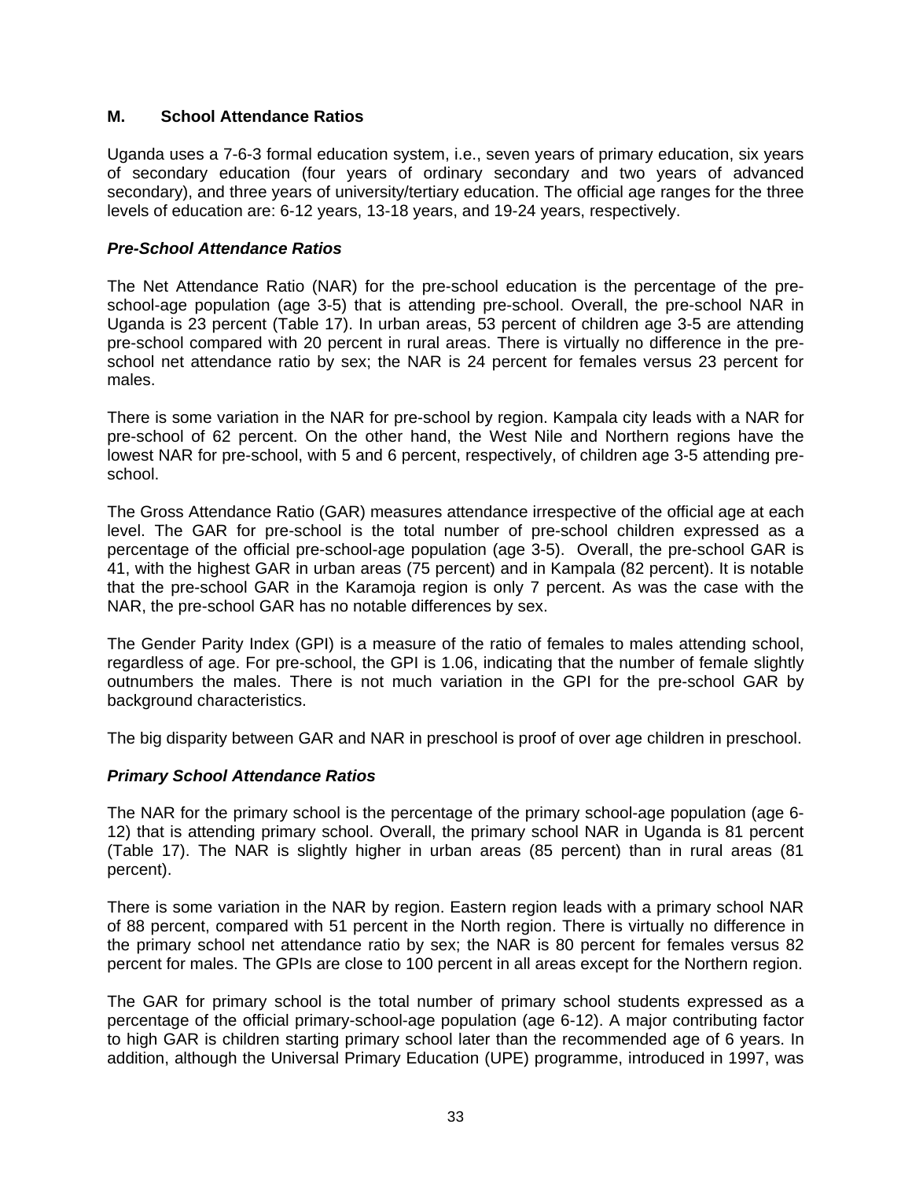## M. School Attendance Ratios

Uganda uses a 7-6-3 formal education system, i.e., seven years of primary education, six years of secondary education (four years of ordinary secondary and two years of advanced secondary), and three years of university/tertiary education. The official age ranges for the three levels of education are: 6-12 years, 13-18 years, and 19-24 years, respectively.

### *Pre-School Attendance Ratios*

The Net Attendance Ratio (NAR) for the pre-school education is the percentage of the pre-school-age population (age 3-5) that is attending pre-school. Overall, the pre-school NAR in Uganda is 23 percent (Table 17). In urban areas, 53 percent of children age 3-5 are attending pre-school compared with 20 percent in rural areas. There is virtually no difference in the pre-school net attendance ratio by sex; the NAR is 24 percent for females versus 23 percent for males.

There is some variation in the NAR for pre-school by region. Kampala city leads with a NAR for pre-school of 62 percent. On the other hand, the West Nile and Northern regions have the lowest NAR for pre-school, with 5 and 6 percent, respectively, of children age 3-5 attending pre-school.

The Gross Attendance Ratio (GAR) measures attendance irrespective of the official age at each level. The GAR for pre-school is the total number of pre-school children expressed as a percentage of the official pre-school-age population (age 3-5). Overall, the pre-school GAR is 41, with the highest GAR in urban areas (75 percent) and in Kampala (82 percent). It is notable that the pre-school GAR in the Karamoja region is only 7 percent. As was the case with the NAR, the pre-school GAR has no notable differences by sex.

The Gender Parity Index (GPI) is a measure of the ratio of females to males attending school, regardless of age. For pre-school, the GPI is 1.06, indicating that the number of female slightly outnumbers the males. There is not much variation in the GPI for the pre-school GAR by background characteristics.

The big disparity between GAR and NAR in preschool is proof of over age children in preschool.

### *Primary School Attendance Ratios*

The NAR for the primary school is the percentage of the primary school-age population (age 6-12) that is attending primary school. Overall, the primary school NAR in Uganda is 81 percent (Table 17). The NAR is slightly higher in urban areas (85 percent) than in rural areas (81 percent).

There is some variation in the NAR by region. Eastern region leads with a primary school NAR of 88 percent, compared with 51 percent in the North region. There is virtually no difference in the primary school net attendance ratio by sex; the NAR is 80 percent for females versus 82 percent for males. The GPIs are close to 100 percent in all areas except for the Northern region.

The GAR for primary school is the total number of primary school students expressed as a percentage of the official primary-school-age population (age 6-12). A major contributing factor to high GAR is children starting primary school later than the recommended age of 6 years. In addition, although the Universal Primary Education (UPE) programme, introduced in 1997, was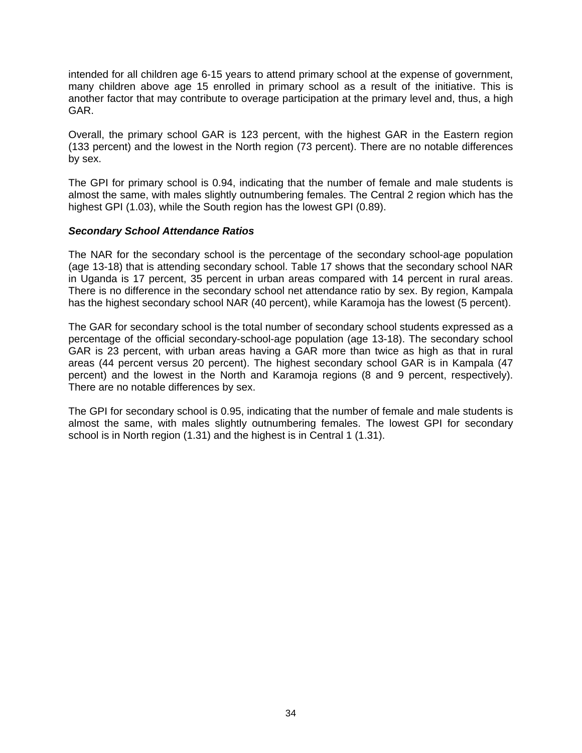intended for all children age 6-15 years to attend primary school at the expense of government, many children above age 15 enrolled in primary school as a result of the initiative. This is another factor that may contribute to overage participation at the primary level and, thus, a high GAR.

Overall, the primary school GAR is 123 percent, with the highest GAR in the Eastern region (133 percent) and the lowest in the North region (73 percent). There are no notable differences by sex.

The GPI for primary school is 0.94, indicating that the number of female and male students is almost the same, with males slightly outnumbering females. The Central 2 region which has the highest GPI (1.03), while the South region has the lowest GPI (0.89).

### *Secondary School Attendance Ratios*

The NAR for the secondary school is the percentage of the secondary school-age population (age 13-18) that is attending secondary school. Table 17 shows that the secondary school NAR in Uganda is 17 percent, 35 percent in urban areas compared with 14 percent in rural areas. There is no difference in the secondary school net attendance ratio by sex. By region, Kampala has the highest secondary school NAR (40 percent), while Karamoja has the lowest (5 percent).

The GAR for secondary school is the total number of secondary school students expressed as a percentage of the official secondary-school-age population (age 13-18). The secondary school GAR is 23 percent, with urban areas having a GAR more than twice as high as that in rural areas (44 percent versus 20 percent). The highest secondary school GAR is in Kampala (47 percent) and the lowest in the North and Karamoja regions (8 and 9 percent, respectively). There are no notable differences by sex.

The GPI for secondary school is 0.95, indicating that the number of female and male students is almost the same, with males slightly outnumbering females. The lowest GPI for secondary school is in North region (1.31) and the highest is in Central 1 (1.31).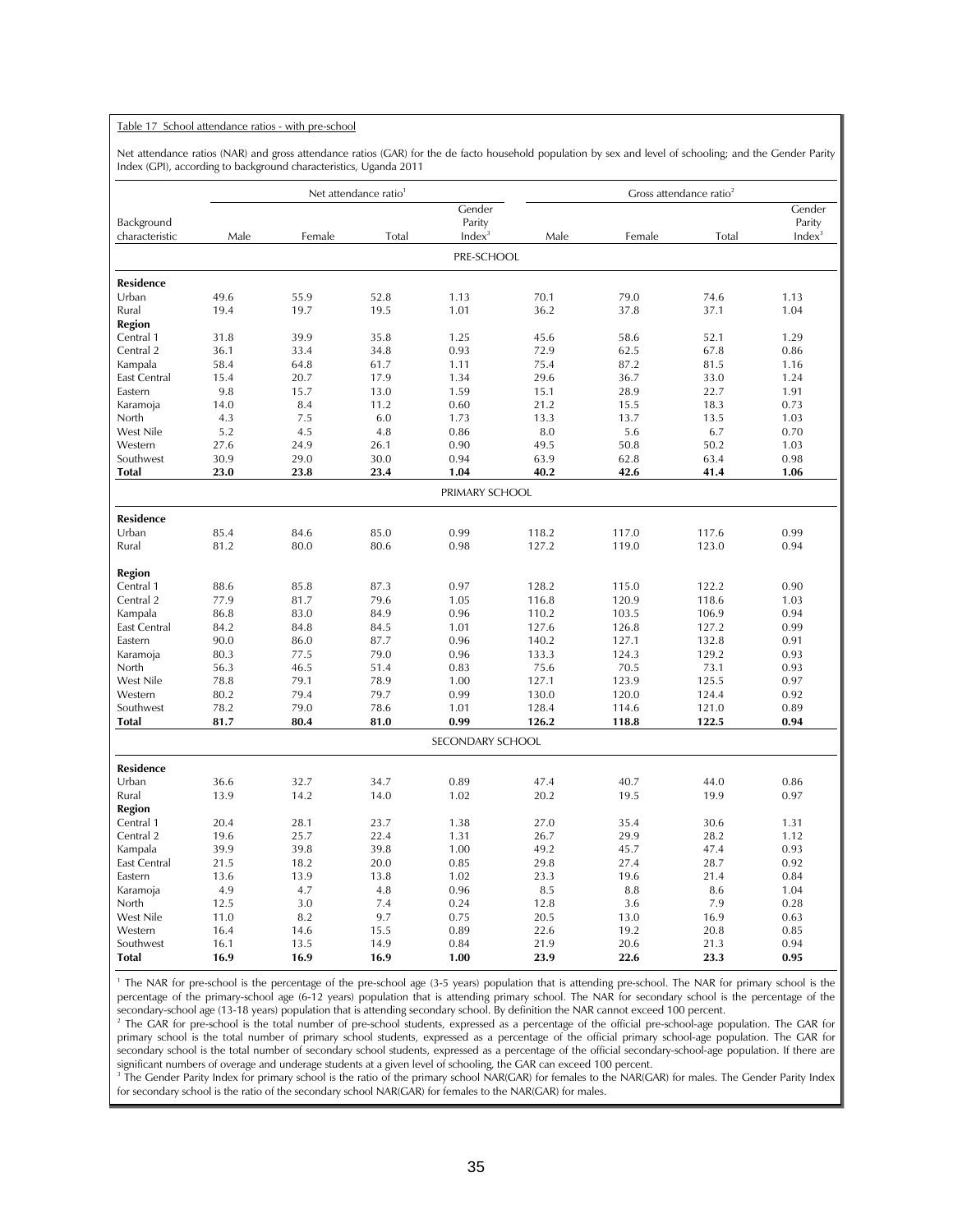Table 17 School attendance ratios - with pre-school

Net attendance ratios (NAR) and gross attendance ratios (GAR) for the de facto household population by sex and level of schooling; and the Gender Parity Index (GPI), according to background characteristics, Uganda 2011

| Background characteristic | Net attendance ratio[1] | | | | Gross attendance ratio[2] | | | |
|---|---|---|---|---|---|---|---|---|
| | Male | Female | Total | Gender Parity Index[3] | Male | Female | Total | Gender Parity Index[3] |
| | | | | PRE-SCHOOL | | | | |
| **Residence** | | | | | | | | |
| Urban | 49.6 | 55.9 | 52.8 | 1.13 | 70.1 | 79.0 | 74.6 | 1.13 |
| Rural | 19.4 | 19.7 | 19.5 | 1.01 | 36.2 | 37.8 | 37.1 | 1.04 |
| **Region** | | | | | | | | |
| Central 1 | 31.8 | 39.9 | 35.8 | 1.25 | 45.6 | 58.6 | 52.1 | 1.29 |
| Central 2 | 36.1 | 33.4 | 34.8 | 0.93 | 72.9 | 62.5 | 67.8 | 0.86 |
| Kampala | 58.4 | 64.8 | 61.7 | 1.11 | 75.4 | 87.2 | 81.5 | 1.16 |
| East Central | 15.4 | 20.7 | 17.9 | 1.34 | 29.6 | 36.7 | 33.0 | 1.24 |
| Eastern | 9.8 | 15.7 | 13.0 | 1.59 | 15.1 | 28.9 | 22.7 | 1.91 |
| Karamoja | 14.0 | 8.4 | 11.2 | 0.60 | 21.2 | 15.5 | 18.3 | 0.73 |
| North | 4.3 | 7.5 | 6.0 | 1.73 | 13.3 | 13.7 | 13.5 | 1.03 |
| West Nile | 5.2 | 4.5 | 4.8 | 0.86 | 8.0 | 5.6 | 6.7 | 0.70 |
| Western | 27.6 | 24.9 | 26.1 | 0.90 | 49.5 | 50.8 | 50.2 | 1.03 |
| Southwest | 30.9 | 29.0 | 30.0 | 0.94 | 63.9 | 62.8 | 63.4 | 0.98 |
| **Total** | **23.0** | **23.8** | **23.4** | **1.04** | **40.2** | **42.6** | **41.4** | **1.06** |
| | | | | PRIMARY SCHOOL | | | | |
| **Residence** | | | | | | | | |
| Urban | 85.4 | 84.6 | 85.0 | 0.99 | 118.2 | 117.0 | 117.6 | 0.99 |
| Rural | 81.2 | 80.0 | 80.6 | 0.98 | 127.2 | 119.0 | 123.0 | 0.94 |
| **Region** | | | | | | | | |
| Central 1 | 88.6 | 85.8 | 87.3 | 0.97 | 128.2 | 115.0 | 122.2 | 0.90 |
| Central 2 | 77.9 | 81.7 | 79.6 | 1.05 | 116.8 | 120.9 | 118.6 | 1.03 |
| Kampala | 86.8 | 83.0 | 84.9 | 0.96 | 110.2 | 103.5 | 106.9 | 0.94 |
| East Central | 84.2 | 84.8 | 84.5 | 1.01 | 127.6 | 126.8 | 127.2 | 0.99 |
| Eastern | 90.0 | 86.0 | 87.7 | 0.96 | 140.2 | 127.1 | 132.8 | 0.91 |
| Karamoja | 80.3 | 77.5 | 79.0 | 0.96 | 133.3 | 124.3 | 129.2 | 0.93 |
| North | 56.3 | 46.5 | 51.4 | 0.83 | 75.6 | 70.5 | 73.1 | 0.93 |
| West Nile | 78.8 | 79.1 | 78.9 | 1.00 | 127.1 | 123.9 | 125.5 | 0.97 |
| Western | 80.2 | 79.4 | 79.7 | 0.99 | 130.0 | 120.0 | 124.4 | 0.92 |
| Southwest | 78.2 | 79.0 | 78.6 | 1.01 | 128.4 | 114.6 | 121.0 | 0.89 |
| **Total** | **81.7** | **80.4** | **81.0** | **0.99** | **126.2** | **118.8** | **122.5** | **0.94** |
| | | | | SECONDARY SCHOOL | | | | |
| **Residence** | | | | | | | | |
| Urban | 36.6 | 32.7 | 34.7 | 0.89 | 47.4 | 40.7 | 44.0 | 0.86 |
| Rural | 13.9 | 14.2 | 14.0 | 1.02 | 20.2 | 19.5 | 19.9 | 0.97 |
| **Region** | | | | | | | | |
| Central 1 | 20.4 | 28.1 | 23.7 | 1.38 | 27.0 | 35.4 | 30.6 | 1.31 |
| Central 2 | 19.6 | 25.7 | 22.4 | 1.31 | 26.7 | 29.9 | 28.2 | 1.12 |
| Kampala | 39.9 | 39.8 | 39.8 | 1.00 | 49.2 | 45.7 | 47.4 | 0.93 |
| East Central | 21.5 | 18.2 | 20.0 | 0.85 | 29.8 | 27.4 | 28.7 | 0.92 |
| Eastern | 13.6 | 13.9 | 13.8 | 1.02 | 23.3 | 19.6 | 21.4 | 0.84 |
| Karamoja | 4.9 | 4.7 | 4.8 | 0.96 | 8.5 | 8.8 | 8.6 | 1.04 |
| North | 12.5 | 3.0 | 7.4 | 0.24 | 12.8 | 3.6 | 7.9 | 0.28 |
| West Nile | 11.0 | 8.2 | 9.7 | 0.75 | 20.5 | 13.0 | 16.9 | 0.63 |
| Western | 16.4 | 14.6 | 15.5 | 0.89 | 22.6 | 19.2 | 20.8 | 0.85 |
| Southwest | 16.1 | 13.5 | 14.9 | 0.84 | 21.9 | 20.6 | 21.3 | 0.94 |
| **Total** | **16.9** | **16.9** | **16.9** | **1.00** | **23.9** | **22.6** | **23.3** | **0.95** |

[1] The NAR for pre-school is the percentage of the pre-school age (3-5 years) population that is attending pre-school. The NAR for primary school is the percentage of the primary-school age (6-12 years) population that is attending primary school. The NAR for secondary school is the percentage of the secondary-school age (13-18 years) population that is attending secondary school. By definition the NAR cannot exceed 100 percent.
[2] The GAR for pre-school is the total number of pre-school students, expressed as a percentage of the official pre-school-age population. The GAR for primary school is the total number of primary school students, expressed as a percentage of the official primary school-age population. The GAR for secondary school is the total number of secondary school students, expressed as a percentage of the official secondary-school-age population. If there are significant numbers of overage and underage students at a given level of schooling, the GAR can exceed 100 percent.
[3] The Gender Parity Index for primary school is the ratio of the primary school NAR(GAR) for females to the NAR(GAR) for males. The Gender Parity Index for secondary school is the ratio of the secondary school NAR(GAR) for females to the NAR(GAR) for males.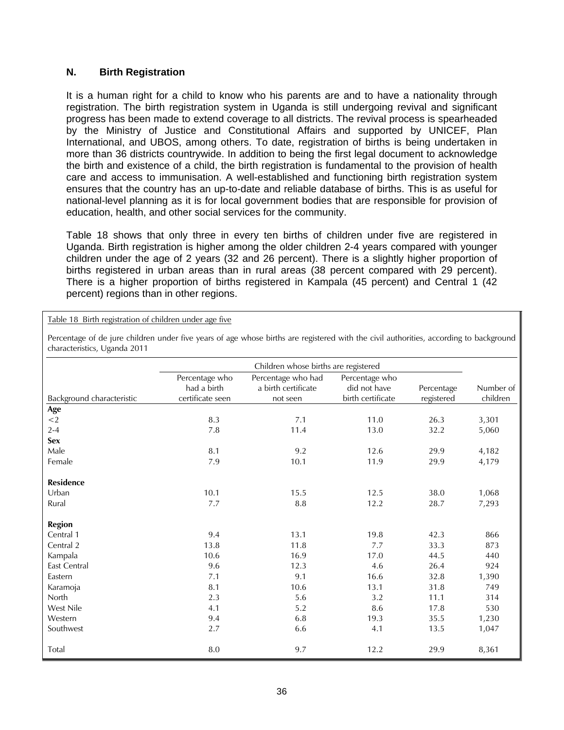### N. Birth Registration

It is a human right for a child to know who his parents are and to have a nationality through registration. The birth registration system in Uganda is still undergoing revival and significant progress has been made to extend coverage to all districts. The revival process is spearheaded by the Ministry of Justice and Constitutional Affairs and supported by UNICEF, Plan International, and UBOS, among others. To date, registration of births is being undertaken in more than 36 districts countrywide. In addition to being the first legal document to acknowledge the birth and existence of a child, the birth registration is fundamental to the provision of health care and access to immunisation. A well-established and functioning birth registration system ensures that the country has an up-to-date and reliable database of births. This is as useful for national-level planning as it is for local government bodies that are responsible for provision of education, health, and other social services for the community.

Table 18 shows that only three in every ten births of children under five are registered in Uganda. Birth registration is higher among the older children 2-4 years compared with younger children under the age of 2 years (32 and 26 percent). There is a slightly higher proportion of births registered in urban areas than in rural areas (38 percent compared with 29 percent). There is a higher proportion of births registered in Kampala (45 percent) and Central 1 (42 percent) regions than in other regions.

Table 18 Birth registration of children under age five

Percentage of de jure children under five years of age whose births are registered with the civil authorities, according to background characteristics, Uganda 2011

| | Children whose births are registered | | | | |
|---|---|---|---|---|---|
| Background characteristic | Percentage who had a birth certificate seen | Percentage who had a birth certificate not seen | Percentage who did not have birth certificate | Percentage registered | Number of children |
| **Age** | | | | | |
| <2 | 8.3 | 7.1 | 11.0 | 26.3 | 3,301 |
| 2-4 | 7.8 | 11.4 | 13.0 | 32.2 | 5,060 |
| **Sex** | | | | | |
| Male | 8.1 | 9.2 | 12.6 | 29.9 | 4,182 |
| Female | 7.9 | 10.1 | 11.9 | 29.9 | 4,179 |
| **Residence** | | | | | |
| Urban | 10.1 | 15.5 | 12.5 | 38.0 | 1,068 |
| Rural | 7.7 | 8.8 | 12.2 | 28.7 | 7,293 |
| **Region** | | | | | |
| Central 1 | 9.4 | 13.1 | 19.8 | 42.3 | 866 |
| Central 2 | 13.8 | 11.8 | 7.7 | 33.3 | 873 |
| Kampala | 10.6 | 16.9 | 17.0 | 44.5 | 440 |
| East Central | 9.6 | 12.3 | 4.6 | 26.4 | 924 |
| Eastern | 7.1 | 9.1 | 16.6 | 32.8 | 1,390 |
| Karamoja | 8.1 | 10.6 | 13.1 | 31.8 | 749 |
| North | 2.3 | 5.6 | 3.2 | 11.1 | 314 |
| West Nile | 4.1 | 5.2 | 8.6 | 17.8 | 530 |
| Western | 9.4 | 6.8 | 19.3 | 35.5 | 1,230 |
| Southwest | 2.7 | 6.6 | 4.1 | 13.5 | 1,047 |
| Total | 8.0 | 9.7 | 12.2 | 29.9 | 8,361 |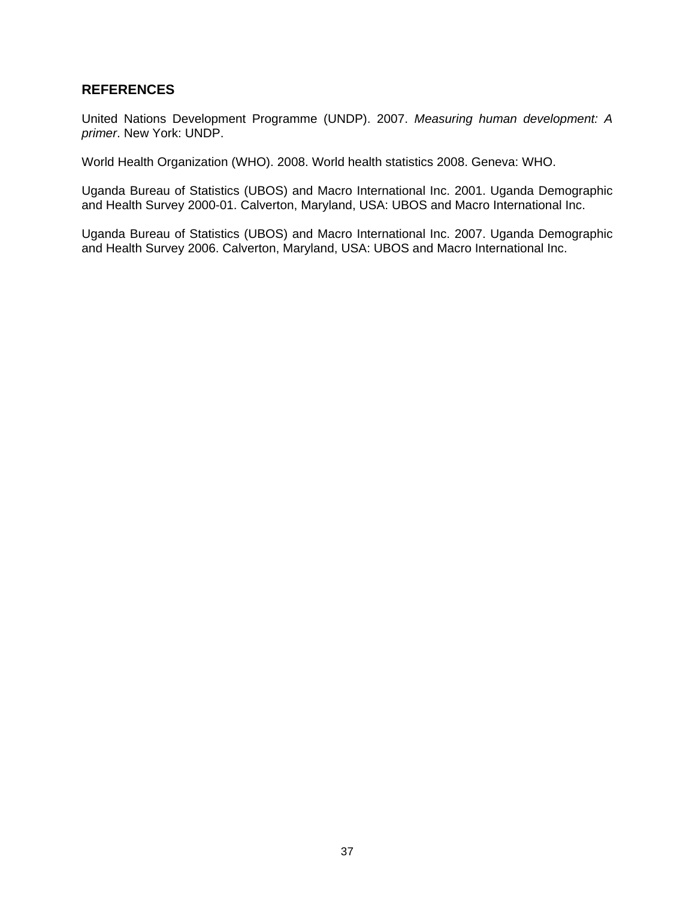## REFERENCES

United Nations Development Programme (UNDP). 2007. *Measuring human development: A primer*. New York: UNDP.

World Health Organization (WHO). 2008. World health statistics 2008. Geneva: WHO.

Uganda Bureau of Statistics (UBOS) and Macro International Inc. 2001. Uganda Demographic and Health Survey 2000-01. Calverton, Maryland, USA: UBOS and Macro International Inc.

Uganda Bureau of Statistics (UBOS) and Macro International Inc. 2007. Uganda Demographic and Health Survey 2006. Calverton, Maryland, USA: UBOS and Macro International Inc.